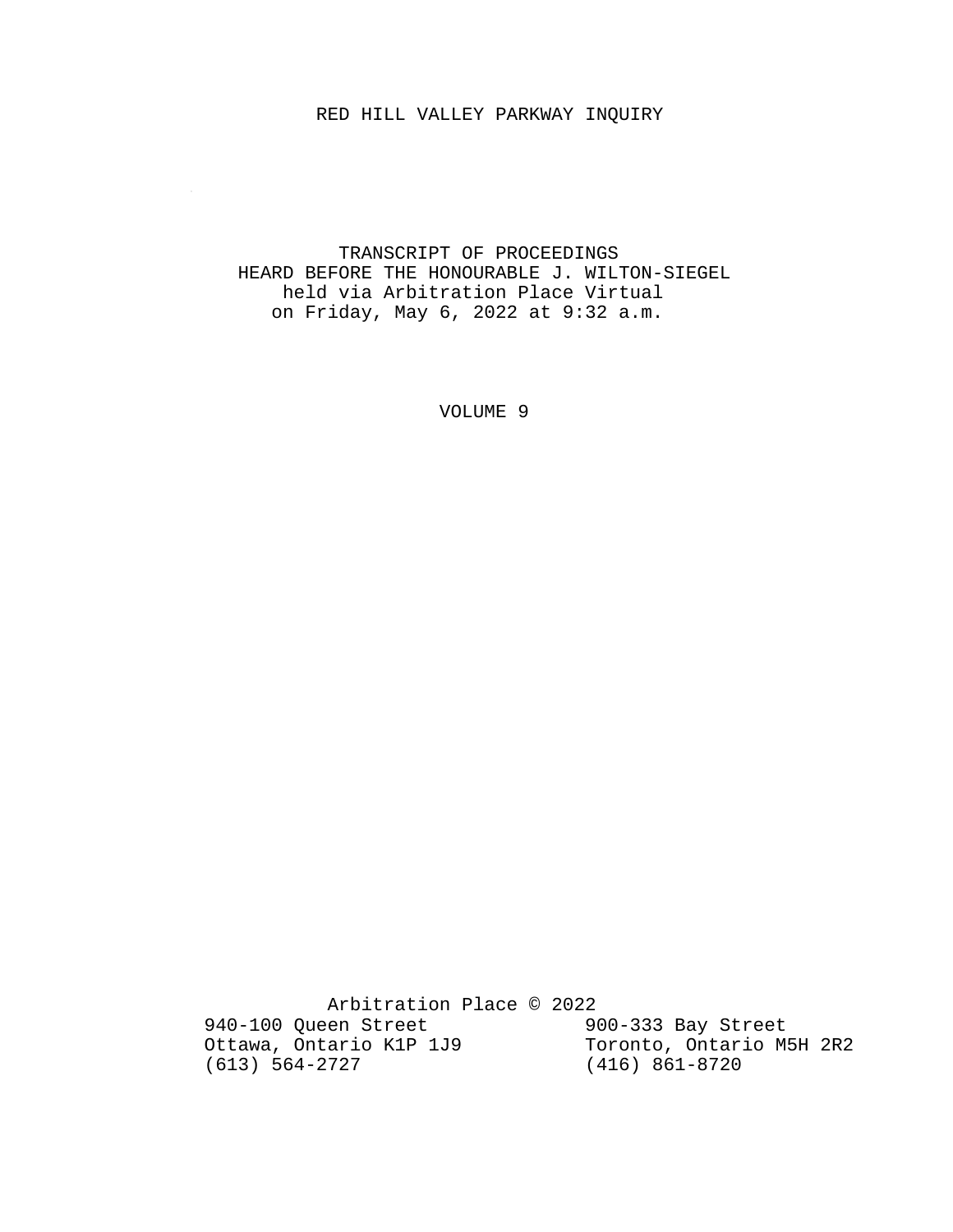# RED HILL VALLEY PARKWAY INQUIRY

TRANSCRIPT OF PROCEEDINGS
HEARD BEFORE THE HONOURABLE J. WILTON-SIEGEL
held via Arbitration Place Virtual
on Friday, May 6, 2022 at 9:32 a.m.

VOLUME 9

Arbitration Place © 2022

940-100 Queen Street
Ottawa, Ontario K1P 1J9
(613) 564-2727

900-333 Bay Street
Toronto, Ontario M5H 2R2
(416) 861-8720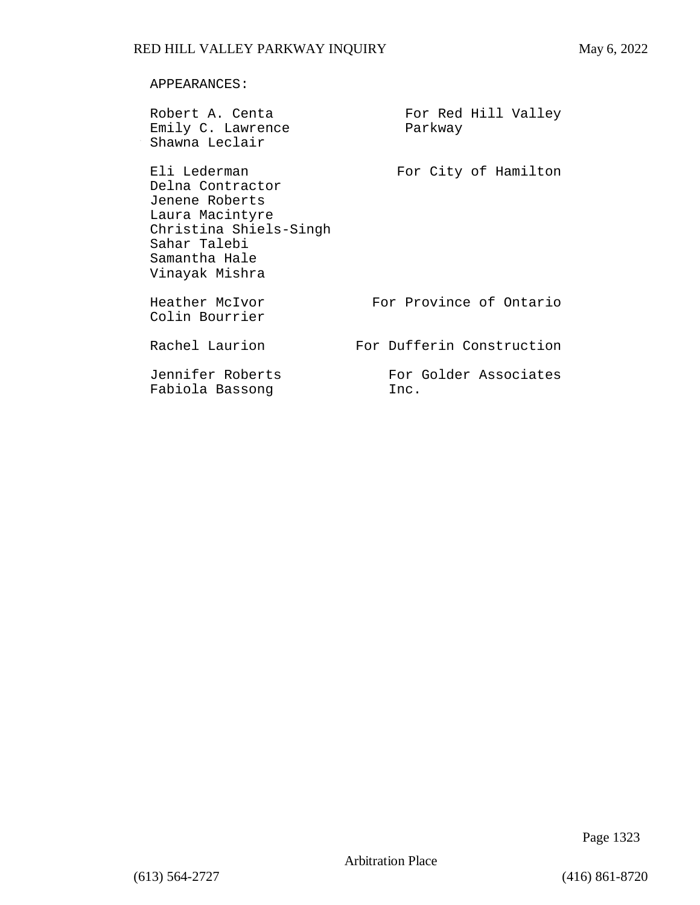APPEARANCES:

| | |
|---|---|
| Robert A. Centa<br>Emily C. Lawrence<br>Shawna Leclair | For Red Hill Valley Parkway |
| Eli Lederman<br>Delna Contractor<br>Jenene Roberts<br>Laura Macintyre<br>Christina Shiels-Singh<br>Sahar Talebi<br>Samantha Hale<br>Vinayak Mishra | For City of Hamilton |
| Heather McIvor<br>Colin Bourrier | For Province of Ontario |
| Rachel Laurion | For Dufferin Construction |
| Jennifer Roberts<br>Fabiola Bassong | For Golder Associates Inc. |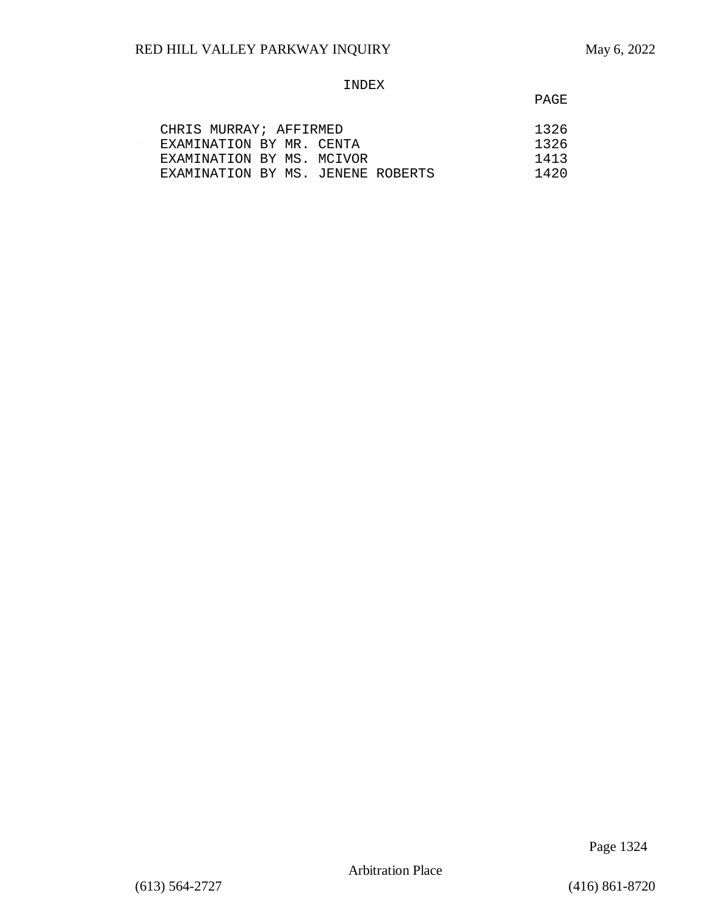# INDEX

| | PAGE |
|---|---|
| CHRIS MURRAY; AFFIRMED | 1326 |
| EXAMINATION BY MR. CENTA | 1326 |
| EXAMINATION BY MS. MCIVOR | 1413 |
| EXAMINATION BY MS. JENENE ROBERTS | 1420 |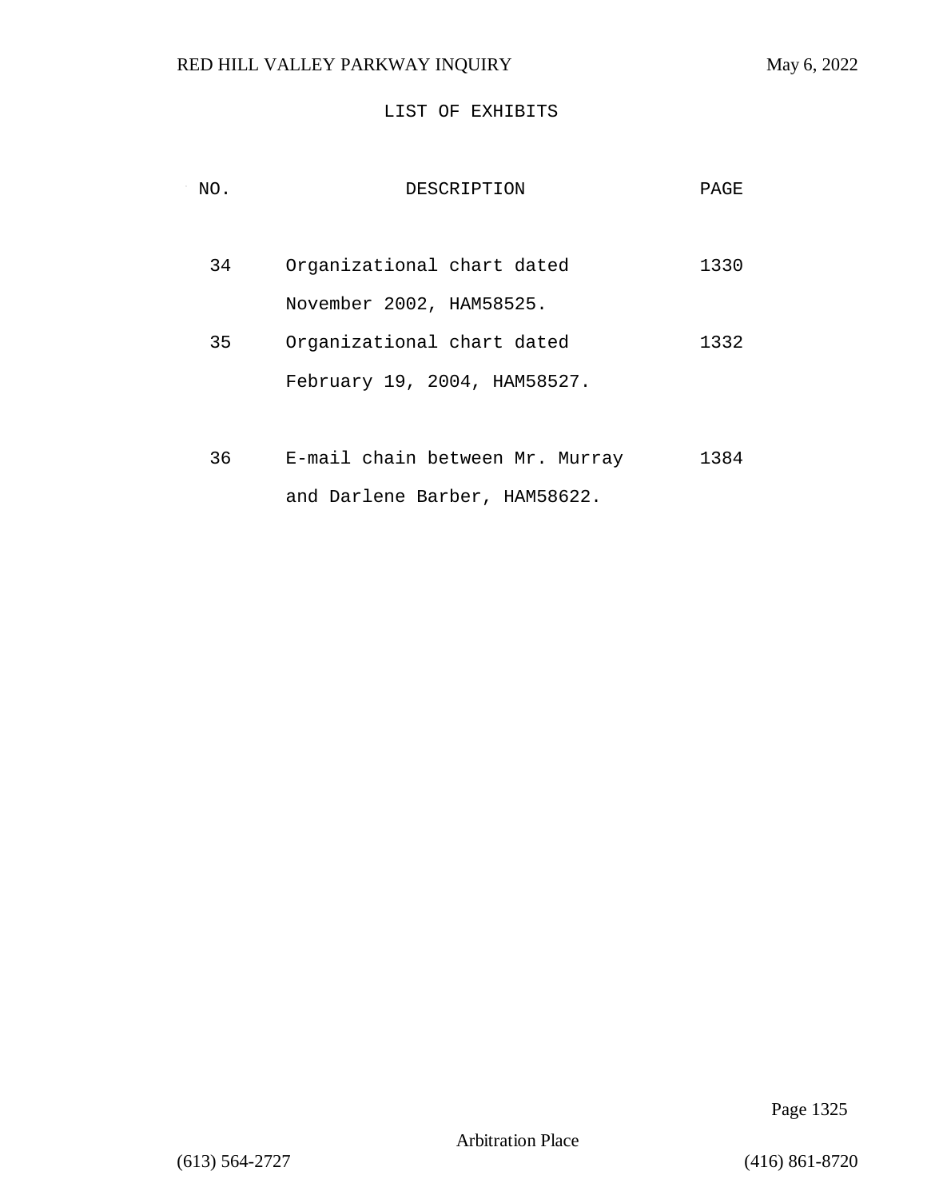# LIST OF EXHIBITS

| NO. | DESCRIPTION | PAGE |
|---|---|---|
| 34 | Organizational chart dated November 2002, HAM58525. | 1330 |
| 35 | Organizational chart dated February 19, 2004, HAM58527. | 1332 |
| 36 | E-mail chain between Mr. Murray and Darlene Barber, HAM58622. | 1384 |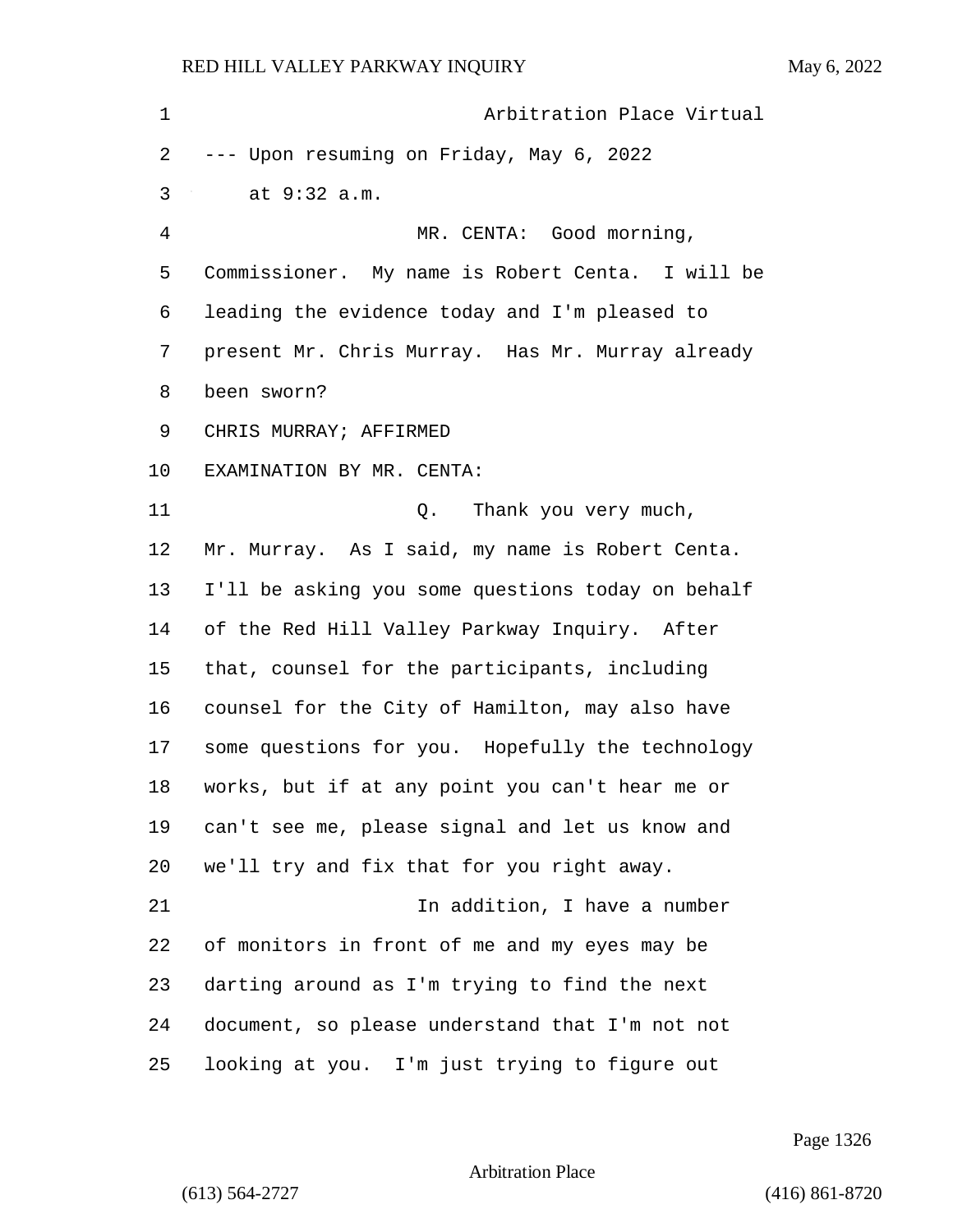Arbitration Place Virtual

--- Upon resuming on Friday, May 6, 2022
at 9:32 a.m.

MR. CENTA: Good morning, Commissioner. My name is Robert Centa. I will be leading the evidence today and I'm pleased to present Mr. Chris Murray. Has Mr. Murray already been sworn?

CHRIS MURRAY; AFFIRMED

EXAMINATION BY MR. CENTA:

Q. Thank you very much, Mr. Murray. As I said, my name is Robert Centa. I'll be asking you some questions today on behalf of the Red Hill Valley Parkway Inquiry. After that, counsel for the participants, including counsel for the City of Hamilton, may also have some questions for you. Hopefully the technology works, but if at any point you can't hear me or can't see me, please signal and let us know and we'll try and fix that for you right away.

In addition, I have a number of monitors in front of me and my eyes may be darting around as I'm trying to find the next document, so please understand that I'm not not looking at you. I'm just trying to figure out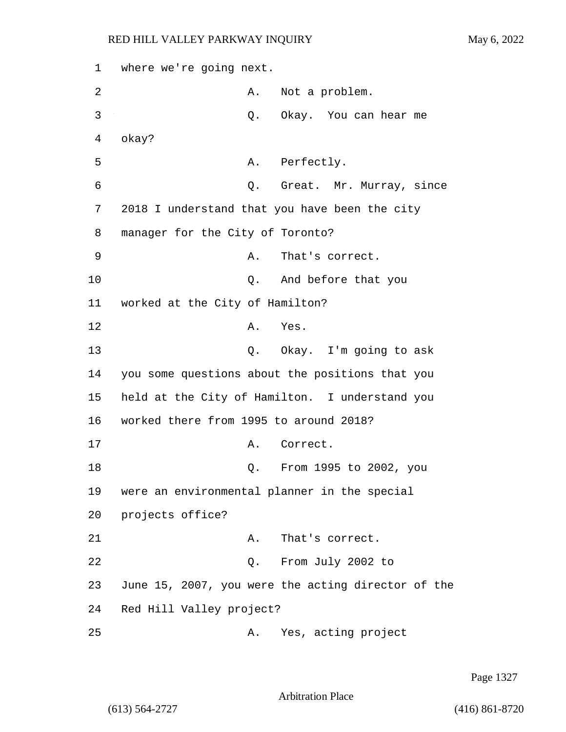where we're going next.

A. Not a problem.

Q. Okay. You can hear me okay?

A. Perfectly.

Q. Great. Mr. Murray, since 2018 I understand that you have been the city manager for the City of Toronto?

A. That's correct.

Q. And before that you worked at the City of Hamilton?

A. Yes.

Q. Okay. I'm going to ask you some questions about the positions that you held at the City of Hamilton. I understand you worked there from 1995 to around 2018?

A. Correct.

Q. From 1995 to 2002, you were an environmental planner in the special projects office?

A. That's correct.

Q. From July 2002 to June 15, 2007, you were the acting director of the Red Hill Valley project?

A. Yes, acting project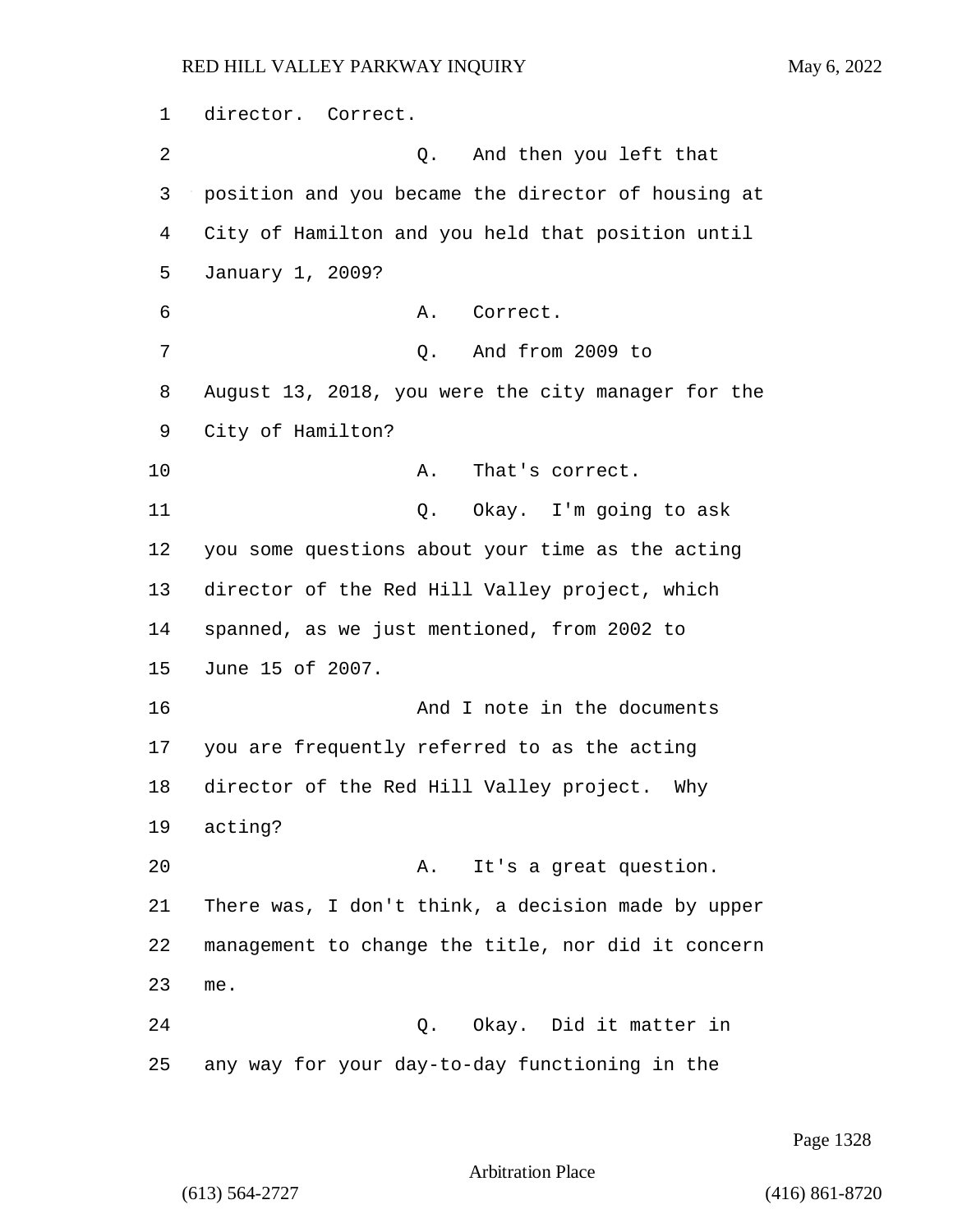director. Correct.

Q. And then you left that position and you became the director of housing at City of Hamilton and you held that position until January 1, 2009?

A. Correct.

Q. And from 2009 to August 13, 2018, you were the city manager for the City of Hamilton?

A. That's correct.

Q. Okay. I'm going to ask you some questions about your time as the acting director of the Red Hill Valley project, which spanned, as we just mentioned, from 2002 to June 15 of 2007.

And I note in the documents you are frequently referred to as the acting director of the Red Hill Valley project. Why acting?

A. It's a great question. There was, I don't think, a decision made by upper management to change the title, nor did it concern me.

Q. Okay. Did it matter in any way for your day-to-day functioning in the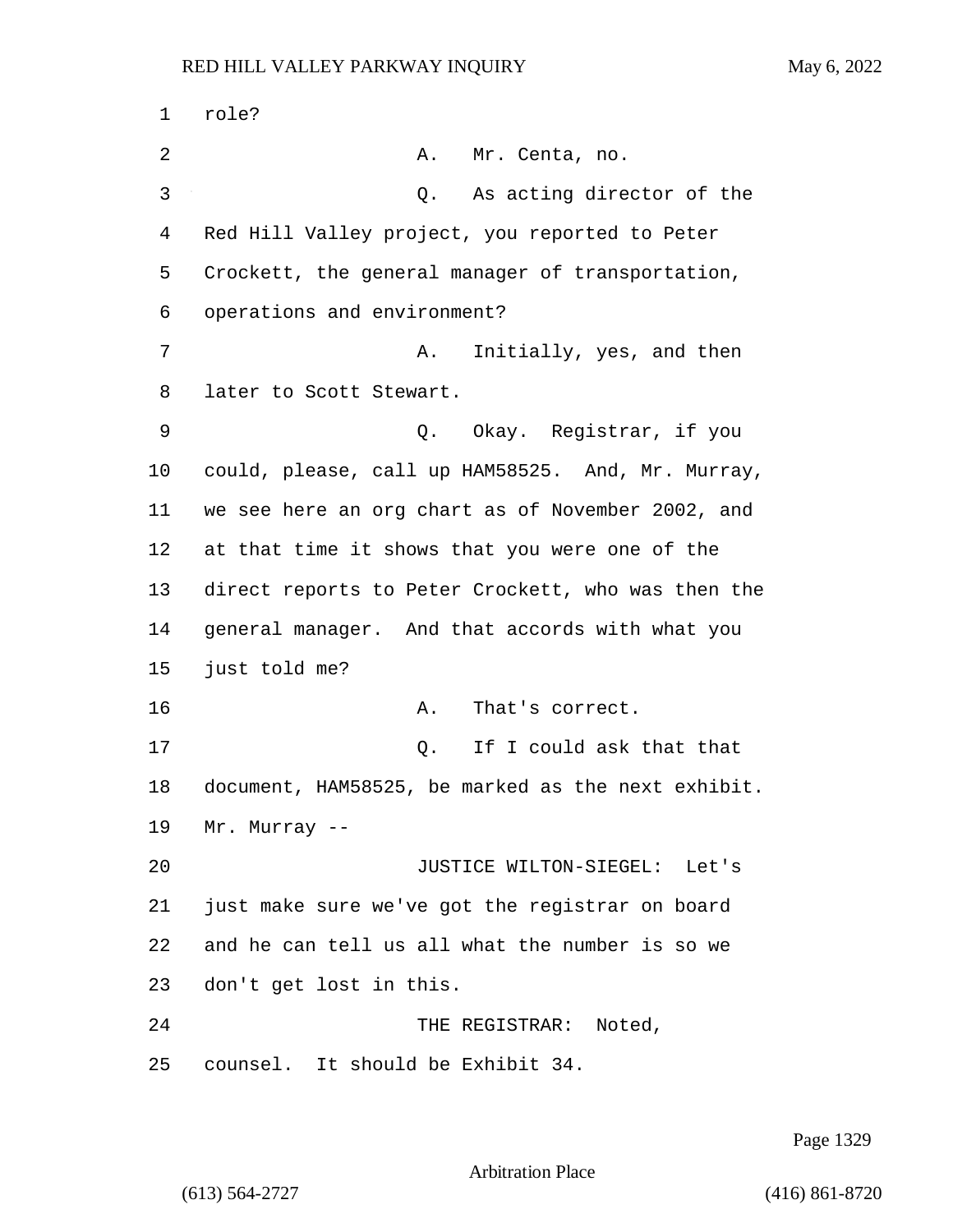role?

A. Mr. Centa, no.

Q. As acting director of the Red Hill Valley project, you reported to Peter Crockett, the general manager of transportation, operations and environment?

A. Initially, yes, and then later to Scott Stewart.

Q. Okay. Registrar, if you could, please, call up HAM58525. And, Mr. Murray, we see here an org chart as of November 2002, and at that time it shows that you were one of the direct reports to Peter Crockett, who was then the general manager. And that accords with what you just told me?

A. That's correct.

Q. If I could ask that that document, HAM58525, be marked as the next exhibit. Mr. Murray --

JUSTICE WILTON-SIEGEL: Let's just make sure we've got the registrar on board and he can tell us all what the number is so we don't get lost in this.

THE REGISTRAR: Noted, counsel. It should be Exhibit 34.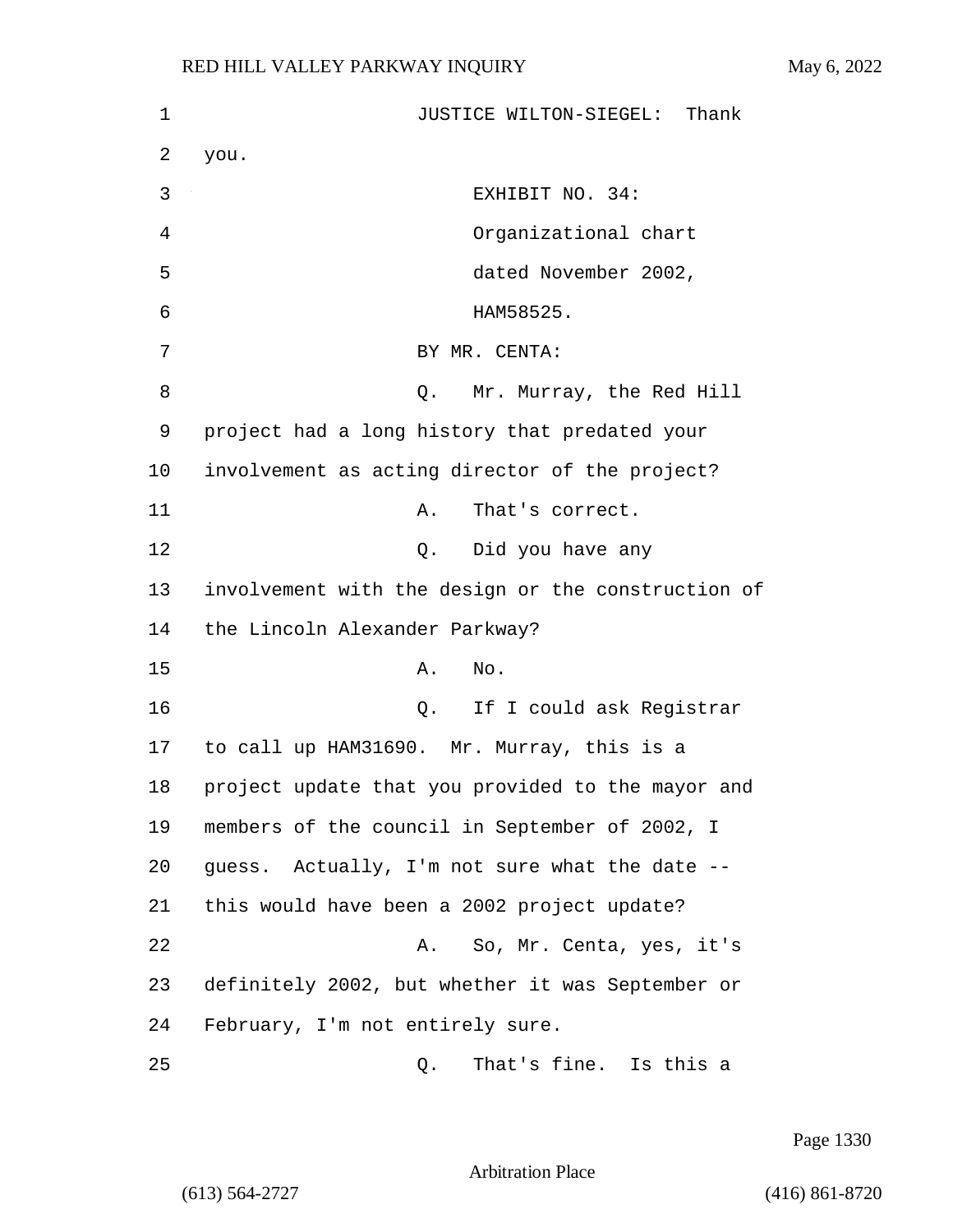1 JUSTICE WILTON-SIEGEL: Thank
2 you.
3 EXHIBIT NO. 34:
4 Organizational chart
5 dated November 2002,
6 HAM58525.
7 BY MR. CENTA:
8 Q. Mr. Murray, the Red Hill
9 project had a long history that predated your
10 involvement as acting director of the project?
11 A. That's correct.
12 Q. Did you have any
13 involvement with the design or the construction of
14 the Lincoln Alexander Parkway?
15 A. No.
16 Q. If I could ask Registrar
17 to call up HAM31690. Mr. Murray, this is a
18 project update that you provided to the mayor and
19 members of the council in September of 2002, I
20 guess. Actually, I'm not sure what the date --
21 this would have been a 2002 project update?
22 A. So, Mr. Centa, yes, it's
23 definitely 2002, but whether it was September or
24 February, I'm not entirely sure.
25 Q. That's fine. Is this a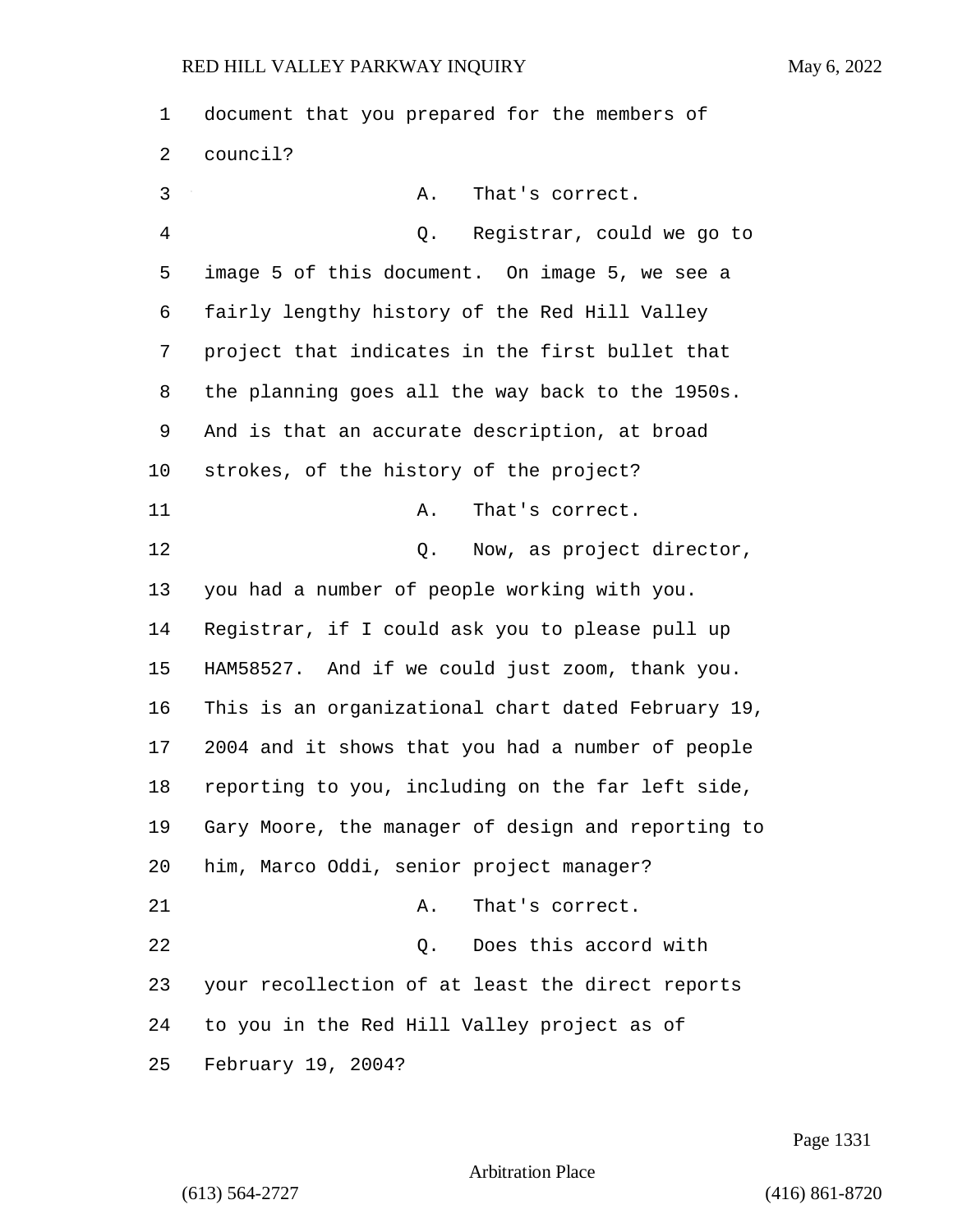document that you prepared for the members of council?

A. That's correct.

Q. Registrar, could we go to image 5 of this document. On image 5, we see a fairly lengthy history of the Red Hill Valley project that indicates in the first bullet that the planning goes all the way back to the 1950s. And is that an accurate description, at broad strokes, of the history of the project?

A. That's correct.

Q. Now, as project director, you had a number of people working with you. Registrar, if I could ask you to please pull up HAM58527. And if we could just zoom, thank you. This is an organizational chart dated February 19, 2004 and it shows that you had a number of people reporting to you, including on the far left side, Gary Moore, the manager of design and reporting to him, Marco Oddi, senior project manager?

A. That's correct.

Q. Does this accord with your recollection of at least the direct reports to you in the Red Hill Valley project as of February 19, 2004?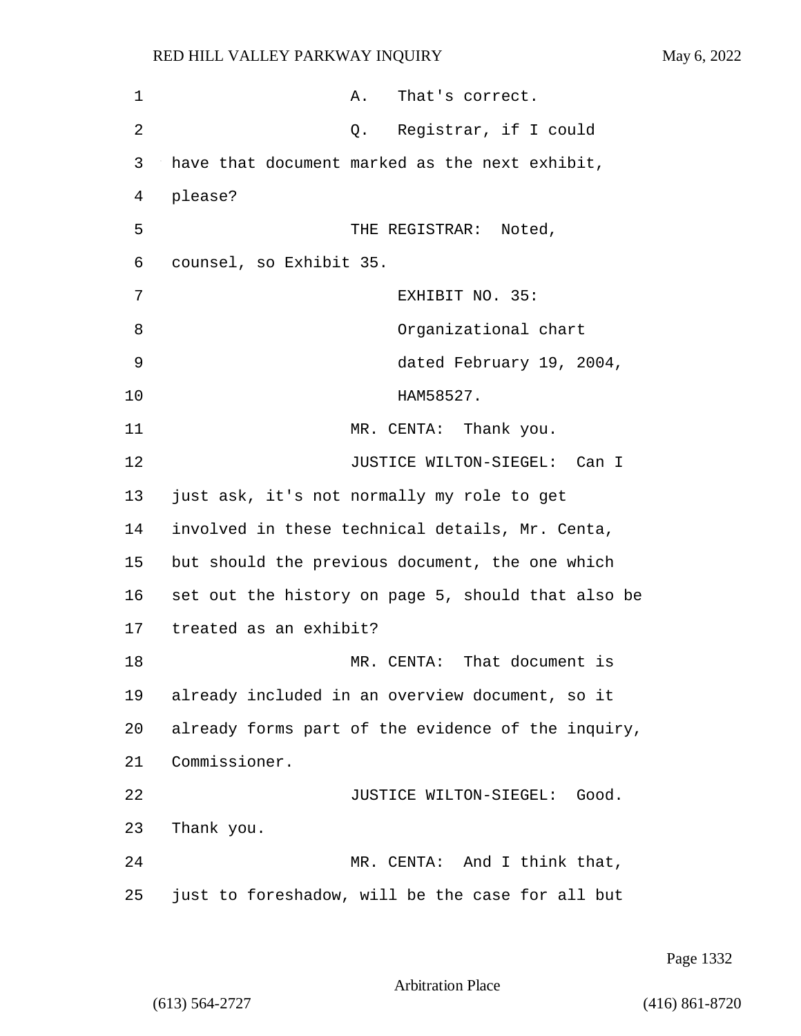A. That's correct.

Q. Registrar, if I could have that document marked as the next exhibit, please?

THE REGISTRAR: Noted, counsel, so Exhibit 35.

EXHIBIT NO. 35: Organizational chart dated February 19, 2004, HAM58527.

MR. CENTA: Thank you.

JUSTICE WILTON-SIEGEL: Can I just ask, it's not normally my role to get involved in these technical details, Mr. Centa, but should the previous document, the one which set out the history on page 5, should that also be treated as an exhibit?

MR. CENTA: That document is already included in an overview document, so it already forms part of the evidence of the inquiry, Commissioner.

JUSTICE WILTON-SIEGEL: Good. Thank you.

MR. CENTA: And I think that, just to foreshadow, will be the case for all but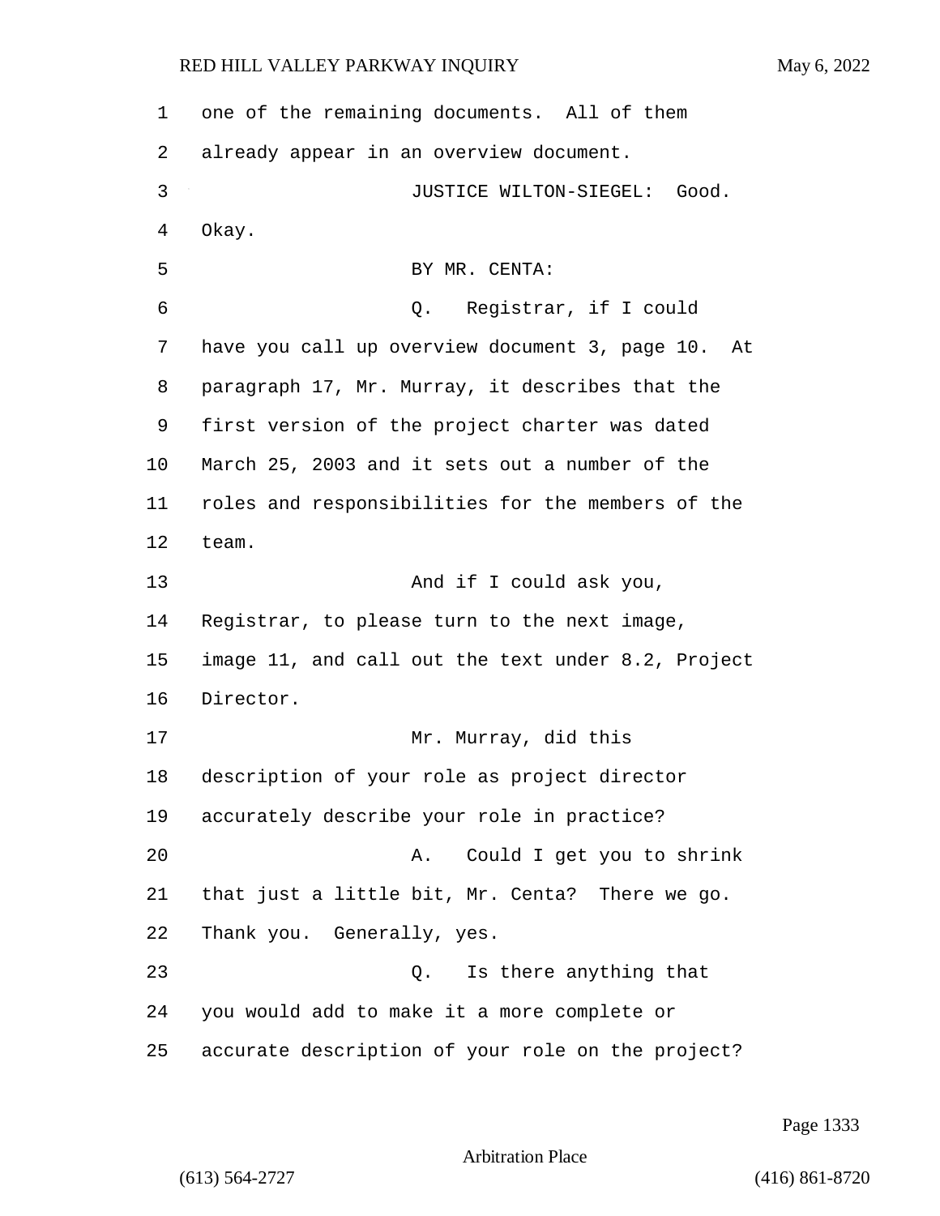one of the remaining documents. All of them already appear in an overview document.

JUSTICE WILTON-SIEGEL: Good. Okay.

BY MR. CENTA:

Q. Registrar, if I could have you call up overview document 3, page 10. At paragraph 17, Mr. Murray, it describes that the first version of the project charter was dated March 25, 2003 and it sets out a number of the roles and responsibilities for the members of the team.

And if I could ask you, Registrar, to please turn to the next image, image 11, and call out the text under 8.2, Project Director.

Mr. Murray, did this description of your role as project director accurately describe your role in practice?

A. Could I get you to shrink that just a little bit, Mr. Centa? There we go. Thank you. Generally, yes.

Q. Is there anything that you would add to make it a more complete or accurate description of your role on the project?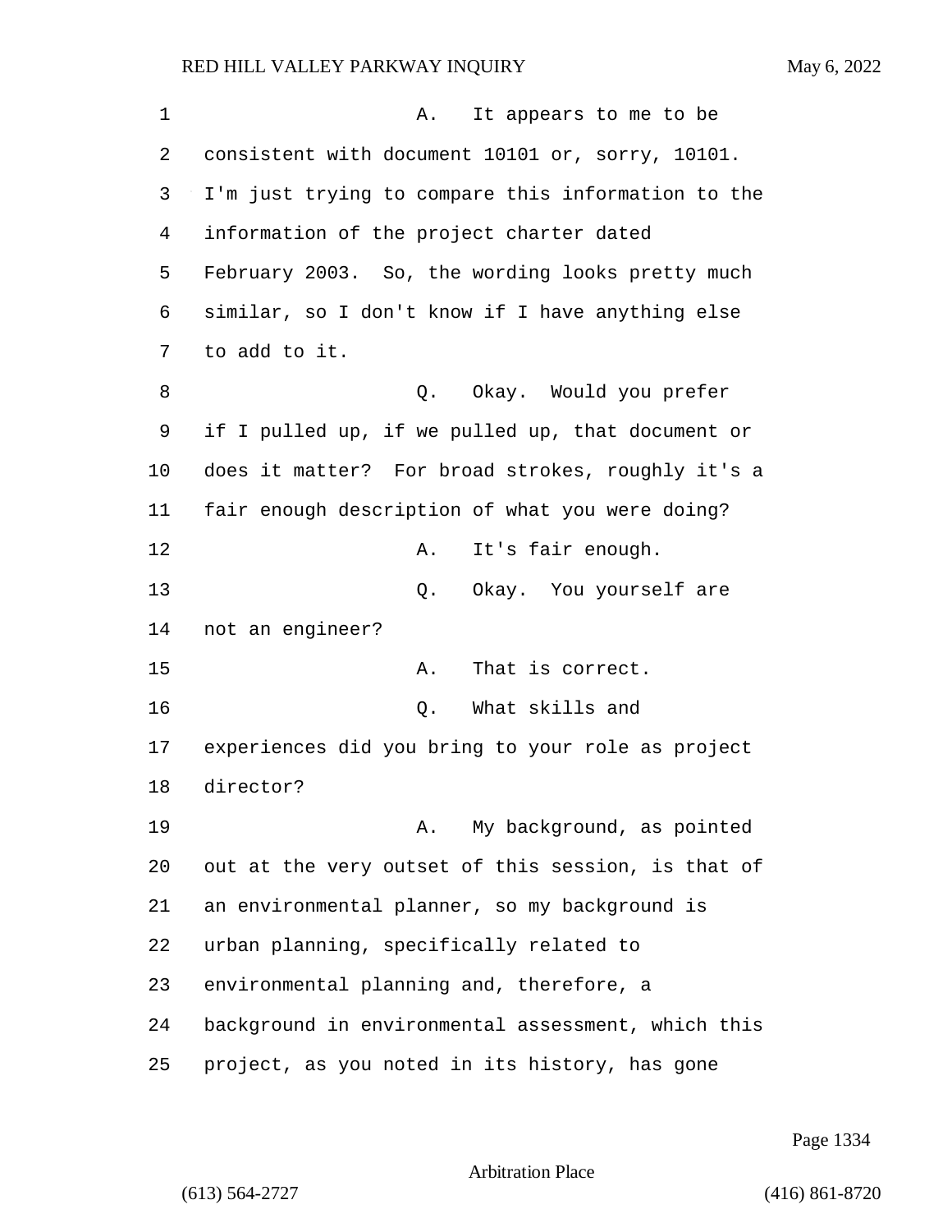A. It appears to me to be consistent with document 10101 or, sorry, 10101. I'm just trying to compare this information to the information of the project charter dated February 2003. So, the wording looks pretty much similar, so I don't know if I have anything else to add to it.

Q. Okay. Would you prefer if I pulled up, if we pulled up, that document or does it matter? For broad strokes, roughly it's a fair enough description of what you were doing?

A. It's fair enough.

Q. Okay. You yourself are not an engineer?

A. That is correct.

Q. What skills and experiences did you bring to your role as project director?

A. My background, as pointed out at the very outset of this session, is that of an environmental planner, so my background is urban planning, specifically related to environmental planning and, therefore, a background in environmental assessment, which this project, as you noted in its history, has gone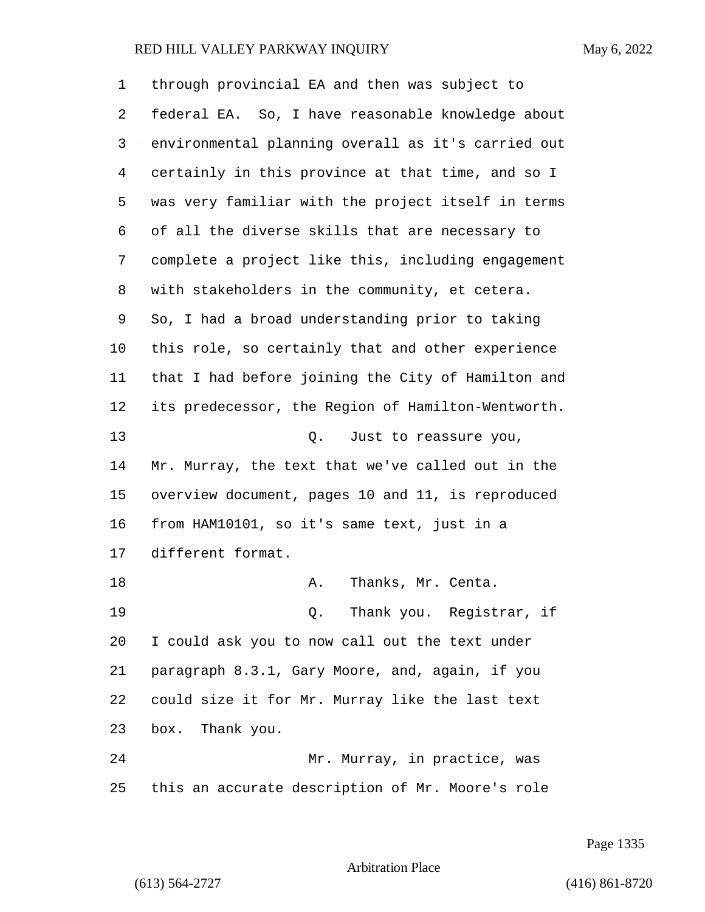through provincial EA and then was subject to federal EA. So, I have reasonable knowledge about environmental planning overall as it's carried out certainly in this province at that time, and so I was very familiar with the project itself in terms of all the diverse skills that are necessary to complete a project like this, including engagement with stakeholders in the community, et cetera. So, I had a broad understanding prior to taking this role, so certainly that and other experience that I had before joining the City of Hamilton and its predecessor, the Region of Hamilton-Wentworth.

Q. Just to reassure you, Mr. Murray, the text that we've called out in the overview document, pages 10 and 11, is reproduced from HAM10101, so it's same text, just in a different format.

A. Thanks, Mr. Centa.

Q. Thank you. Registrar, if I could ask you to now call out the text under paragraph 8.3.1, Gary Moore, and, again, if you could size it for Mr. Murray like the last text box. Thank you.

Mr. Murray, in practice, was this an accurate description of Mr. Moore's role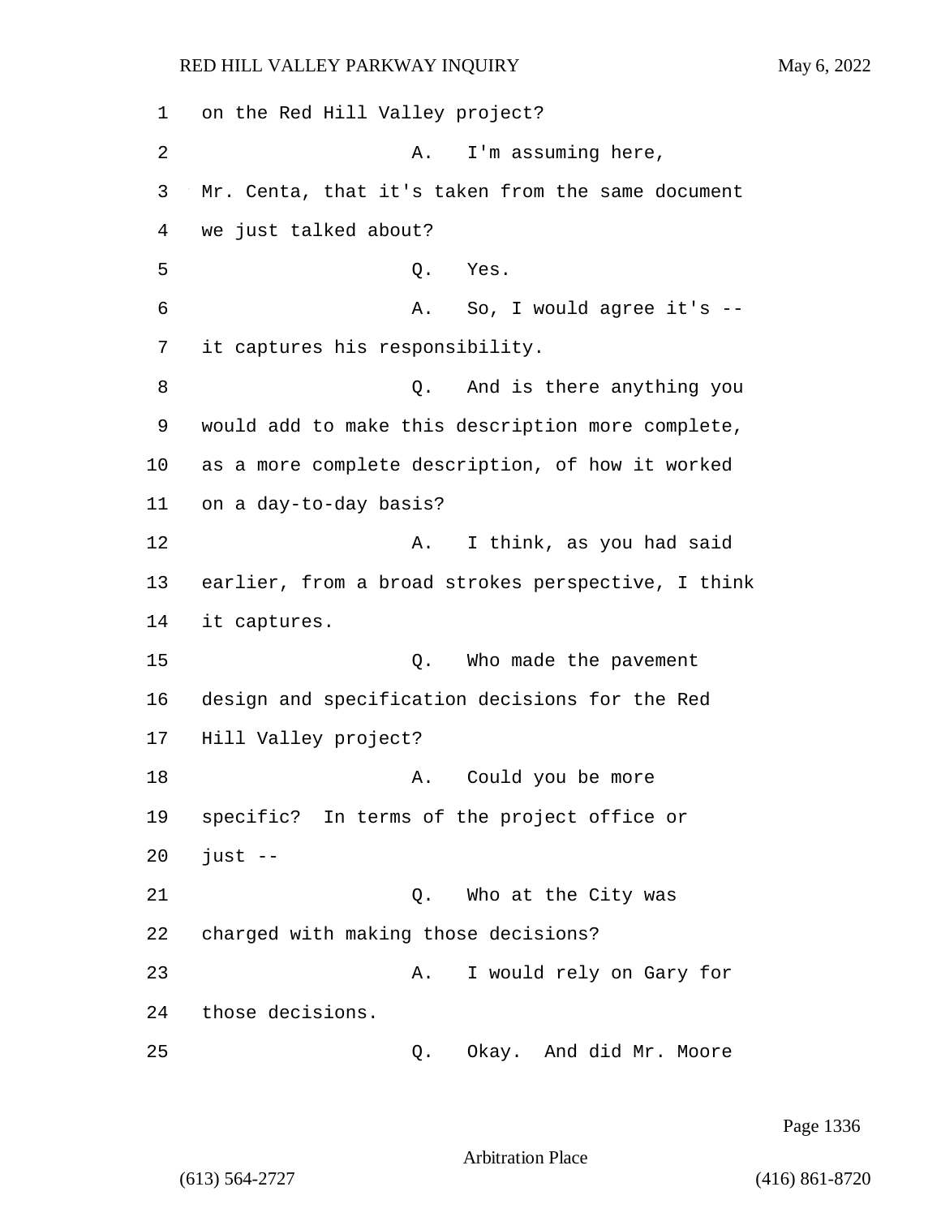on the Red Hill Valley project?

A. I'm assuming here, Mr. Centa, that it's taken from the same document we just talked about?

Q. Yes.

A. So, I would agree it's -- it captures his responsibility.

Q. And is there anything you would add to make this description more complete, as a more complete description, of how it worked on a day-to-day basis?

A. I think, as you had said earlier, from a broad strokes perspective, I think it captures.

Q. Who made the pavement design and specification decisions for the Red Hill Valley project?

A. Could you be more specific? In terms of the project office or just --

Q. Who at the City was charged with making those decisions?

A. I would rely on Gary for those decisions.

Q. Okay. And did Mr. Moore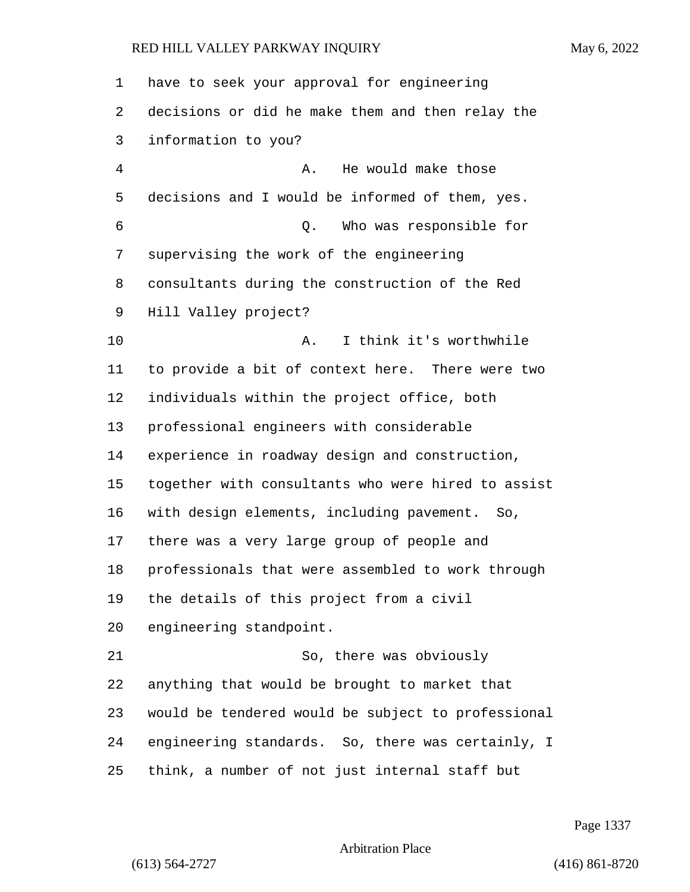have to seek your approval for engineering decisions or did he make them and then relay the information to you?

A. He would make those decisions and I would be informed of them, yes.

Q. Who was responsible for supervising the work of the engineering consultants during the construction of the Red Hill Valley project?

A. I think it's worthwhile to provide a bit of context here. There were two individuals within the project office, both professional engineers with considerable experience in roadway design and construction, together with consultants who were hired to assist with design elements, including pavement. So, there was a very large group of people and professionals that were assembled to work through the details of this project from a civil engineering standpoint.

So, there was obviously anything that would be brought to market that would be tendered would be subject to professional engineering standards. So, there was certainly, I think, a number of not just internal staff but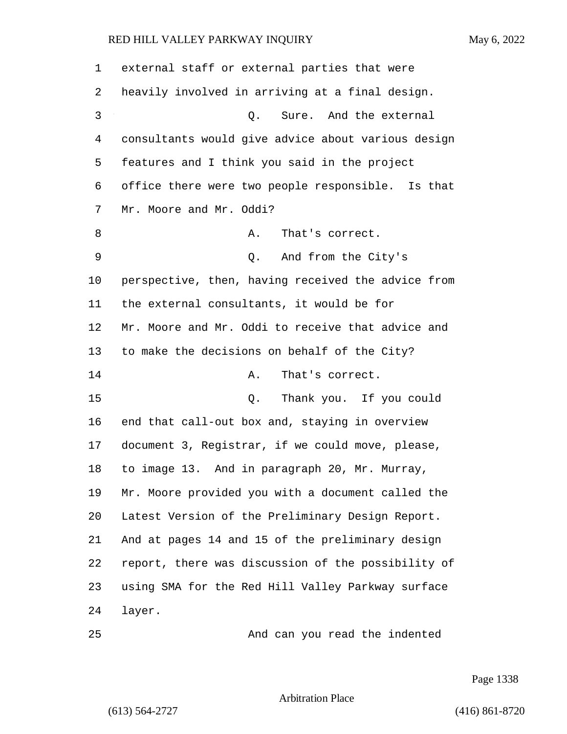external staff or external parties that were heavily involved in arriving at a final design.

Q. Sure. And the external consultants would give advice about various design features and I think you said in the project office there were two people responsible. Is that Mr. Moore and Mr. Oddi?

A. That's correct.

Q. And from the City's perspective, then, having received the advice from the external consultants, it would be for Mr. Moore and Mr. Oddi to receive that advice and to make the decisions on behalf of the City?

A. That's correct.

Q. Thank you. If you could end that call-out box and, staying in overview document 3, Registrar, if we could move, please, to image 13. And in paragraph 20, Mr. Murray, Mr. Moore provided you with a document called the Latest Version of the Preliminary Design Report. And at pages 14 and 15 of the preliminary design report, there was discussion of the possibility of using SMA for the Red Hill Valley Parkway surface layer.

And can you read the indented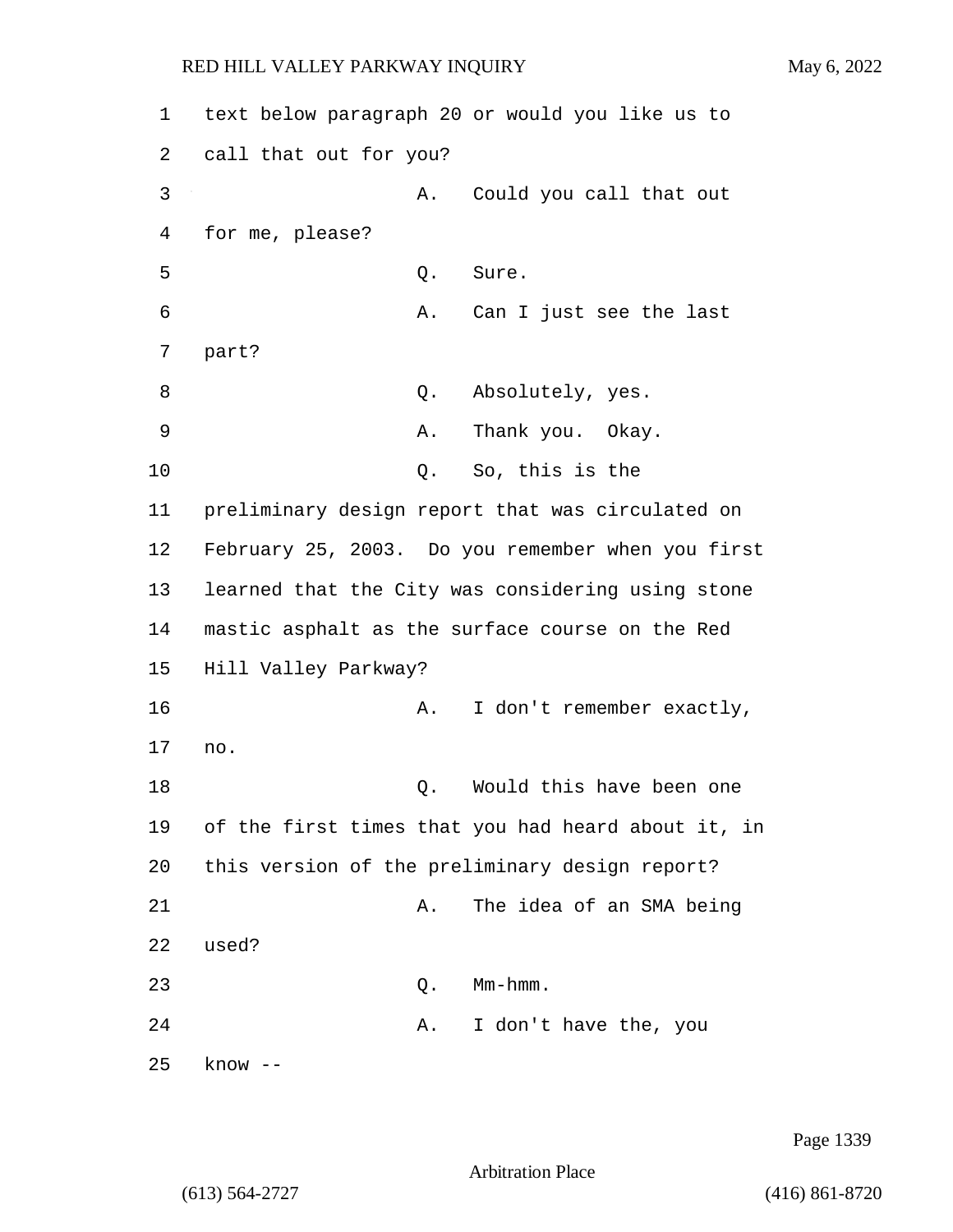text below paragraph 20 or would you like us to call that out for you?

A. Could you call that out for me, please?

Q. Sure.

A. Can I just see the last part?

Q. Absolutely, yes.

A. Thank you. Okay.

Q. So, this is the preliminary design report that was circulated on February 25, 2003. Do you remember when you first learned that the City was considering using stone mastic asphalt as the surface course on the Red Hill Valley Parkway?

A. I don't remember exactly, no.

Q. Would this have been one of the first times that you had heard about it, in this version of the preliminary design report?

A. The idea of an SMA being used?

Q. Mm-hmm.

A. I don't have the, you know --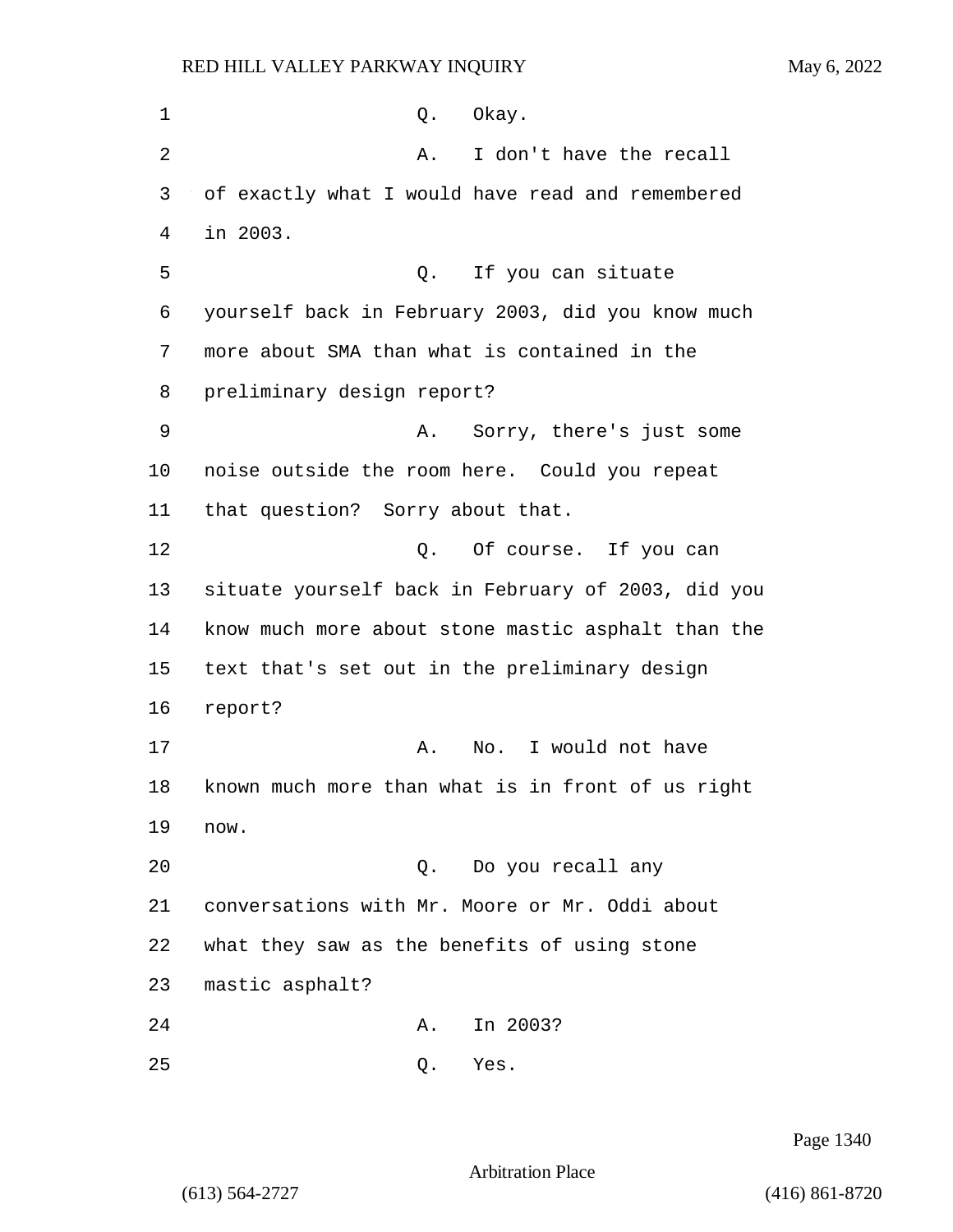Q. Okay.

A. I don't have the recall of exactly what I would have read and remembered in 2003.

Q. If you can situate yourself back in February 2003, did you know much more about SMA than what is contained in the preliminary design report?

A. Sorry, there's just some noise outside the room here. Could you repeat that question? Sorry about that.

Q. Of course. If you can situate yourself back in February of 2003, did you know much more about stone mastic asphalt than the text that's set out in the preliminary design report?

A. No. I would not have known much more than what is in front of us right now.

Q. Do you recall any conversations with Mr. Moore or Mr. Oddi about what they saw as the benefits of using stone mastic asphalt?

A. In 2003?

Q. Yes.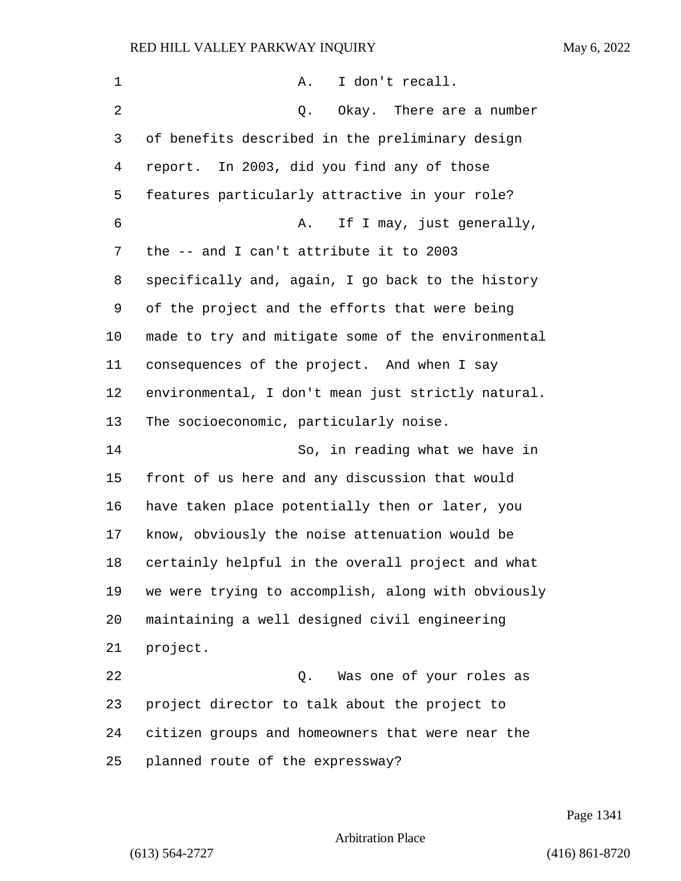A. I don't recall.

Q. Okay. There are a number of benefits described in the preliminary design report. In 2003, did you find any of those features particularly attractive in your role?

A. If I may, just generally, the -- and I can't attribute it to 2003 specifically and, again, I go back to the history of the project and the efforts that were being made to try and mitigate some of the environmental consequences of the project. And when I say environmental, I don't mean just strictly natural. The socioeconomic, particularly noise.

So, in reading what we have in front of us here and any discussion that would have taken place potentially then or later, you know, obviously the noise attenuation would be certainly helpful in the overall project and what we were trying to accomplish, along with obviously maintaining a well designed civil engineering project.

Q. Was one of your roles as project director to talk about the project to citizen groups and homeowners that were near the planned route of the expressway?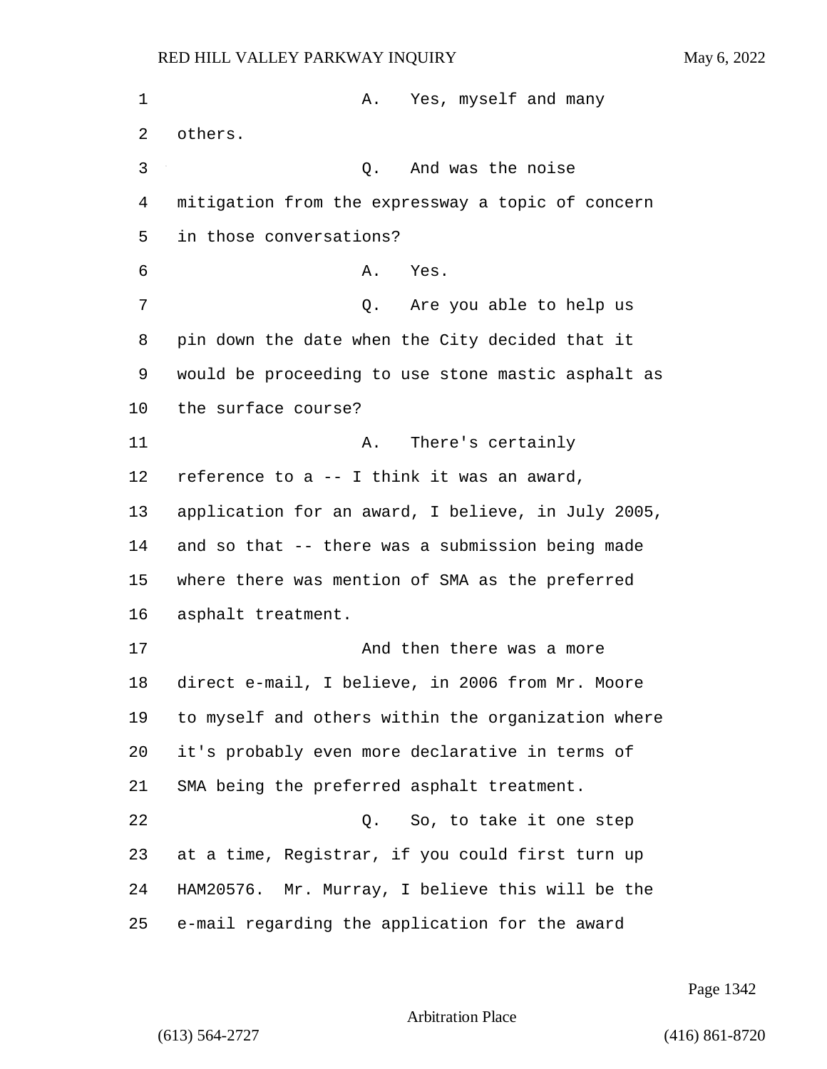A. Yes, myself and many others.

Q. And was the noise mitigation from the expressway a topic of concern in those conversations?

A. Yes.

Q. Are you able to help us pin down the date when the City decided that it would be proceeding to use stone mastic asphalt as the surface course?

A. There's certainly reference to a -- I think it was an award, application for an award, I believe, in July 2005, and so that -- there was a submission being made where there was mention of SMA as the preferred asphalt treatment.

And then there was a more direct e-mail, I believe, in 2006 from Mr. Moore to myself and others within the organization where it's probably even more declarative in terms of SMA being the preferred asphalt treatment.

Q. So, to take it one step at a time, Registrar, if you could first turn up HAM20576. Mr. Murray, I believe this will be the e-mail regarding the application for the award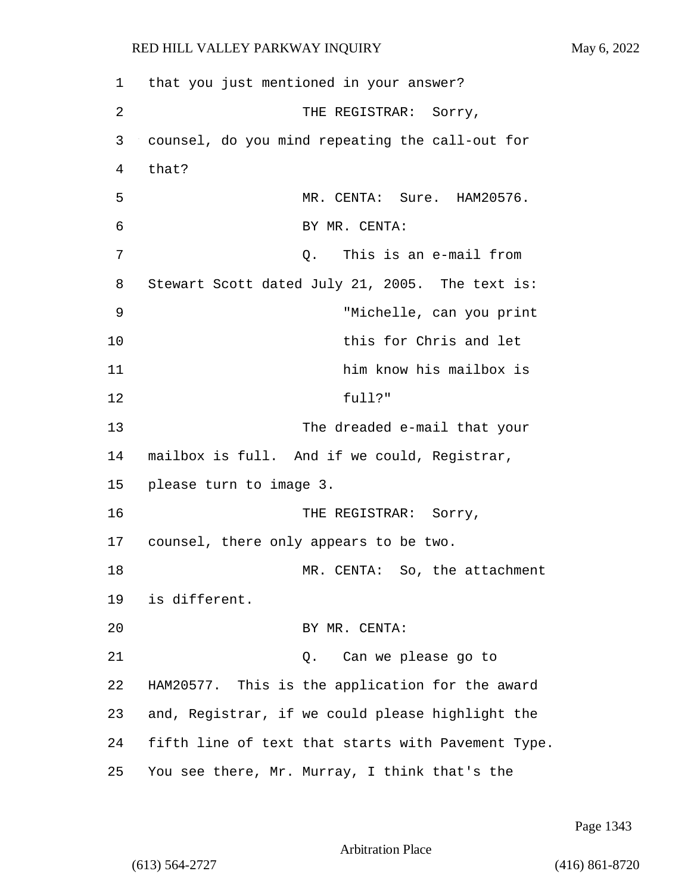that you just mentioned in your answer?

THE REGISTRAR: Sorry, counsel, do you mind repeating the call-out for that?

MR. CENTA: Sure. HAM20576.

BY MR. CENTA:

Q. This is an e-mail from Stewart Scott dated July 21, 2005. The text is:

"Michelle, can you print this for Chris and let him know his mailbox is full?"

The dreaded e-mail that your mailbox is full. And if we could, Registrar, please turn to image 3.

THE REGISTRAR: Sorry, counsel, there only appears to be two.

MR. CENTA: So, the attachment is different.

BY MR. CENTA:

Q. Can we please go to HAM20577. This is the application for the award and, Registrar, if we could please highlight the fifth line of text that starts with Pavement Type. You see there, Mr. Murray, I think that's the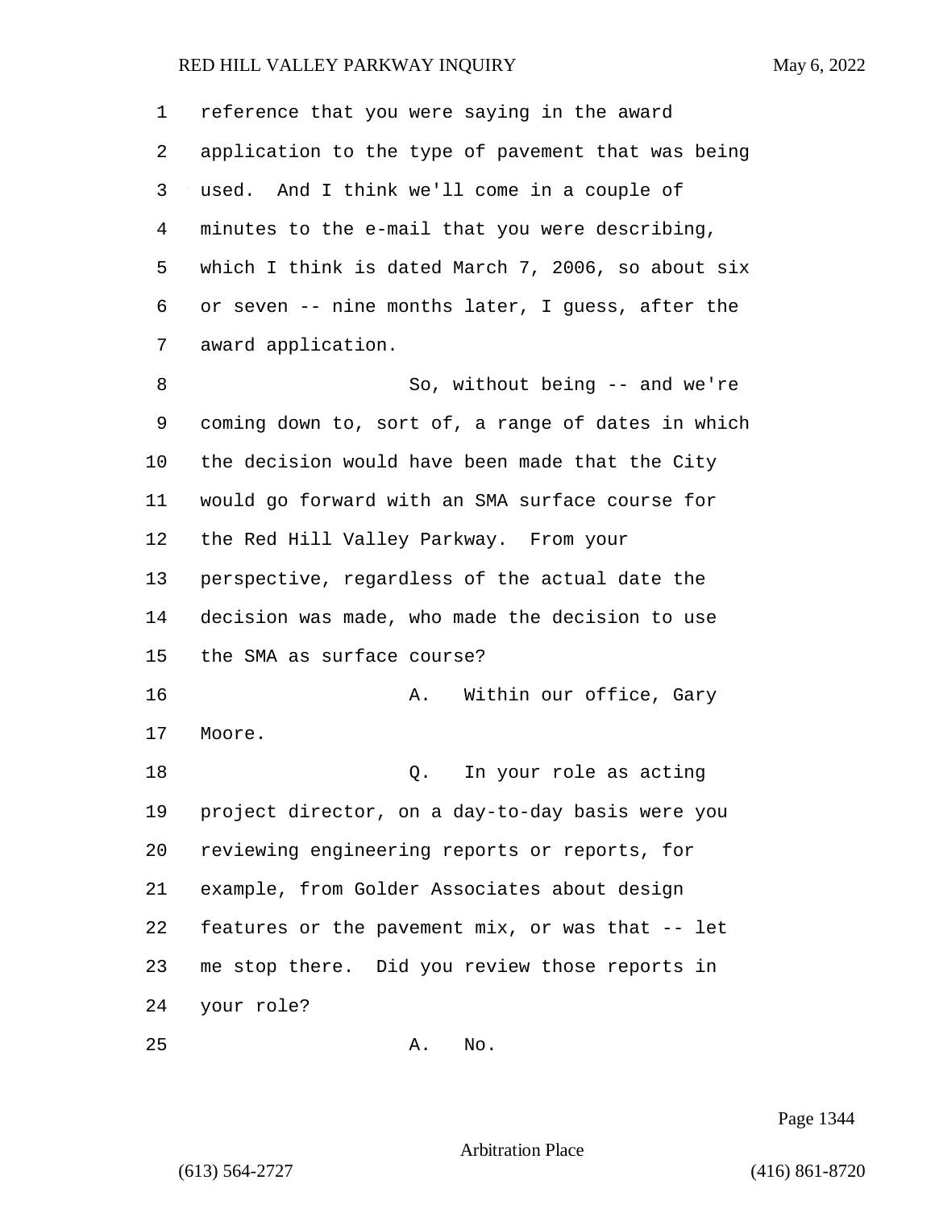reference that you were saying in the award application to the type of pavement that was being used. And I think we'll come in a couple of minutes to the e-mail that you were describing, which I think is dated March 7, 2006, so about six or seven -- nine months later, I guess, after the award application.

So, without being -- and we're coming down to, sort of, a range of dates in which the decision would have been made that the City would go forward with an SMA surface course for the Red Hill Valley Parkway. From your perspective, regardless of the actual date the decision was made, who made the decision to use the SMA as surface course?

A. Within our office, Gary Moore.

Q. In your role as acting project director, on a day-to-day basis were you reviewing engineering reports or reports, for example, from Golder Associates about design features or the pavement mix, or was that -- let me stop there. Did you review those reports in your role?

A. No.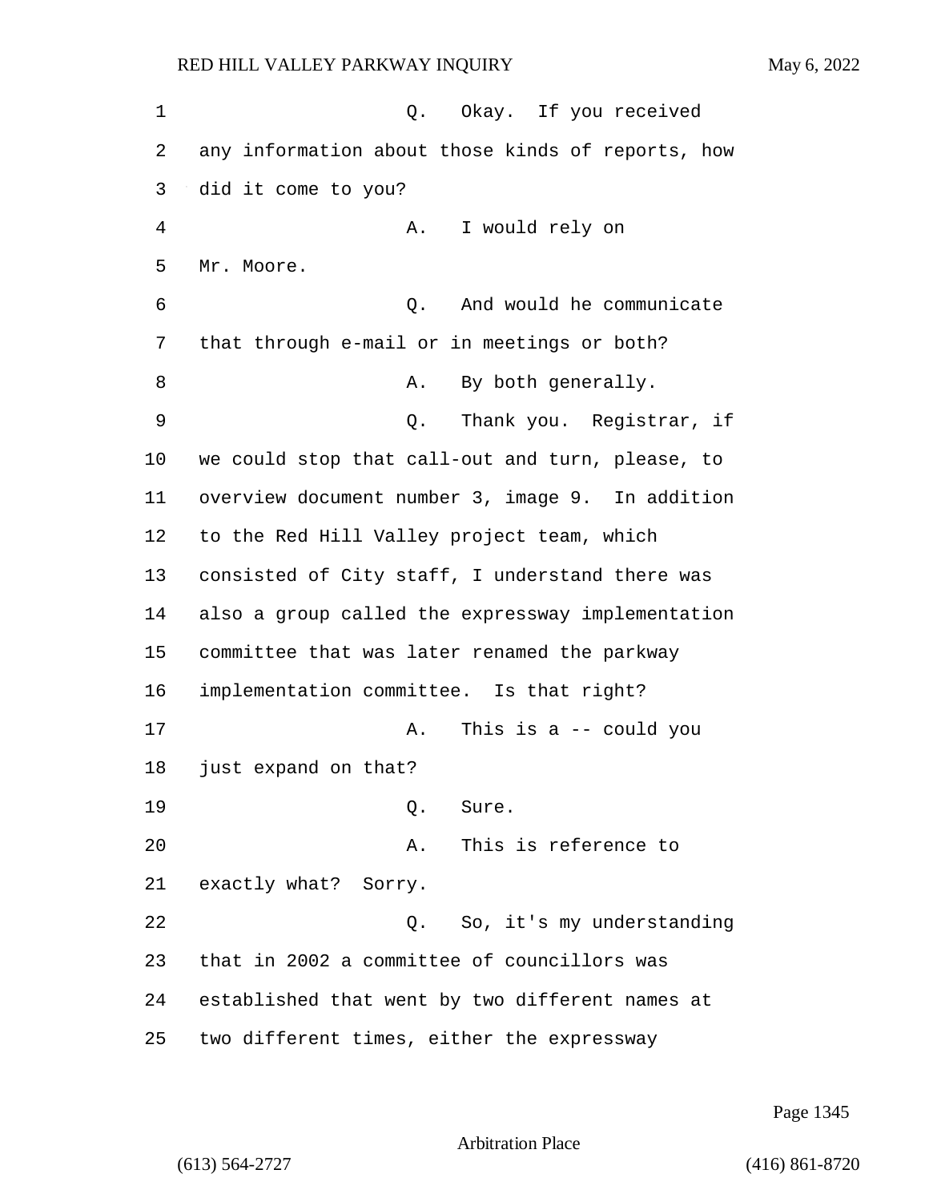Q. Okay. If you received any information about those kinds of reports, how did it come to you?

A. I would rely on Mr. Moore.

Q. And would he communicate that through e-mail or in meetings or both?

A. By both generally.

Q. Thank you. Registrar, if we could stop that call-out and turn, please, to overview document number 3, image 9. In addition to the Red Hill Valley project team, which consisted of City staff, I understand there was also a group called the expressway implementation committee that was later renamed the parkway implementation committee. Is that right?

A. This is a -- could you just expand on that?

Q. Sure.

A. This is reference to exactly what? Sorry.

Q. So, it's my understanding that in 2002 a committee of councillors was established that went by two different names at two different times, either the expressway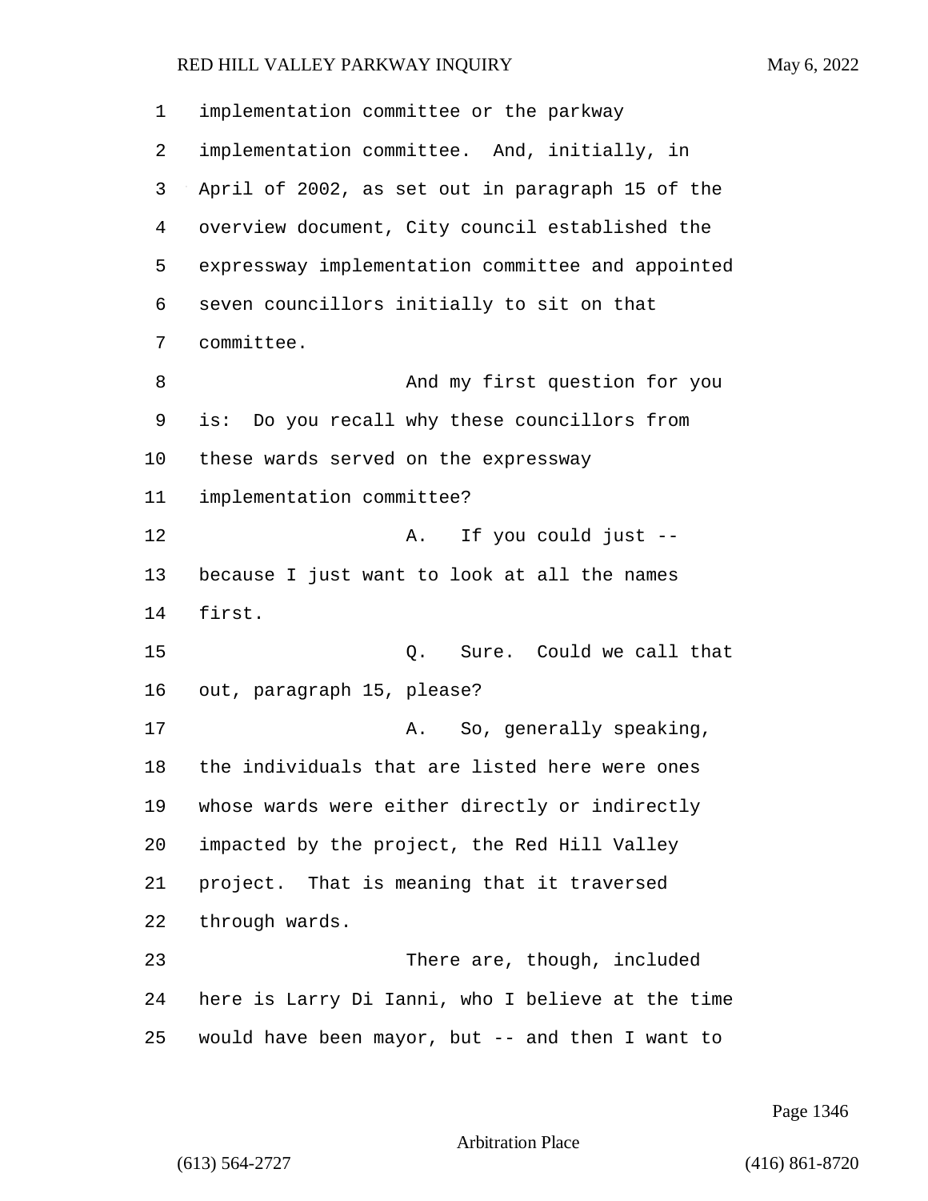implementation committee or the parkway implementation committee. And, initially, in April of 2002, as set out in paragraph 15 of the overview document, City council established the expressway implementation committee and appointed seven councillors initially to sit on that committee.

And my first question for you is: Do you recall why these councillors from these wards served on the expressway implementation committee?

A. If you could just -- because I just want to look at all the names first.

Q. Sure. Could we call that out, paragraph 15, please?

A. So, generally speaking, the individuals that are listed here were ones whose wards were either directly or indirectly impacted by the project, the Red Hill Valley project. That is meaning that it traversed through wards.

There are, though, included here is Larry Di Ianni, who I believe at the time would have been mayor, but -- and then I want to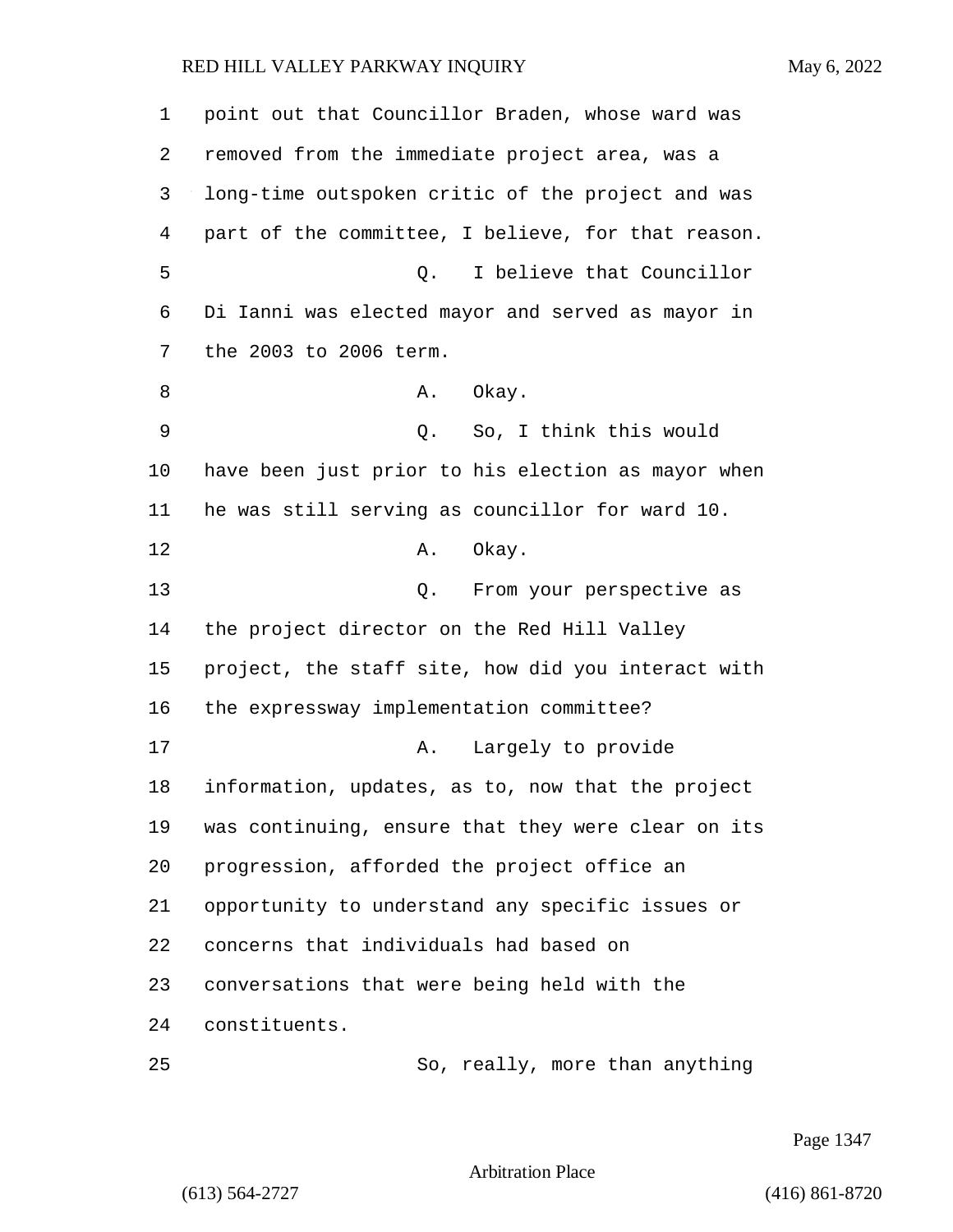point out that Councillor Braden, whose ward was removed from the immediate project area, was a long-time outspoken critic of the project and was part of the committee, I believe, for that reason.

Q. I believe that Councillor Di Ianni was elected mayor and served as mayor in the 2003 to 2006 term.

A. Okay.

Q. So, I think this would have been just prior to his election as mayor when he was still serving as councillor for ward 10.

A. Okay.

Q. From your perspective as the project director on the Red Hill Valley project, the staff site, how did you interact with the expressway implementation committee?

A. Largely to provide information, updates, as to, now that the project was continuing, ensure that they were clear on its progression, afforded the project office an opportunity to understand any specific issues or concerns that individuals had based on conversations that were being held with the constituents.

So, really, more than anything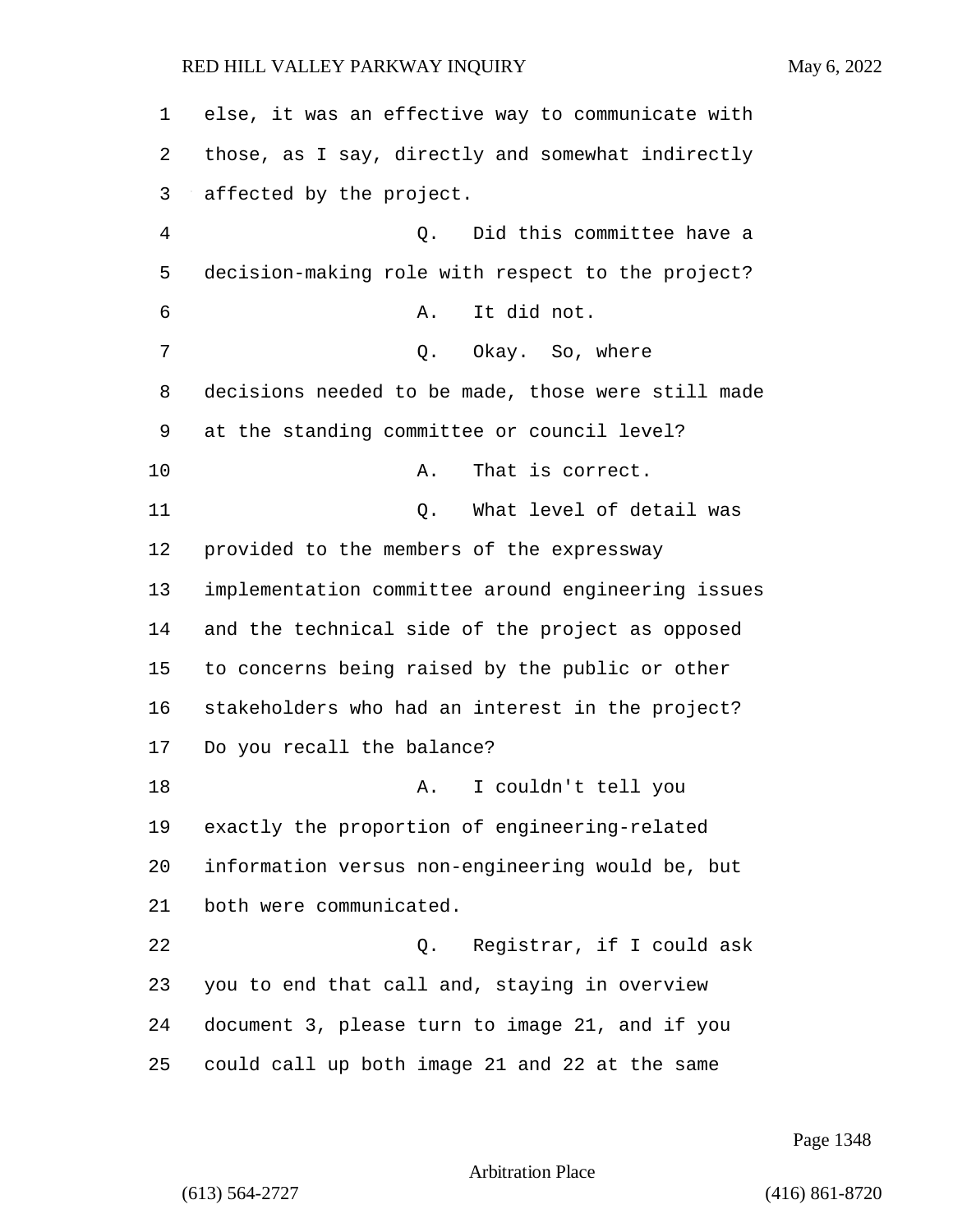else, it was an effective way to communicate with those, as I say, directly and somewhat indirectly affected by the project.

Q. Did this committee have a decision-making role with respect to the project?

A. It did not.

Q. Okay. So, where decisions needed to be made, those were still made at the standing committee or council level?

A. That is correct.

Q. What level of detail was provided to the members of the expressway implementation committee around engineering issues and the technical side of the project as opposed to concerns being raised by the public or other stakeholders who had an interest in the project? Do you recall the balance?

A. I couldn't tell you exactly the proportion of engineering-related information versus non-engineering would be, but both were communicated.

Q. Registrar, if I could ask you to end that call and, staying in overview document 3, please turn to image 21, and if you could call up both image 21 and 22 at the same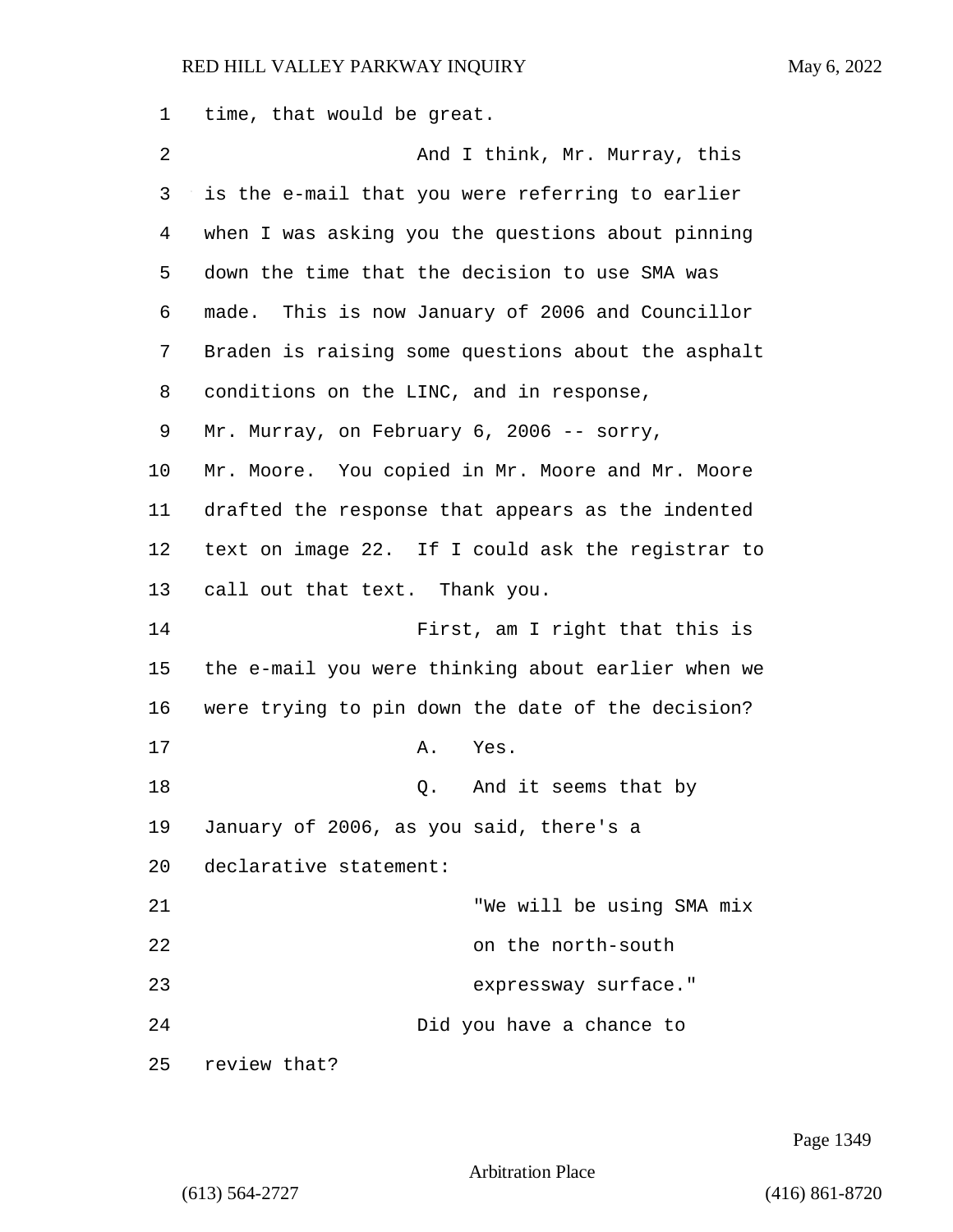time, that would be great.

And I think, Mr. Murray, this is the e-mail that you were referring to earlier when I was asking you the questions about pinning down the time that the decision to use SMA was made. This is now January of 2006 and Councillor Braden is raising some questions about the asphalt conditions on the LINC, and in response, Mr. Murray, on February 6, 2006 -- sorry, Mr. Moore. You copied in Mr. Moore and Mr. Moore drafted the response that appears as the indented text on image 22. If I could ask the registrar to call out that text. Thank you.

First, am I right that this is the e-mail you were thinking about earlier when we were trying to pin down the date of the decision?

A. Yes.

Q. And it seems that by January of 2006, as you said, there's a declarative statement:

> "We will be using SMA mix on the north-south expressway surface."

Did you have a chance to review that?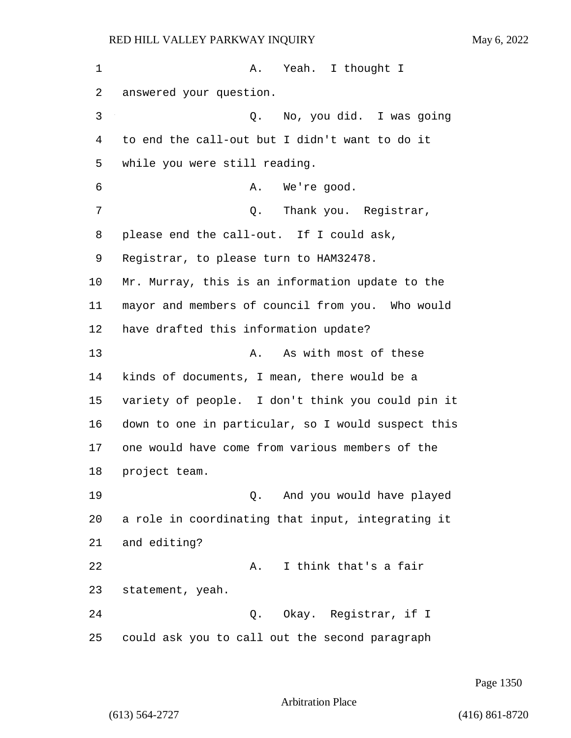A. Yeah. I thought I answered your question.

Q. No, you did. I was going to end the call-out but I didn't want to do it while you were still reading.

A. We're good.

Q. Thank you. Registrar, please end the call-out. If I could ask, Registrar, to please turn to HAM32478. Mr. Murray, this is an information update to the mayor and members of council from you. Who would have drafted this information update?

A. As with most of these kinds of documents, I mean, there would be a variety of people. I don't think you could pin it down to one in particular, so I would suspect this one would have come from various members of the project team.

Q. And you would have played a role in coordinating that input, integrating it and editing?

A. I think that's a fair statement, yeah.

Q. Okay. Registrar, if I could ask you to call out the second paragraph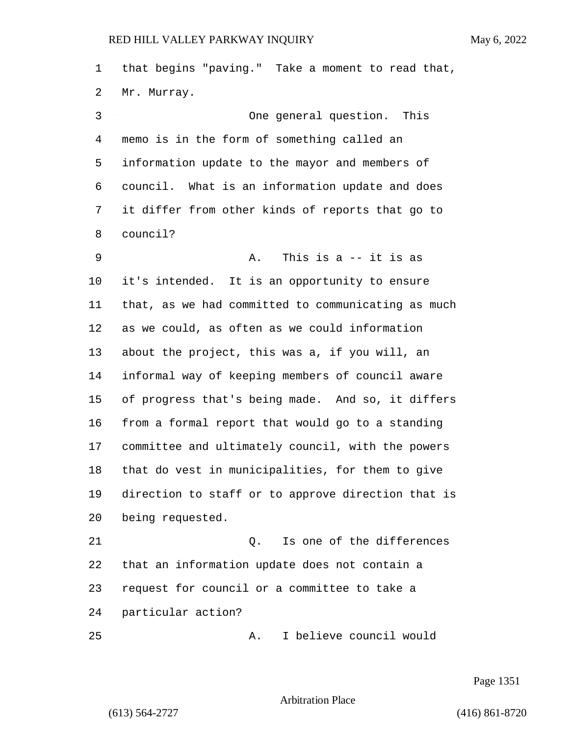that begins "paving." Take a moment to read that, Mr. Murray.

One general question. This memo is in the form of something called an information update to the mayor and members of council. What is an information update and does it differ from other kinds of reports that go to council?

A. This is a -- it is as it's intended. It is an opportunity to ensure that, as we had committed to communicating as much as we could, as often as we could information about the project, this was a, if you will, an informal way of keeping members of council aware of progress that's being made. And so, it differs from a formal report that would go to a standing committee and ultimately council, with the powers that do vest in municipalities, for them to give direction to staff or to approve direction that is being requested.

Q. Is one of the differences that an information update does not contain a request for council or a committee to take a particular action?

A. I believe council would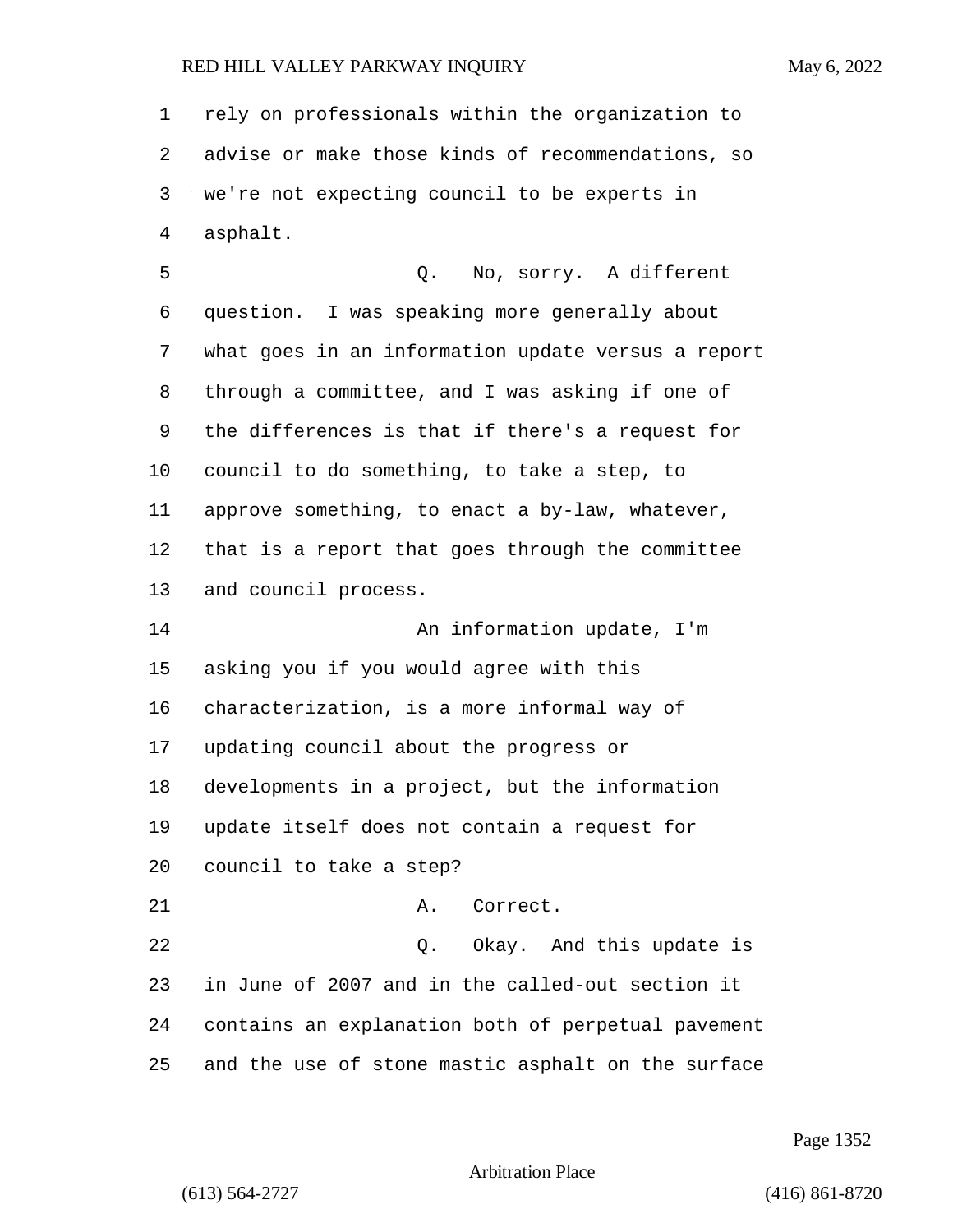rely on professionals within the organization to advise or make those kinds of recommendations, so we're not expecting council to be experts in asphalt.

Q. No, sorry. A different question. I was speaking more generally about what goes in an information update versus a report through a committee, and I was asking if one of the differences is that if there's a request for council to do something, to take a step, to approve something, to enact a by-law, whatever, that is a report that goes through the committee and council process.

An information update, I'm asking you if you would agree with this characterization, is a more informal way of updating council about the progress or developments in a project, but the information update itself does not contain a request for council to take a step?

A. Correct.

Q. Okay. And this update is in June of 2007 and in the called-out section it contains an explanation both of perpetual pavement and the use of stone mastic asphalt on the surface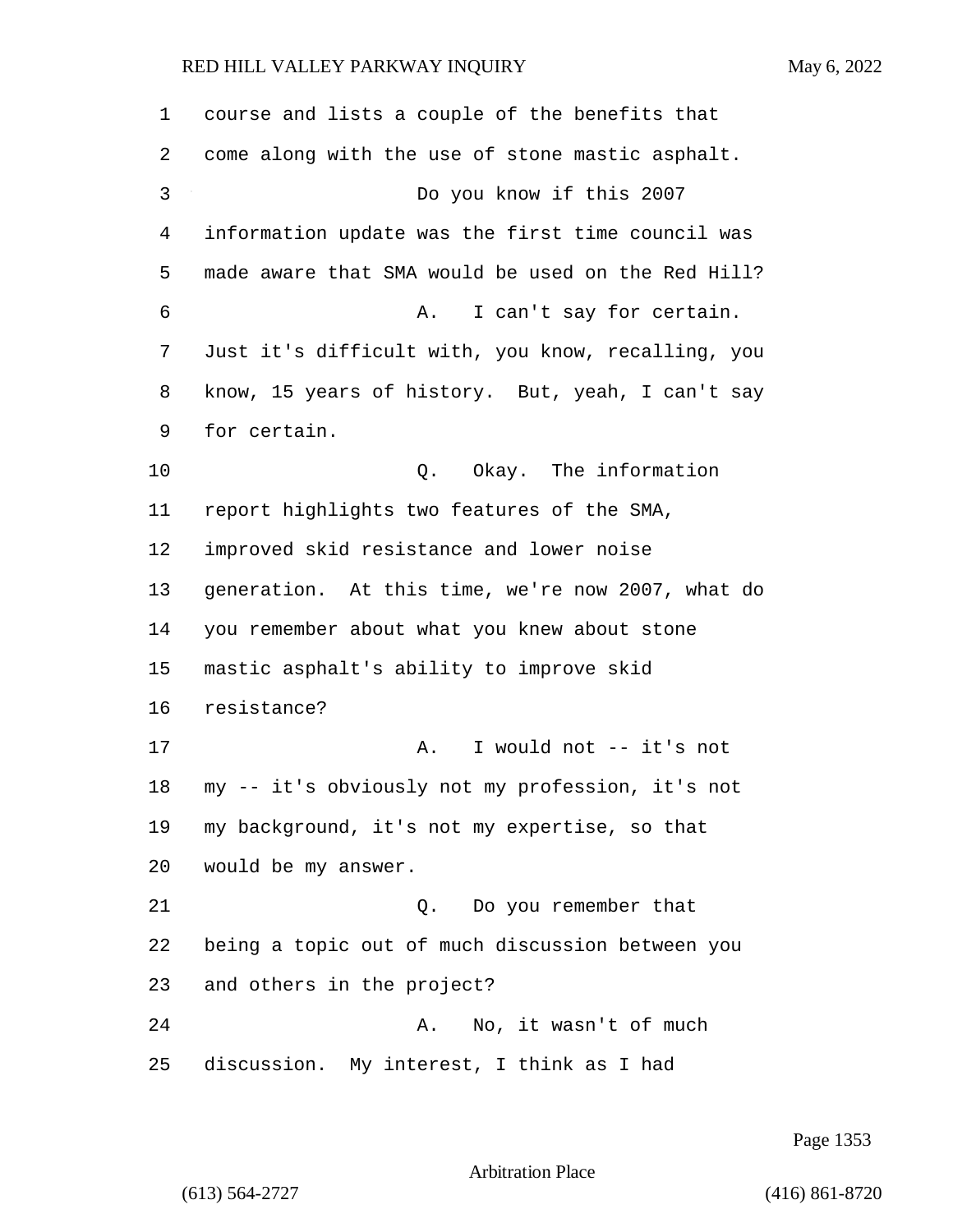course and lists a couple of the benefits that come along with the use of stone mastic asphalt.

Do you know if this 2007 information update was the first time council was made aware that SMA would be used on the Red Hill?

A. I can't say for certain. Just it's difficult with, you know, recalling, you know, 15 years of history. But, yeah, I can't say for certain.

Q. Okay. The information report highlights two features of the SMA, improved skid resistance and lower noise generation. At this time, we're now 2007, what do you remember about what you knew about stone mastic asphalt's ability to improve skid resistance?

A. I would not -- it's not my -- it's obviously not my profession, it's not my background, it's not my expertise, so that would be my answer.

Q. Do you remember that being a topic out of much discussion between you and others in the project?

A. No, it wasn't of much discussion. My interest, I think as I had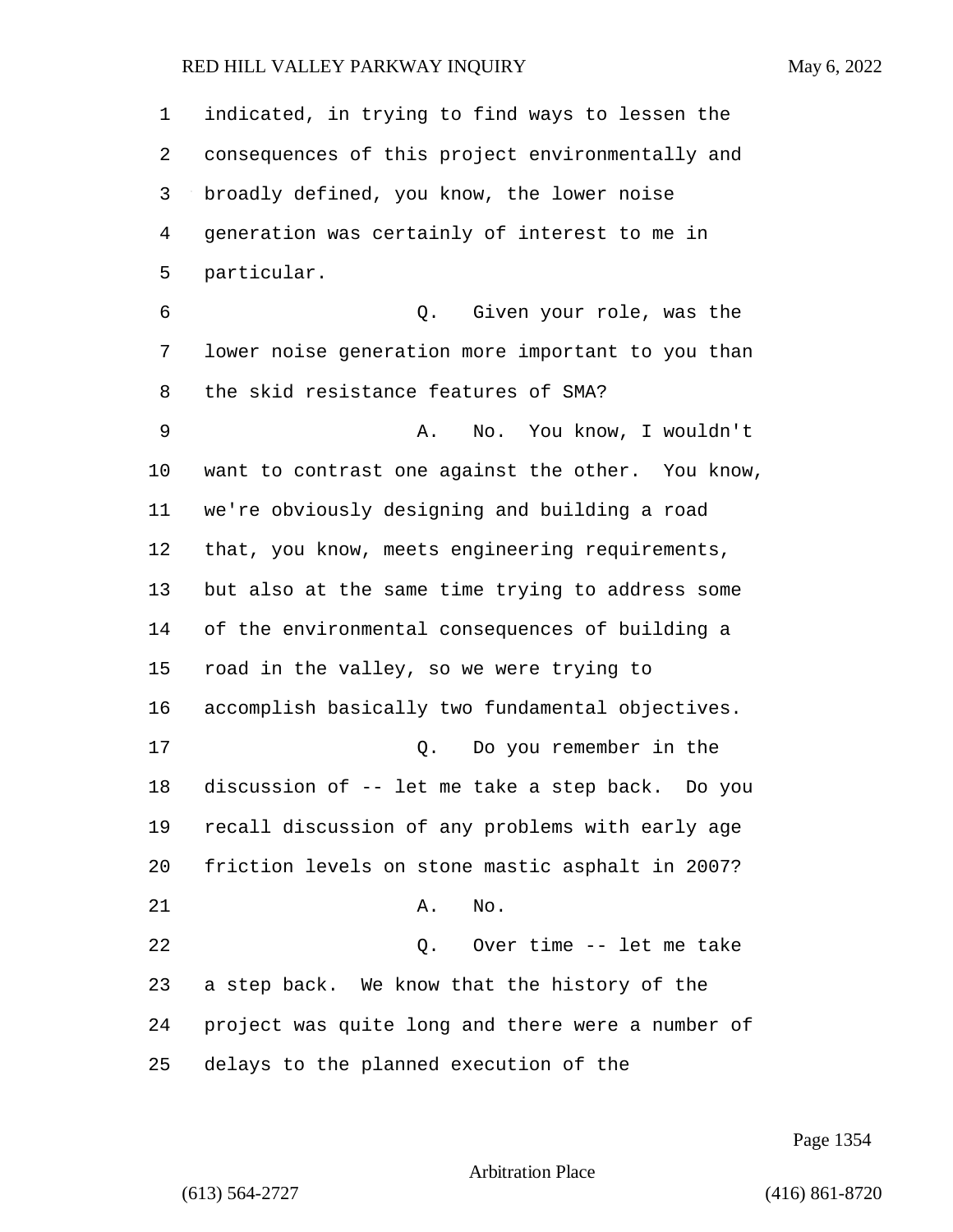indicated, in trying to find ways to lessen the consequences of this project environmentally and broadly defined, you know, the lower noise generation was certainly of interest to me in particular.

Q. Given your role, was the lower noise generation more important to you than the skid resistance features of SMA?

A. No. You know, I wouldn't want to contrast one against the other. You know, we're obviously designing and building a road that, you know, meets engineering requirements, but also at the same time trying to address some of the environmental consequences of building a road in the valley, so we were trying to accomplish basically two fundamental objectives.

Q. Do you remember in the discussion of -- let me take a step back. Do you recall discussion of any problems with early age friction levels on stone mastic asphalt in 2007?

A. No.

Q. Over time -- let me take a step back. We know that the history of the project was quite long and there were a number of delays to the planned execution of the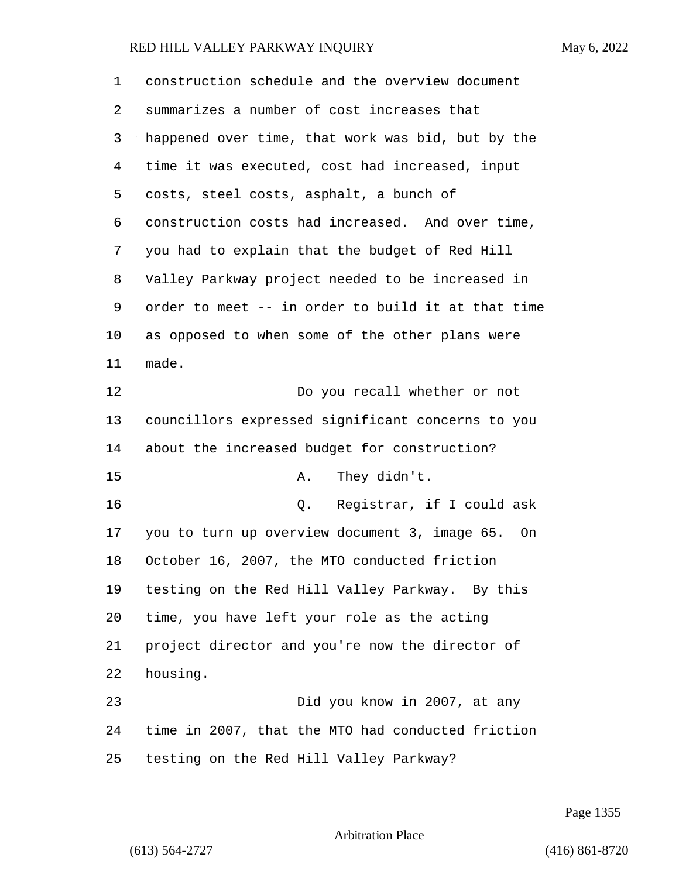construction schedule and the overview document summarizes a number of cost increases that happened over time, that work was bid, but by the time it was executed, cost had increased, input costs, steel costs, asphalt, a bunch of construction costs had increased. And over time, you had to explain that the budget of Red Hill Valley Parkway project needed to be increased in order to meet -- in order to build it at that time as opposed to when some of the other plans were made.

Do you recall whether or not councillors expressed significant concerns to you about the increased budget for construction?

A. They didn't.

Q. Registrar, if I could ask you to turn up overview document 3, image 65. On October 16, 2007, the MTO conducted friction testing on the Red Hill Valley Parkway. By this time, you have left your role as the acting project director and you're now the director of housing.

Did you know in 2007, at any time in 2007, that the MTO had conducted friction testing on the Red Hill Valley Parkway?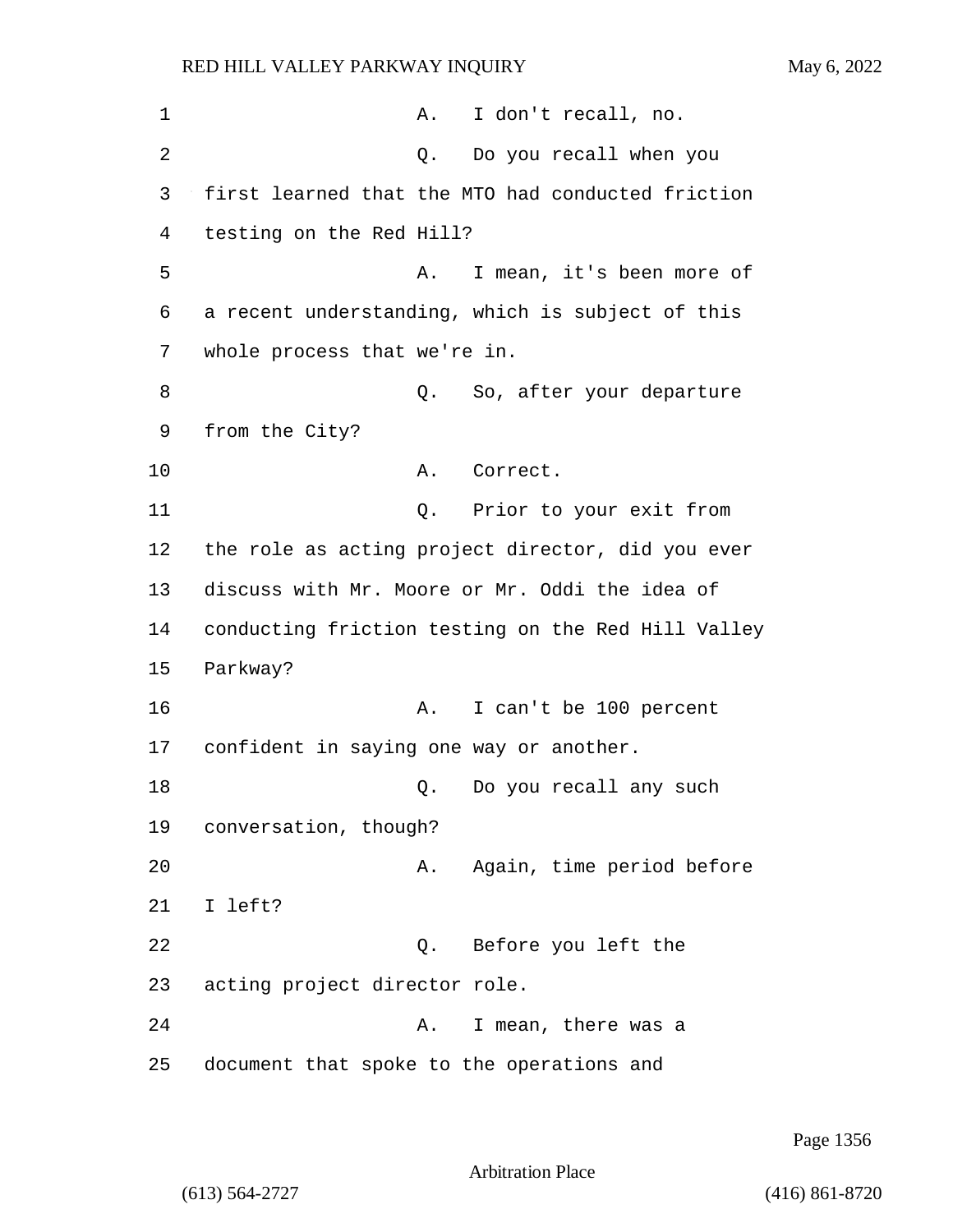A. I don't recall, no.

Q. Do you recall when you first learned that the MTO had conducted friction testing on the Red Hill?

A. I mean, it's been more of a recent understanding, which is subject of this whole process that we're in.

Q. So, after your departure from the City?

A. Correct.

Q. Prior to your exit from the role as acting project director, did you ever discuss with Mr. Moore or Mr. Oddi the idea of conducting friction testing on the Red Hill Valley Parkway?

A. I can't be 100 percent confident in saying one way or another.

Q. Do you recall any such conversation, though?

A. Again, time period before I left?

Q. Before you left the acting project director role.

A. I mean, there was a document that spoke to the operations and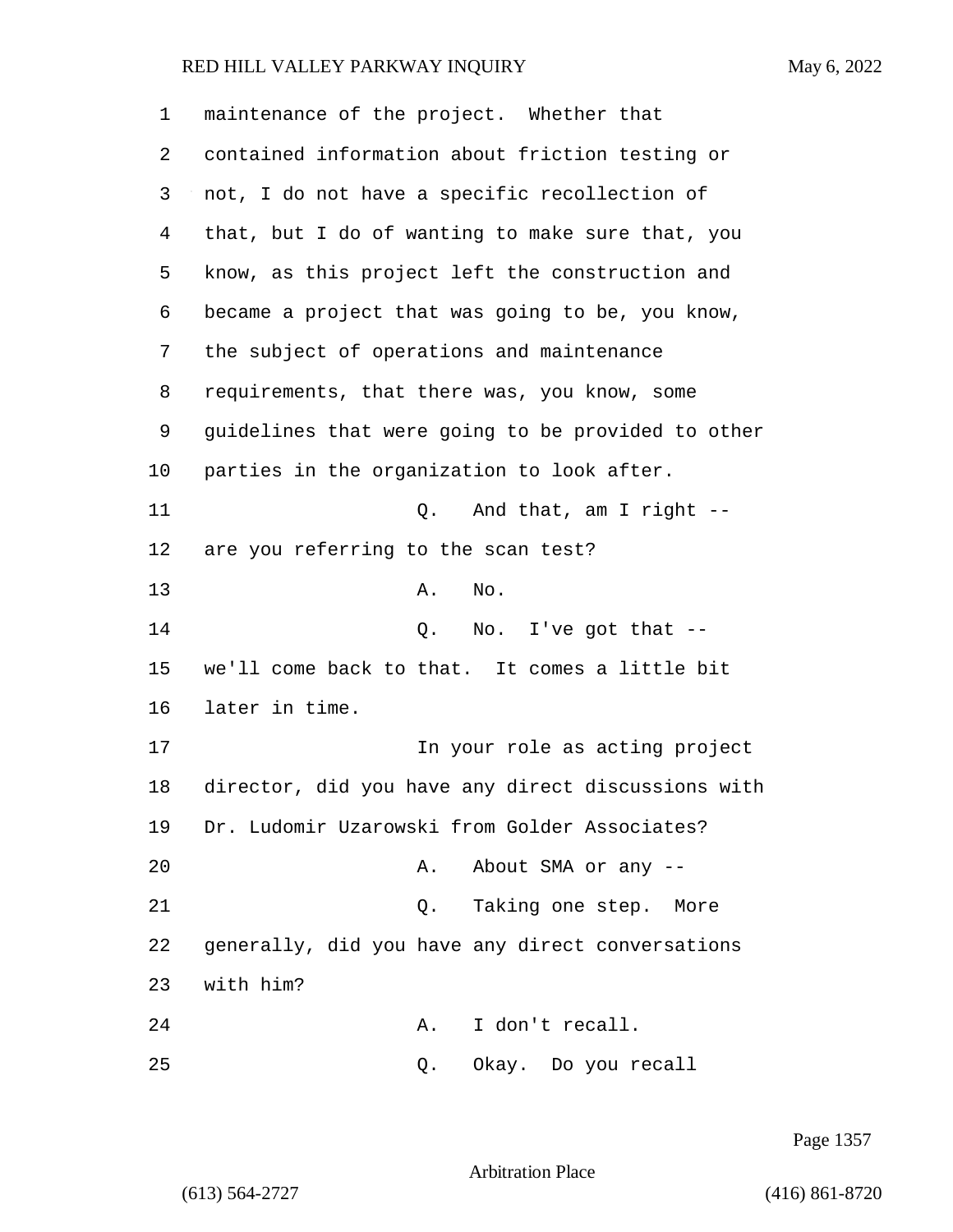1 maintenance of the project. Whether that
2 contained information about friction testing or
3 not, I do not have a specific recollection of
4 that, but I do of wanting to make sure that, you
5 know, as this project left the construction and
6 became a project that was going to be, you know,
7 the subject of operations and maintenance
8 requirements, that there was, you know, some
9 guidelines that were going to be provided to other
10 parties in the organization to look after.
11 Q. And that, am I right --
12 are you referring to the scan test?
13 A. No.
14 Q. No. I've got that --
15 we'll come back to that. It comes a little bit
16 later in time.
17 In your role as acting project
18 director, did you have any direct discussions with
19 Dr. Ludomir Uzarowski from Golder Associates?
20 A. About SMA or any --
21 Q. Taking one step. More
22 generally, did you have any direct conversations
23 with him?
24 A. I don't recall.
25 Q. Okay. Do you recall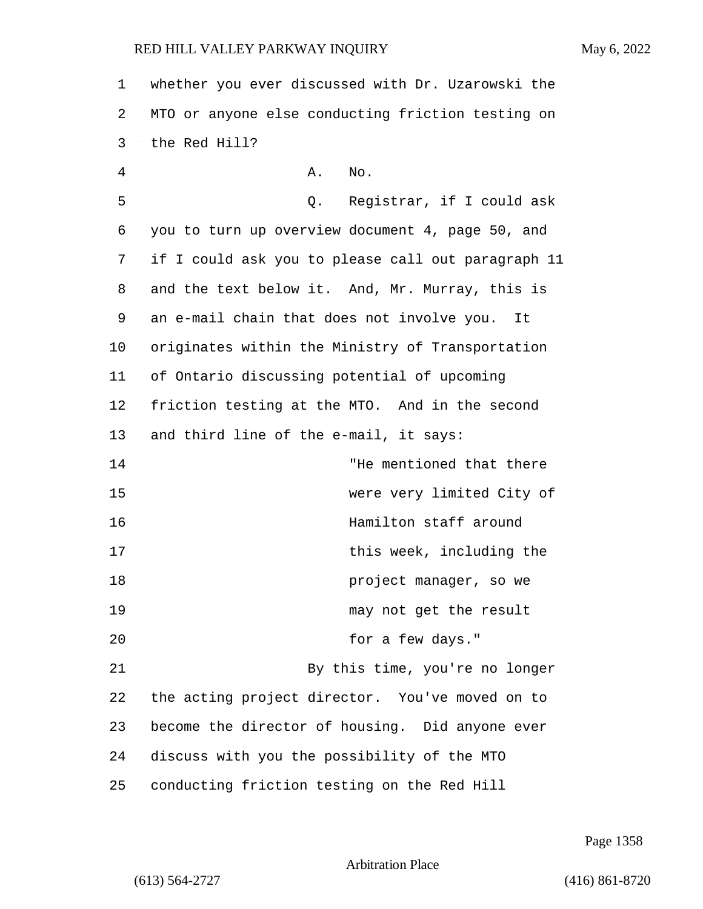whether you ever discussed with Dr. Uzarowski the MTO or anyone else conducting friction testing on the Red Hill?

A. No.

Q. Registrar, if I could ask you to turn up overview document 4, page 50, and if I could ask you to please call out paragraph 11 and the text below it. And, Mr. Murray, this is an e-mail chain that does not involve you. It originates within the Ministry of Transportation of Ontario discussing potential of upcoming friction testing at the MTO. And in the second and third line of the e-mail, it says:

> "He mentioned that there were very limited City of Hamilton staff around this week, including the project manager, so we may not get the result for a few days."

By this time, you're no longer the acting project director. You've moved on to become the director of housing. Did anyone ever discuss with you the possibility of the MTO conducting friction testing on the Red Hill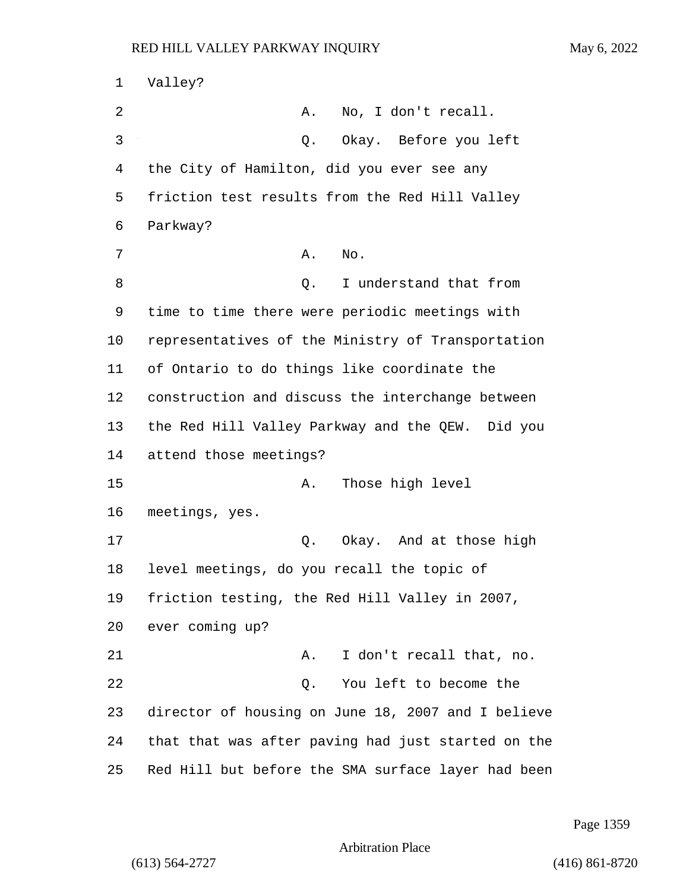1 Valley?

2 A. No, I don't recall.

3 Q. Okay. Before you left

4 the City of Hamilton, did you ever see any

5 friction test results from the Red Hill Valley

6 Parkway?

7 A. No.

8 Q. I understand that from

9 time to time there were periodic meetings with

10 representatives of the Ministry of Transportation

11 of Ontario to do things like coordinate the

12 construction and discuss the interchange between

13 the Red Hill Valley Parkway and the QEW. Did you

14 attend those meetings?

15 A. Those high level

16 meetings, yes.

17 Q. Okay. And at those high

18 level meetings, do you recall the topic of

19 friction testing, the Red Hill Valley in 2007,

20 ever coming up?

21 A. I don't recall that, no.

22 Q. You left to become the

23 director of housing on June 18, 2007 and I believe

24 that that was after paving had just started on the

25 Red Hill but before the SMA surface layer had been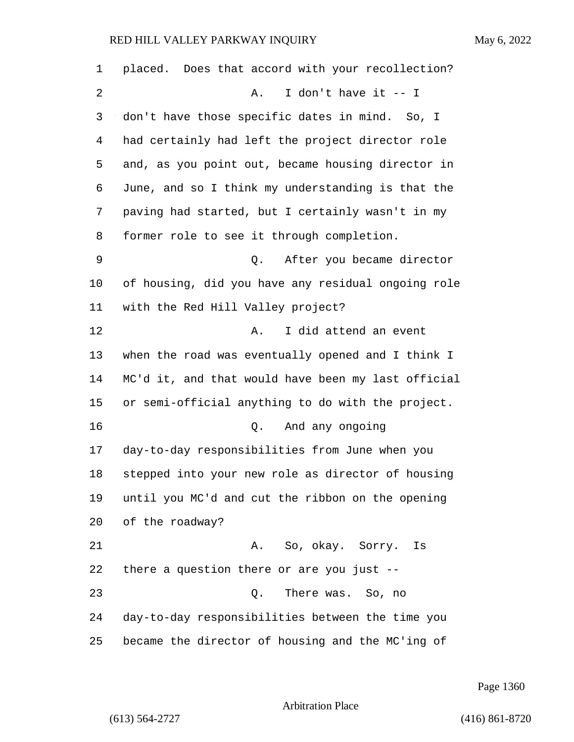placed. Does that accord with your recollection?

A. I don't have it -- I don't have those specific dates in mind. So, I had certainly had left the project director role and, as you point out, became housing director in June, and so I think my understanding is that the paving had started, but I certainly wasn't in my former role to see it through completion.

Q. After you became director of housing, did you have any residual ongoing role with the Red Hill Valley project?

A. I did attend an event when the road was eventually opened and I think I MC'd it, and that would have been my last official or semi-official anything to do with the project.

Q. And any ongoing day-to-day responsibilities from June when you stepped into your new role as director of housing until you MC'd and cut the ribbon on the opening of the roadway?

A. So, okay. Sorry. Is there a question there or are you just --

Q. There was. So, no day-to-day responsibilities between the time you became the director of housing and the MC'ing of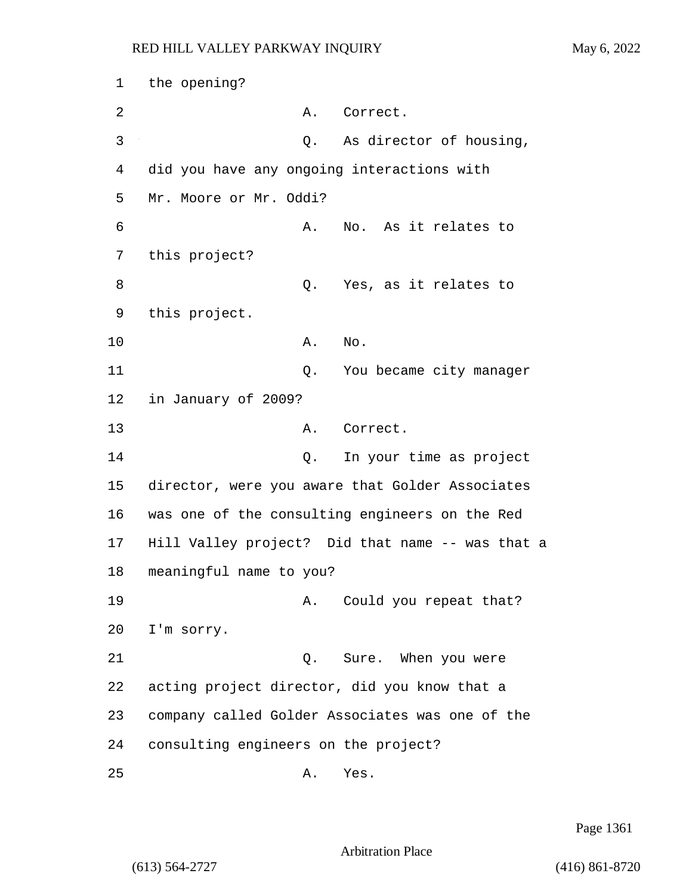1 the opening?

2 A. Correct.

3 Q. As director of housing,

4 did you have any ongoing interactions with

5 Mr. Moore or Mr. Oddi?

6 A. No. As it relates to

7 this project?

8 Q. Yes, as it relates to

9 this project.

10 A. No.

11 Q. You became city manager

12 in January of 2009?

13 A. Correct.

14 Q. In your time as project

15 director, were you aware that Golder Associates

16 was one of the consulting engineers on the Red

17 Hill Valley project? Did that name -- was that a

18 meaningful name to you?

19 A. Could you repeat that?

20 I'm sorry.

21 Q. Sure. When you were

22 acting project director, did you know that a

23 company called Golder Associates was one of the

24 consulting engineers on the project?

25 A. Yes.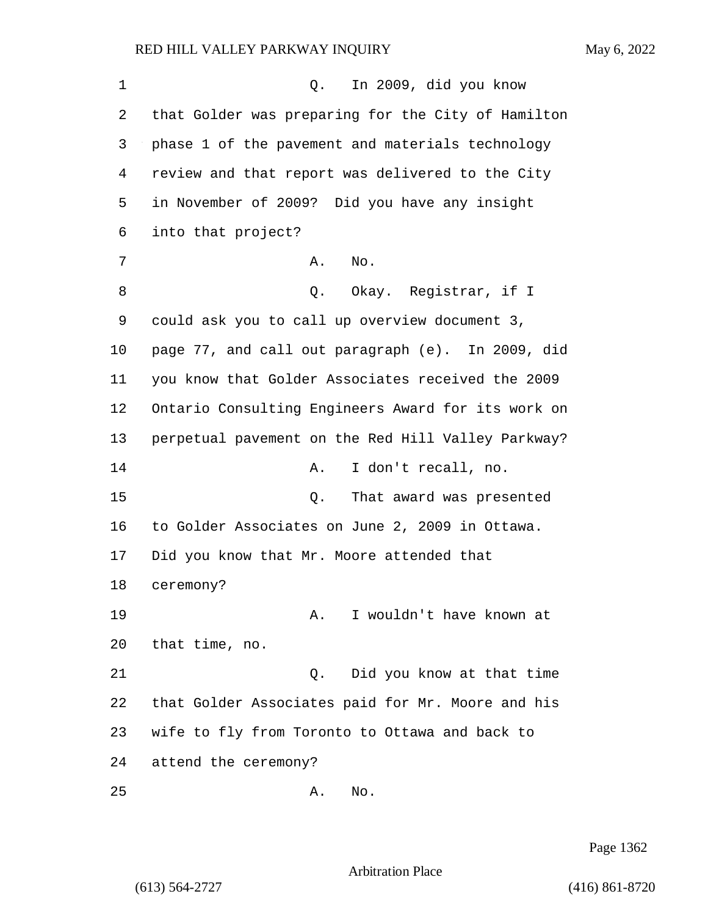Q. In 2009, did you know that Golder was preparing for the City of Hamilton phase 1 of the pavement and materials technology review and that report was delivered to the City in November of 2009? Did you have any insight into that project?

A. No.

Q. Okay. Registrar, if I could ask you to call up overview document 3, page 77, and call out paragraph (e). In 2009, did you know that Golder Associates received the 2009 Ontario Consulting Engineers Award for its work on perpetual pavement on the Red Hill Valley Parkway?

A. I don't recall, no.

Q. That award was presented to Golder Associates on June 2, 2009 in Ottawa. Did you know that Mr. Moore attended that ceremony?

A. I wouldn't have known at that time, no.

Q. Did you know at that time that Golder Associates paid for Mr. Moore and his wife to fly from Toronto to Ottawa and back to attend the ceremony?

A. No.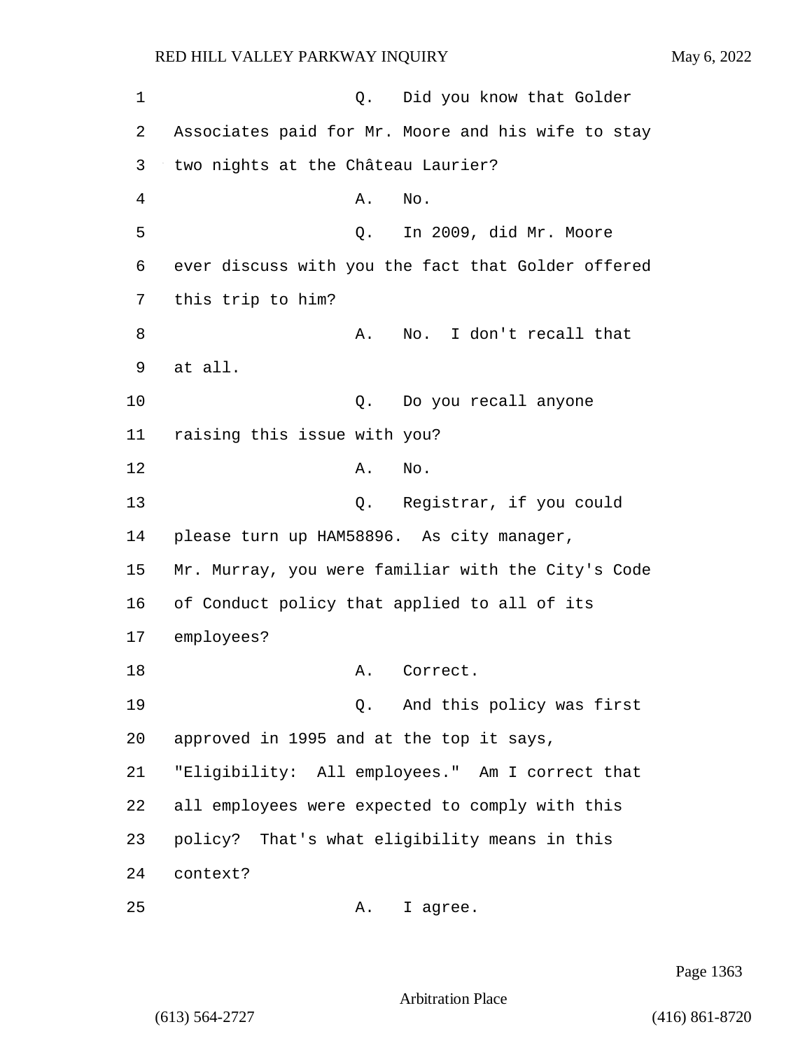Q. Did you know that Golder Associates paid for Mr. Moore and his wife to stay two nights at the Château Laurier?

A. No.

Q. In 2009, did Mr. Moore ever discuss with you the fact that Golder offered this trip to him?

A. No. I don't recall that at all.

Q. Do you recall anyone raising this issue with you?

A. No.

Q. Registrar, if you could please turn up HAM58896. As city manager, Mr. Murray, you were familiar with the City's Code of Conduct policy that applied to all of its employees?

A. Correct.

Q. And this policy was first approved in 1995 and at the top it says, "Eligibility: All employees." Am I correct that all employees were expected to comply with this policy? That's what eligibility means in this context?

A. I agree.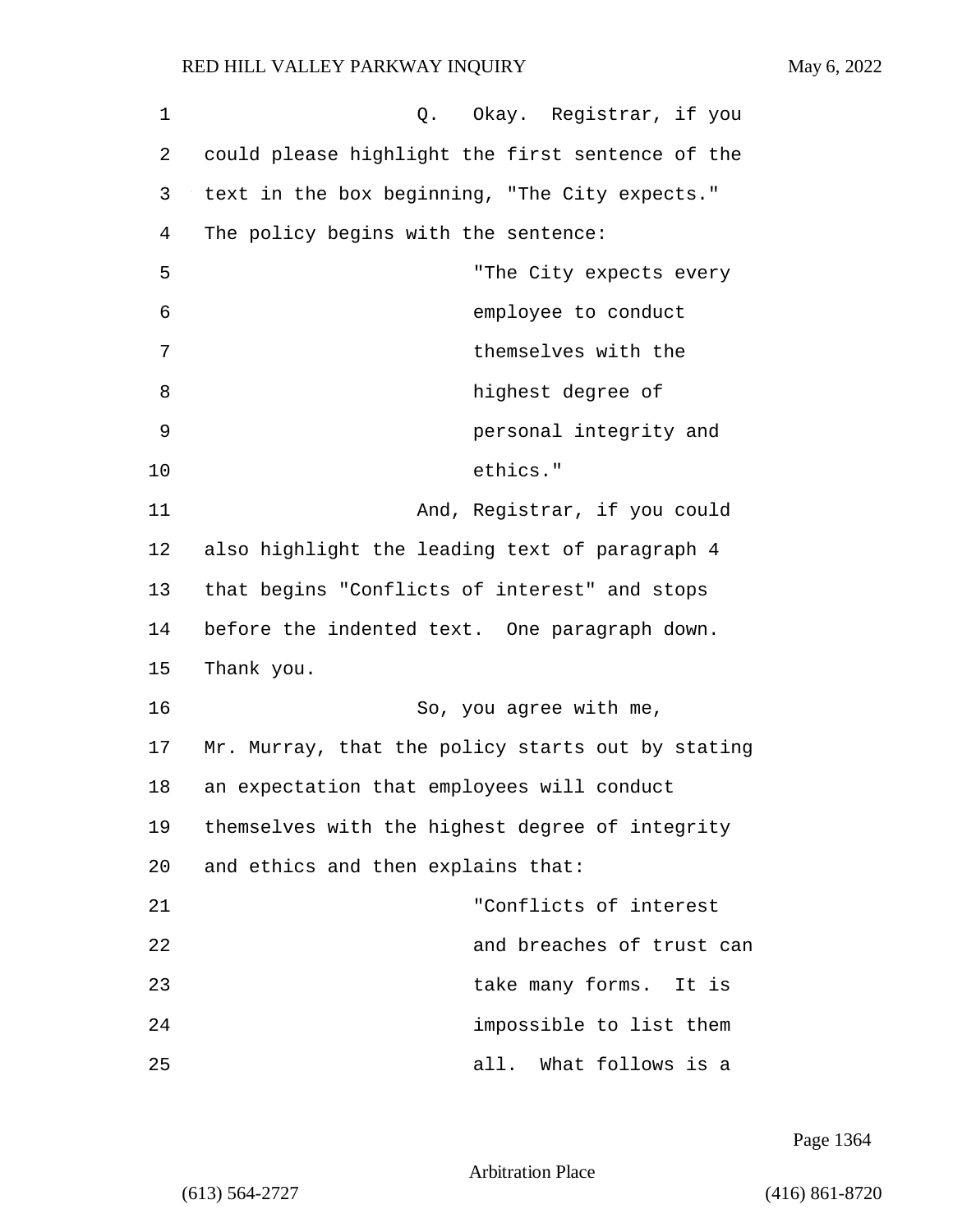Q. Okay. Registrar, if you could please highlight the first sentence of the text in the box beginning, "The City expects." The policy begins with the sentence:

> "The City expects every employee to conduct themselves with the highest degree of personal integrity and ethics."

And, Registrar, if you could also highlight the leading text of paragraph 4 that begins "Conflicts of interest" and stops before the indented text. One paragraph down. Thank you.

So, you agree with me, Mr. Murray, that the policy starts out by stating an expectation that employees will conduct themselves with the highest degree of integrity and ethics and then explains that:

> "Conflicts of interest and breaches of trust can take many forms. It is impossible to list them all. What follows is a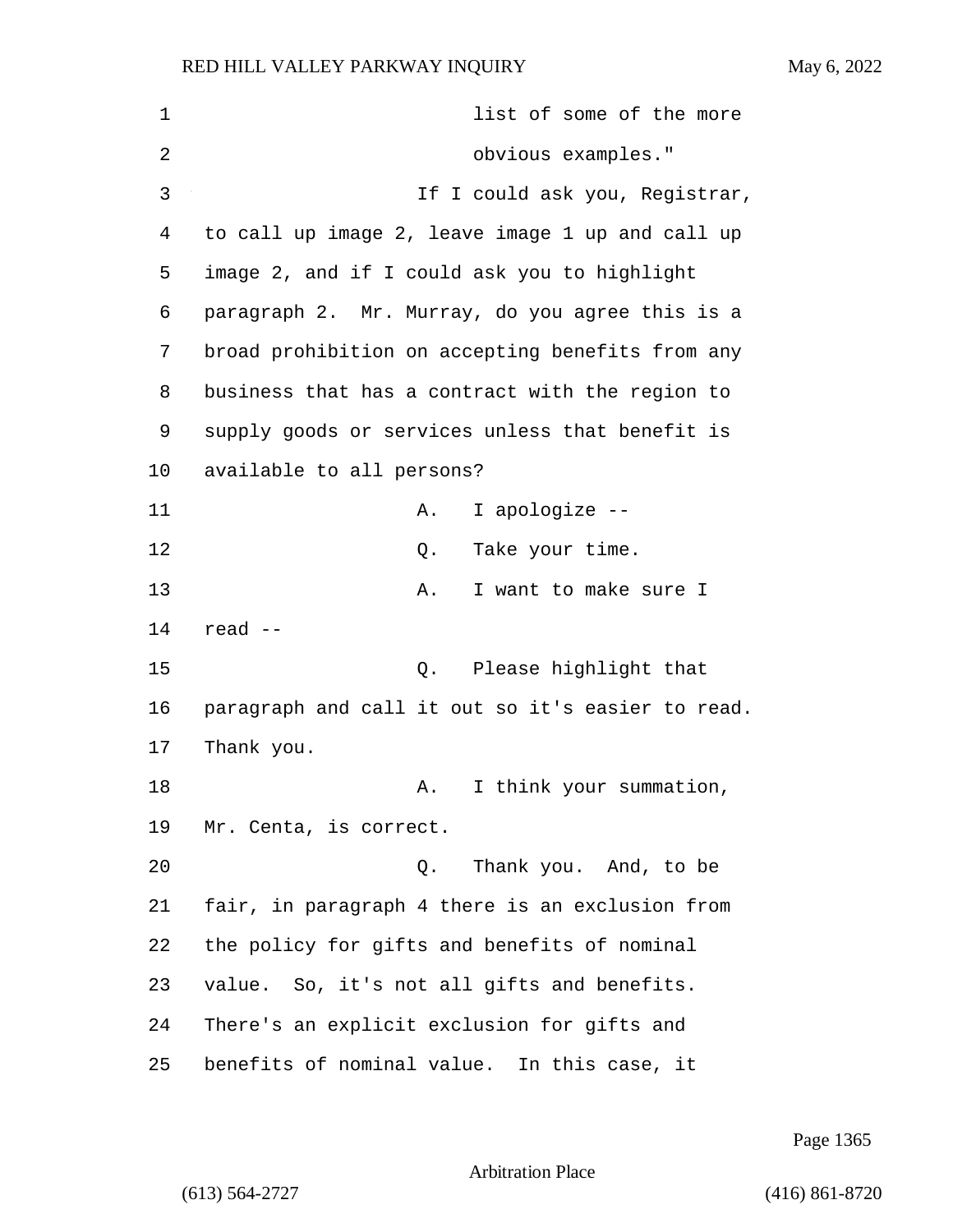list of some of the more obvious examples."

If I could ask you, Registrar, to call up image 2, leave image 1 up and call up image 2, and if I could ask you to highlight paragraph 2. Mr. Murray, do you agree this is a broad prohibition on accepting benefits from any business that has a contract with the region to supply goods or services unless that benefit is available to all persons?

A. I apologize --

Q. Take your time.

A. I want to make sure I read --

Q. Please highlight that paragraph and call it out so it's easier to read. Thank you.

A. I think your summation, Mr. Centa, is correct.

Q. Thank you. And, to be fair, in paragraph 4 there is an exclusion from the policy for gifts and benefits of nominal value. So, it's not all gifts and benefits. There's an explicit exclusion for gifts and benefits of nominal value. In this case, it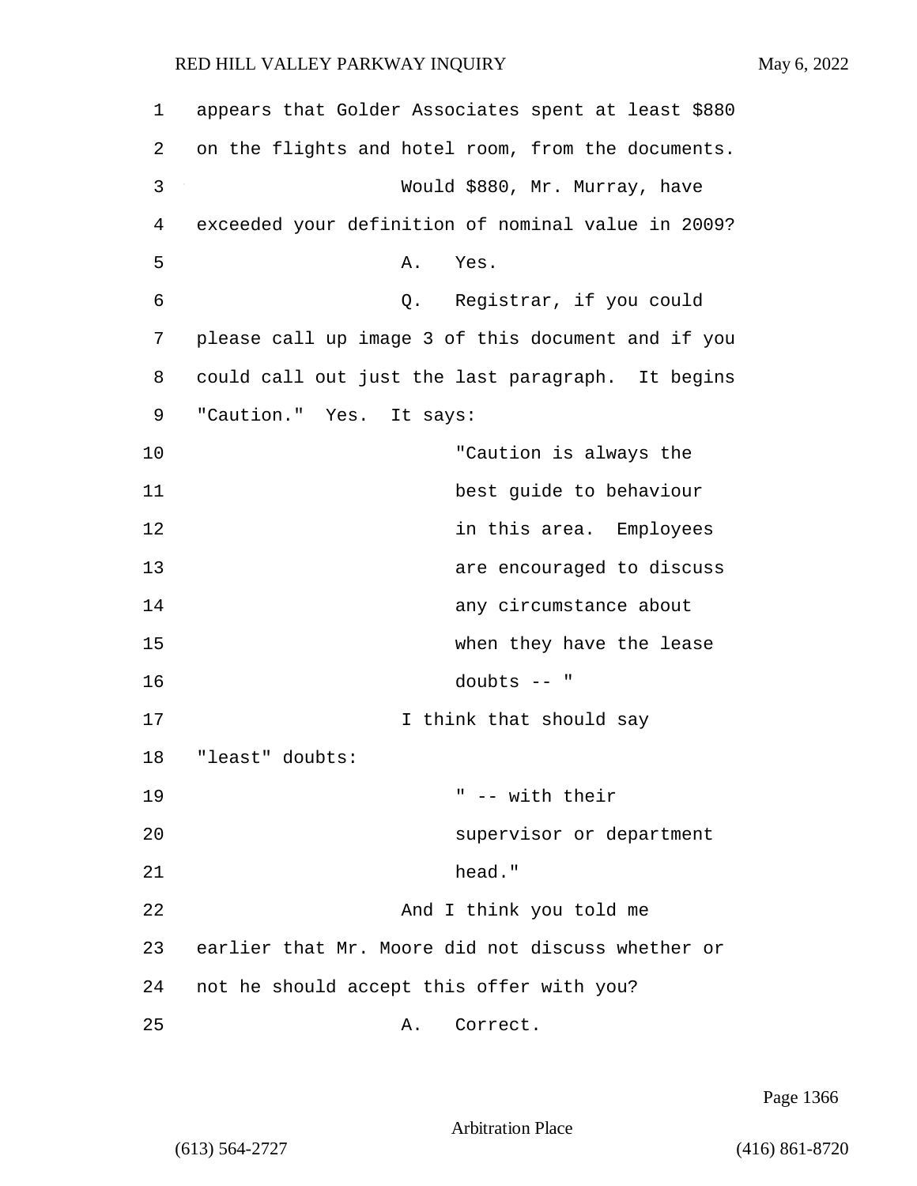appears that Golder Associates spent at least $880 on the flights and hotel room, from the documents.

Would $880, Mr. Murray, have exceeded your definition of nominal value in 2009?

A. Yes.

Q. Registrar, if you could please call up image 3 of this document and if you could call out just the last paragraph. It begins "Caution." Yes. It says:

> "Caution is always the best guide to behaviour in this area. Employees are encouraged to discuss any circumstance about when they have the lease doubts -- "

I think that should say "least" doubts:

> " -- with their supervisor or department head."

And I think you told me earlier that Mr. Moore did not discuss whether or not he should accept this offer with you?

A. Correct.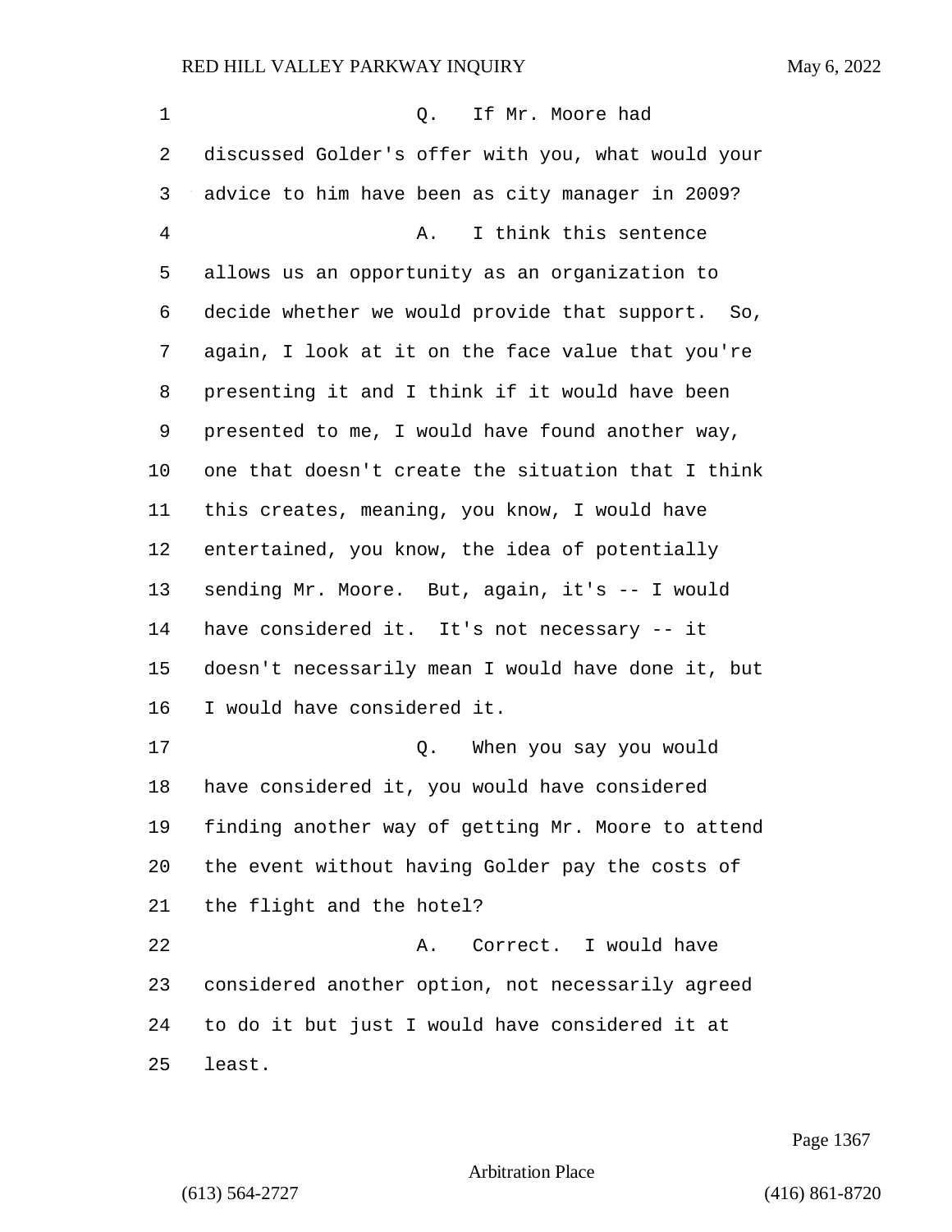Q. If Mr. Moore had discussed Golder's offer with you, what would your advice to him have been as city manager in 2009?

A. I think this sentence allows us an opportunity as an organization to decide whether we would provide that support. So, again, I look at it on the face value that you're presenting it and I think if it would have been presented to me, I would have found another way, one that doesn't create the situation that I think this creates, meaning, you know, I would have entertained, you know, the idea of potentially sending Mr. Moore. But, again, it's -- I would have considered it. It's not necessary -- it doesn't necessarily mean I would have done it, but I would have considered it.

Q. When you say you would have considered it, you would have considered finding another way of getting Mr. Moore to attend the event without having Golder pay the costs of the flight and the hotel?

A. Correct. I would have considered another option, not necessarily agreed to do it but just I would have considered it at least.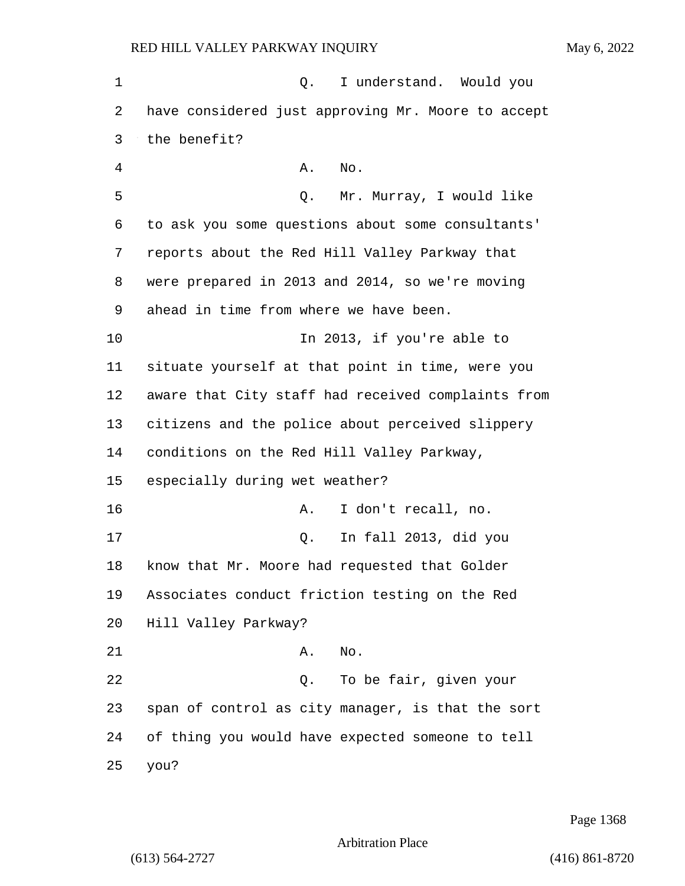Q. I understand. Would you have considered just approving Mr. Moore to accept the benefit?

A. No.

Q. Mr. Murray, I would like to ask you some questions about some consultants' reports about the Red Hill Valley Parkway that were prepared in 2013 and 2014, so we're moving ahead in time from where we have been.

In 2013, if you're able to situate yourself at that point in time, were you aware that City staff had received complaints from citizens and the police about perceived slippery conditions on the Red Hill Valley Parkway, especially during wet weather?

A. I don't recall, no.

Q. In fall 2013, did you know that Mr. Moore had requested that Golder Associates conduct friction testing on the Red Hill Valley Parkway?

A. No.

Q. To be fair, given your span of control as city manager, is that the sort of thing you would have expected someone to tell you?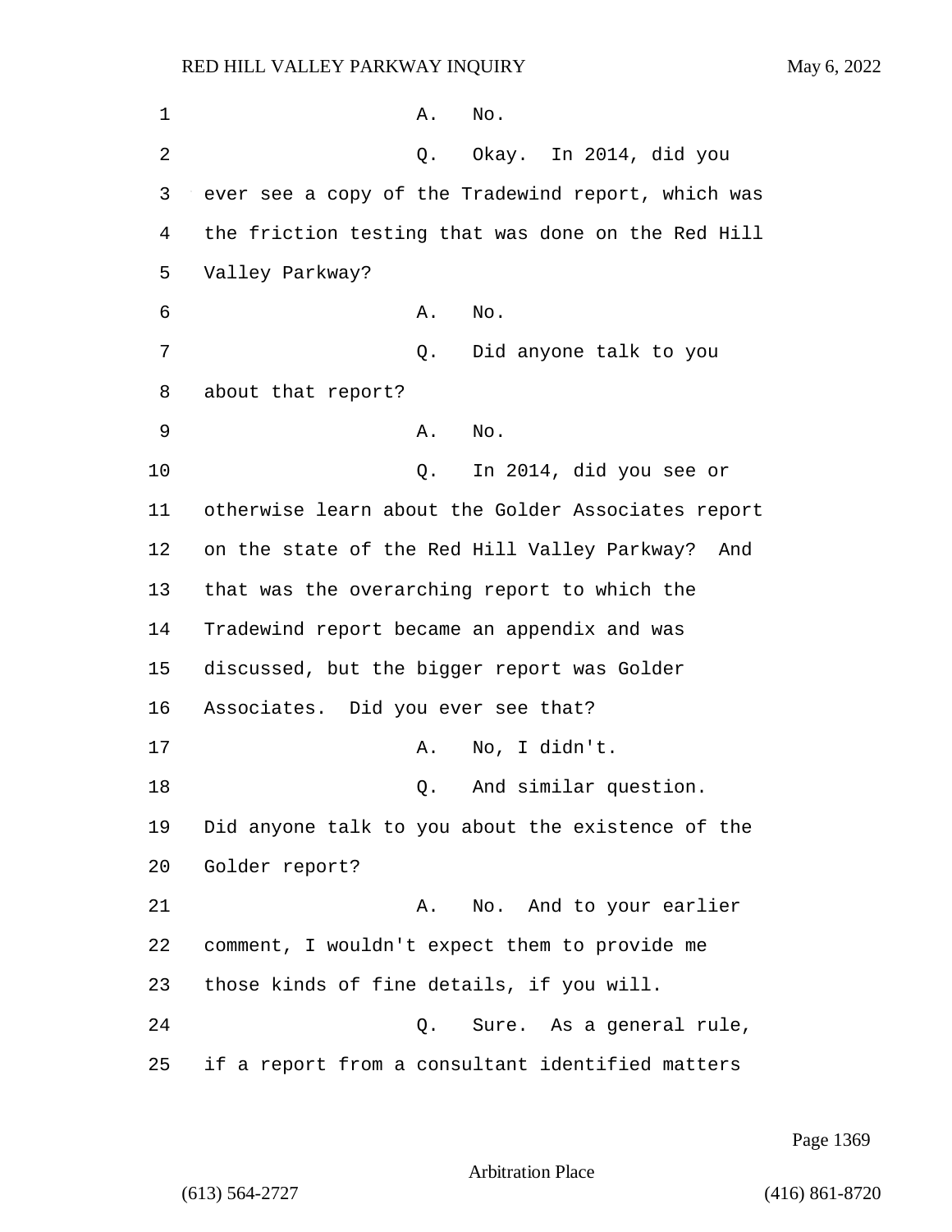A. No.

Q. Okay. In 2014, did you ever see a copy of the Tradewind report, which was the friction testing that was done on the Red Hill Valley Parkway?

A. No.

Q. Did anyone talk to you about that report?

A. No.

Q. In 2014, did you see or otherwise learn about the Golder Associates report on the state of the Red Hill Valley Parkway? And that was the overarching report to which the Tradewind report became an appendix and was discussed, but the bigger report was Golder Associates. Did you ever see that?

A. No, I didn't.

Q. And similar question. Did anyone talk to you about the existence of the Golder report?

A. No. And to your earlier comment, I wouldn't expect them to provide me those kinds of fine details, if you will.

Q. Sure. As a general rule, if a report from a consultant identified matters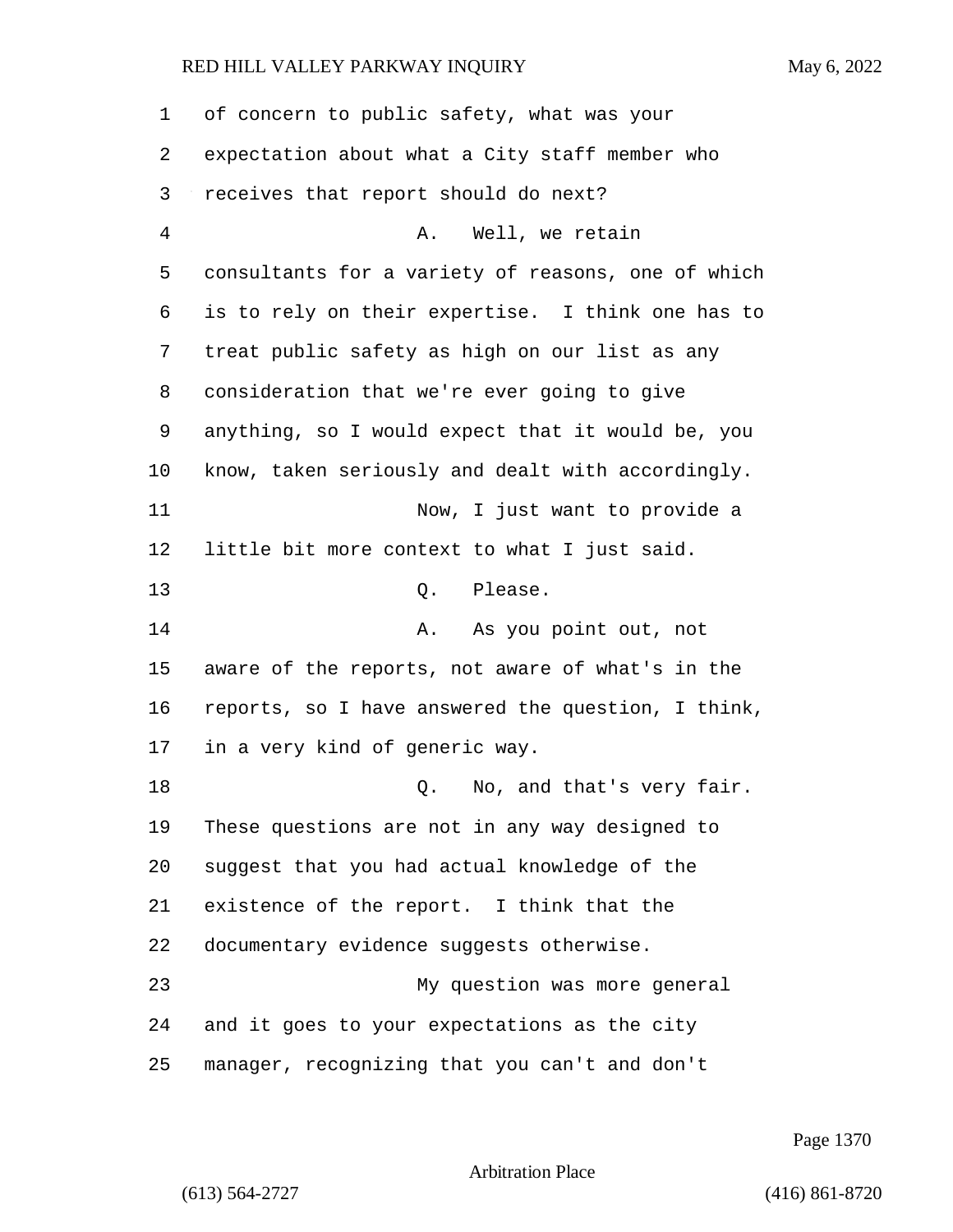of concern to public safety, what was your expectation about what a City staff member who receives that report should do next?

A. Well, we retain consultants for a variety of reasons, one of which is to rely on their expertise. I think one has to treat public safety as high on our list as any consideration that we're ever going to give anything, so I would expect that it would be, you know, taken seriously and dealt with accordingly.

Now, I just want to provide a little bit more context to what I just said.

Q. Please.

A. As you point out, not aware of the reports, not aware of what's in the reports, so I have answered the question, I think, in a very kind of generic way.

Q. No, and that's very fair. These questions are not in any way designed to suggest that you had actual knowledge of the existence of the report. I think that the documentary evidence suggests otherwise.

My question was more general and it goes to your expectations as the city manager, recognizing that you can't and don't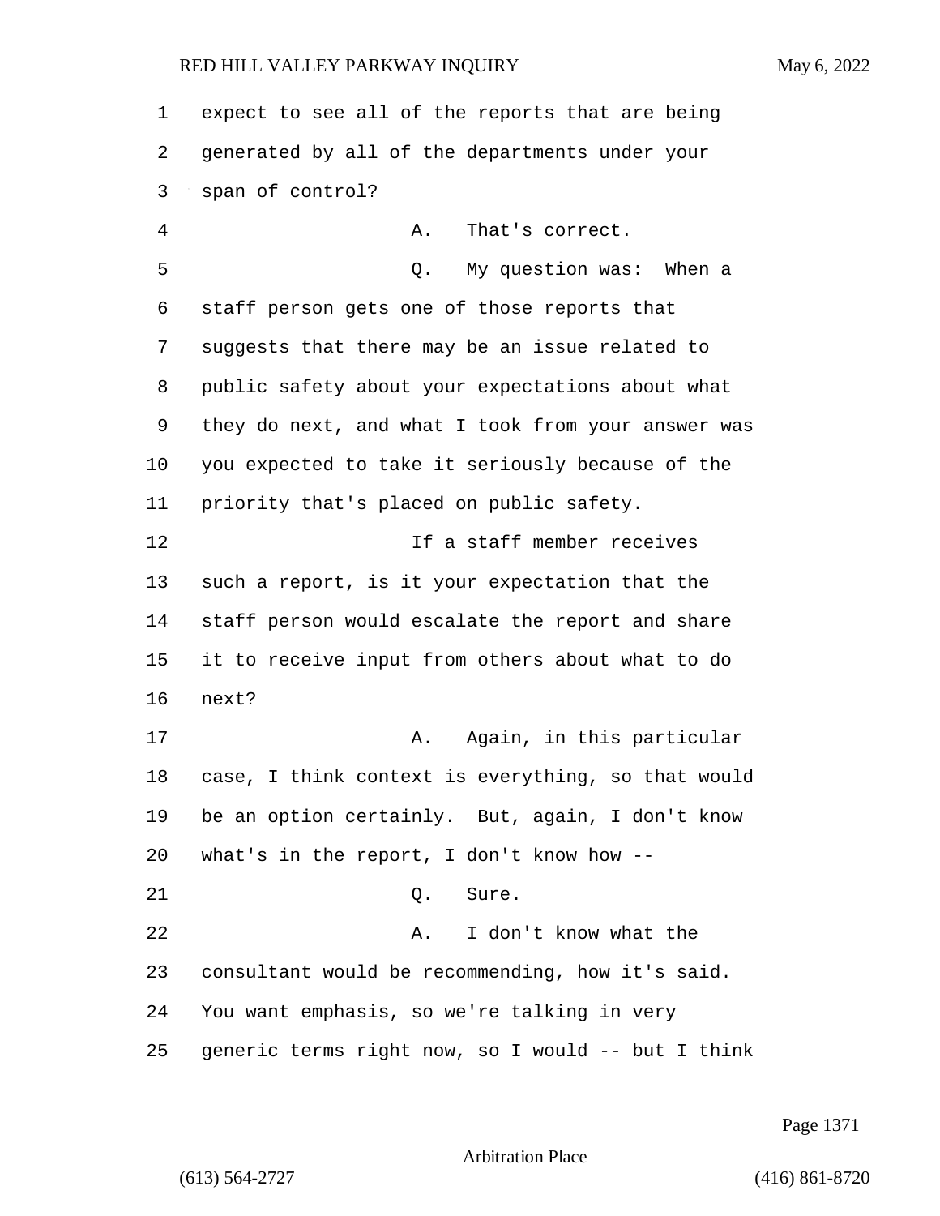expect to see all of the reports that are being generated by all of the departments under your span of control?

A. That's correct.

Q. My question was: When a staff person gets one of those reports that suggests that there may be an issue related to public safety about your expectations about what they do next, and what I took from your answer was you expected to take it seriously because of the priority that's placed on public safety.

If a staff member receives such a report, is it your expectation that the staff person would escalate the report and share it to receive input from others about what to do next?

A. Again, in this particular case, I think context is everything, so that would be an option certainly. But, again, I don't know what's in the report, I don't know how --

Q. Sure.

A. I don't know what the consultant would be recommending, how it's said. You want emphasis, so we're talking in very generic terms right now, so I would -- but I think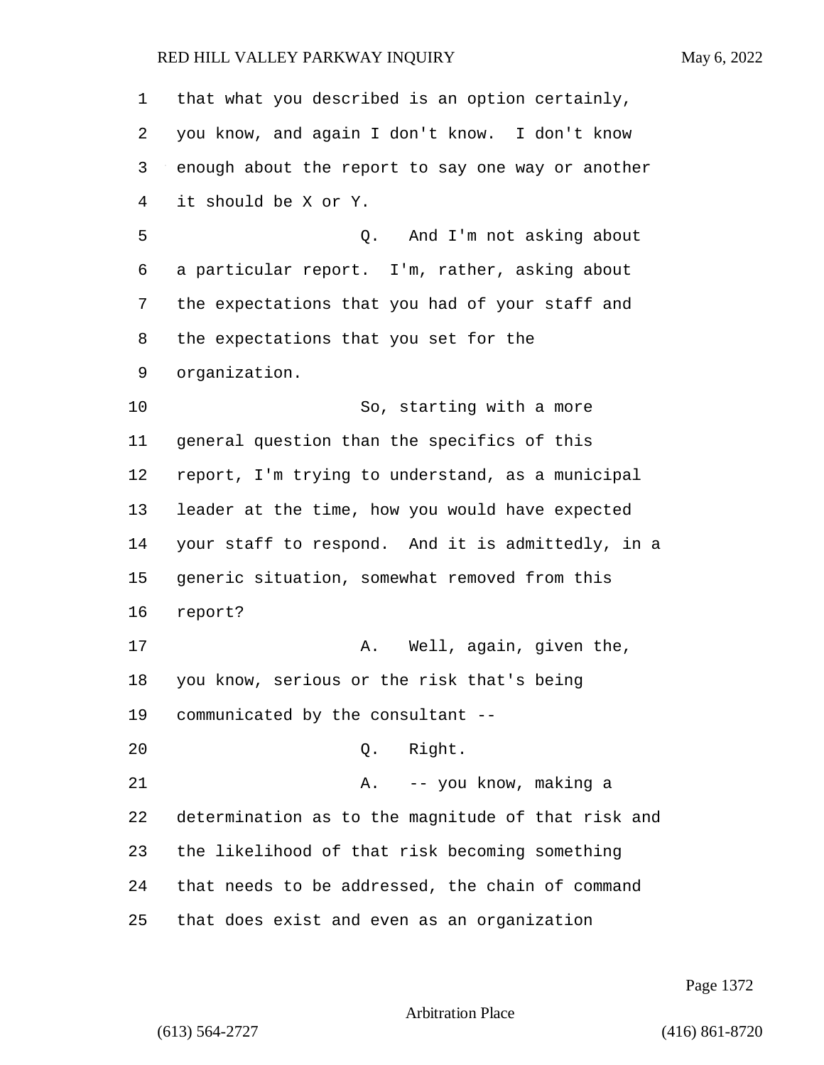that what you described is an option certainly, you know, and again I don't know. I don't know enough about the report to say one way or another it should be X or Y.

Q. And I'm not asking about a particular report. I'm, rather, asking about the expectations that you had of your staff and the expectations that you set for the organization.

So, starting with a more general question than the specifics of this report, I'm trying to understand, as a municipal leader at the time, how you would have expected your staff to respond. And it is admittedly, in a generic situation, somewhat removed from this report?

A. Well, again, given the, you know, serious or the risk that's being communicated by the consultant --

Q. Right.

A. -- you know, making a determination as to the magnitude of that risk and the likelihood of that risk becoming something that needs to be addressed, the chain of command that does exist and even as an organization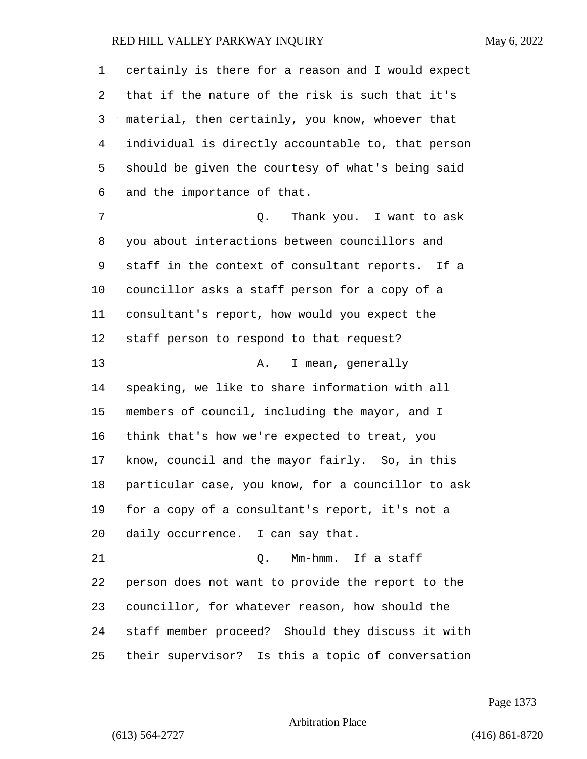certainly is there for a reason and I would expect that if the nature of the risk is such that it's material, then certainly, you know, whoever that individual is directly accountable to, that person should be given the courtesy of what's being said and the importance of that.

Q. Thank you. I want to ask you about interactions between councillors and staff in the context of consultant reports. If a councillor asks a staff person for a copy of a consultant's report, how would you expect the staff person to respond to that request?

A. I mean, generally speaking, we like to share information with all members of council, including the mayor, and I think that's how we're expected to treat, you know, council and the mayor fairly. So, in this particular case, you know, for a councillor to ask for a copy of a consultant's report, it's not a daily occurrence. I can say that.

Q. Mm-hmm. If a staff person does not want to provide the report to the councillor, for whatever reason, how should the staff member proceed? Should they discuss it with their supervisor? Is this a topic of conversation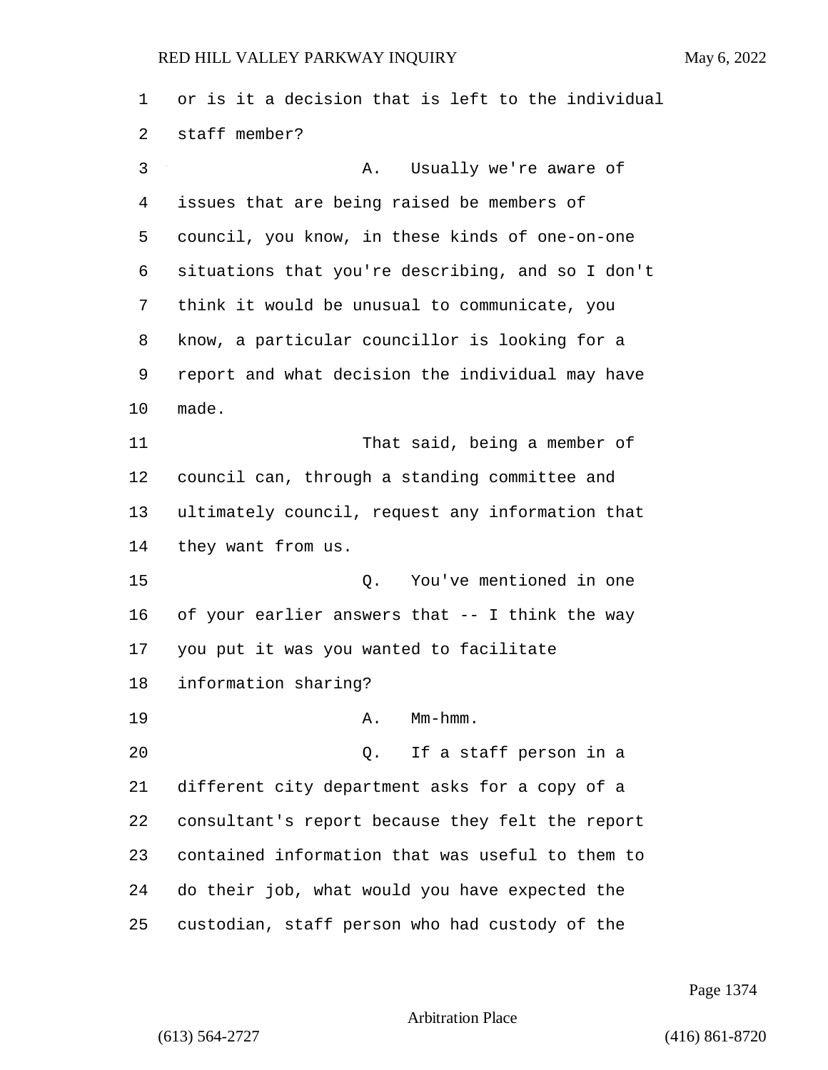or is it a decision that is left to the individual staff member?

A. Usually we're aware of issues that are being raised be members of council, you know, in these kinds of one-on-one situations that you're describing, and so I don't think it would be unusual to communicate, you know, a particular councillor is looking for a report and what decision the individual may have made.

That said, being a member of council can, through a standing committee and ultimately council, request any information that they want from us.

Q. You've mentioned in one of your earlier answers that -- I think the way you put it was you wanted to facilitate information sharing?

A. Mm-hmm.

Q. If a staff person in a different city department asks for a copy of a consultant's report because they felt the report contained information that was useful to them to do their job, what would you have expected the custodian, staff person who had custody of the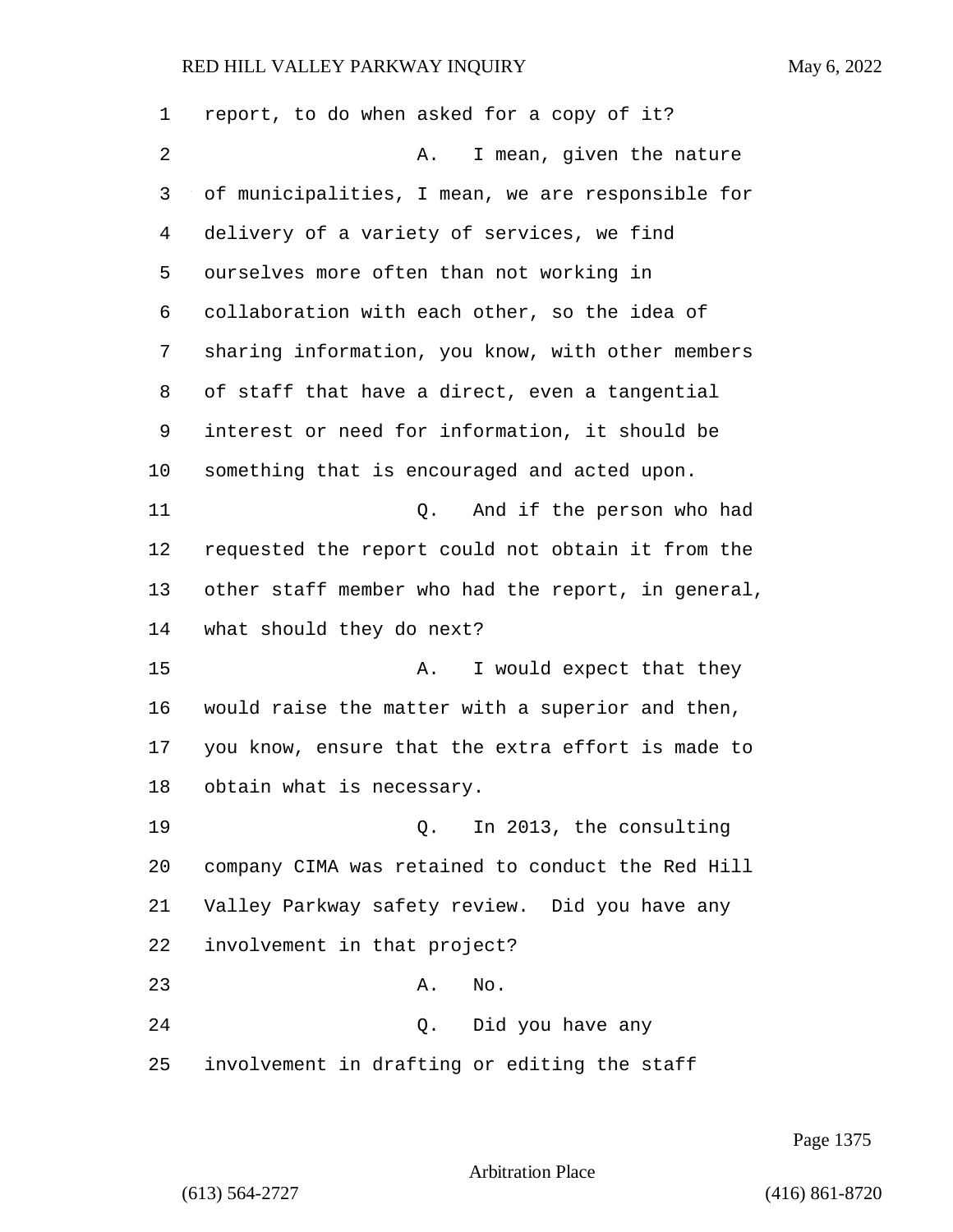report, to do when asked for a copy of it?

A. I mean, given the nature of municipalities, I mean, we are responsible for delivery of a variety of services, we find ourselves more often than not working in collaboration with each other, so the idea of sharing information, you know, with other members of staff that have a direct, even a tangential interest or need for information, it should be something that is encouraged and acted upon.

Q. And if the person who had requested the report could not obtain it from the other staff member who had the report, in general, what should they do next?

A. I would expect that they would raise the matter with a superior and then, you know, ensure that the extra effort is made to obtain what is necessary.

Q. In 2013, the consulting company CIMA was retained to conduct the Red Hill Valley Parkway safety review. Did you have any involvement in that project?

A. No.

Q. Did you have any involvement in drafting or editing the staff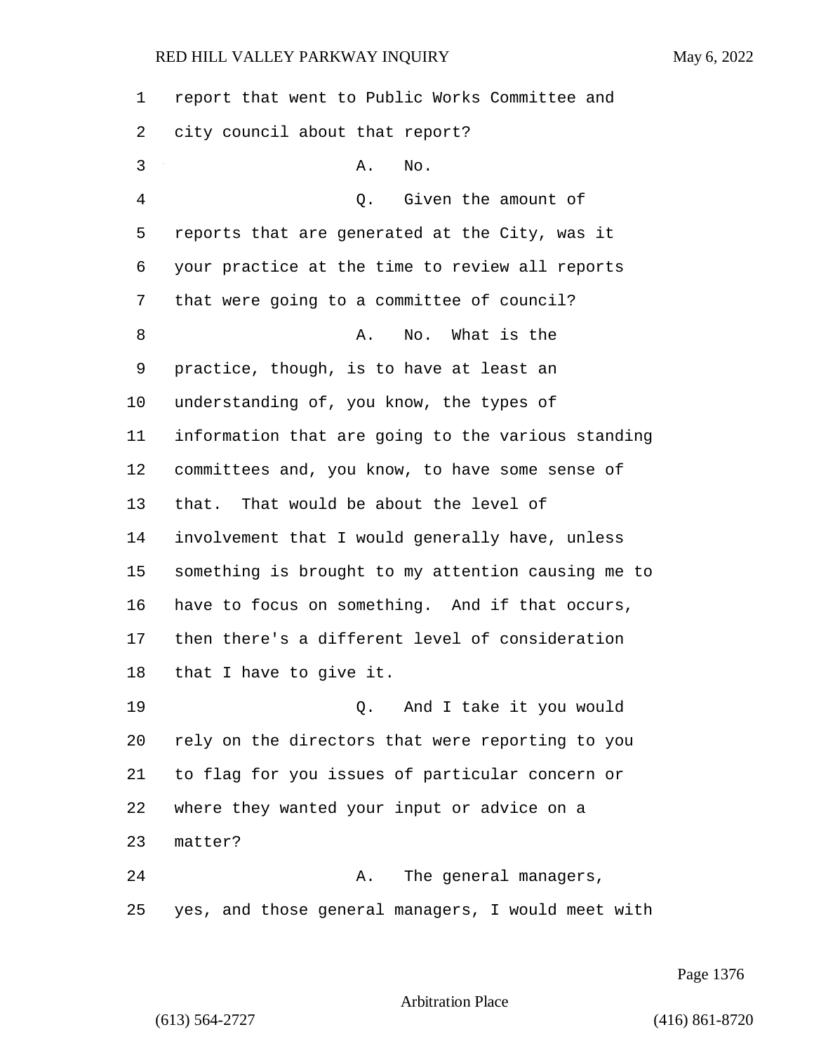report that went to Public Works Committee and city council about that report?

A. No.

Q. Given the amount of reports that are generated at the City, was it your practice at the time to review all reports that were going to a committee of council?

A. No. What is the practice, though, is to have at least an understanding of, you know, the types of information that are going to the various standing committees and, you know, to have some sense of that. That would be about the level of involvement that I would generally have, unless something is brought to my attention causing me to have to focus on something. And if that occurs, then there's a different level of consideration that I have to give it.

Q. And I take it you would rely on the directors that were reporting to you to flag for you issues of particular concern or where they wanted your input or advice on a matter?

A. The general managers, yes, and those general managers, I would meet with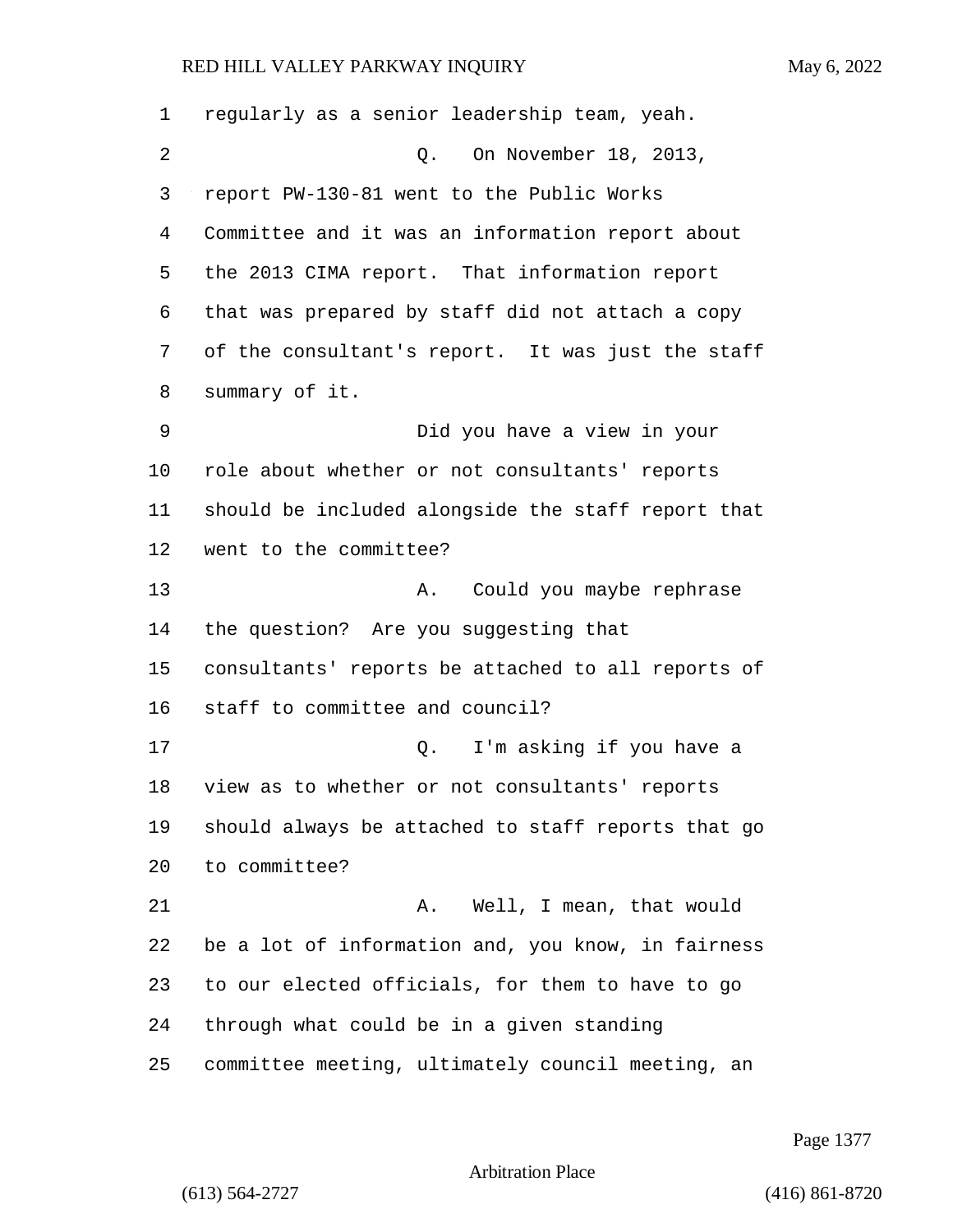regularly as a senior leadership team, yeah.

Q. On November 18, 2013, report PW-130-81 went to the Public Works Committee and it was an information report about the 2013 CIMA report. That information report that was prepared by staff did not attach a copy of the consultant's report. It was just the staff summary of it.

Did you have a view in your role about whether or not consultants' reports should be included alongside the staff report that went to the committee?

A. Could you maybe rephrase the question? Are you suggesting that consultants' reports be attached to all reports of staff to committee and council?

Q. I'm asking if you have a view as to whether or not consultants' reports should always be attached to staff reports that go to committee?

A. Well, I mean, that would be a lot of information and, you know, in fairness to our elected officials, for them to have to go through what could be in a given standing committee meeting, ultimately council meeting, an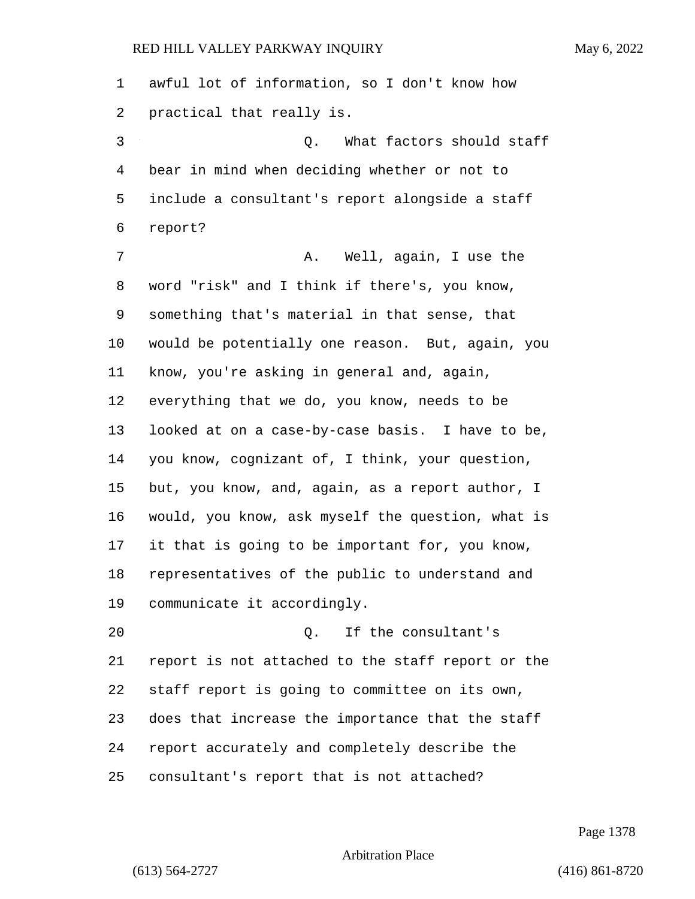awful lot of information, so I don't know how practical that really is.

Q. What factors should staff bear in mind when deciding whether or not to include a consultant's report alongside a staff report?

A. Well, again, I use the word "risk" and I think if there's, you know, something that's material in that sense, that would be potentially one reason. But, again, you know, you're asking in general and, again, everything that we do, you know, needs to be looked at on a case-by-case basis. I have to be, you know, cognizant of, I think, your question, but, you know, and, again, as a report author, I would, you know, ask myself the question, what is it that is going to be important for, you know, representatives of the public to understand and communicate it accordingly.

Q. If the consultant's report is not attached to the staff report or the staff report is going to committee on its own, does that increase the importance that the staff report accurately and completely describe the consultant's report that is not attached?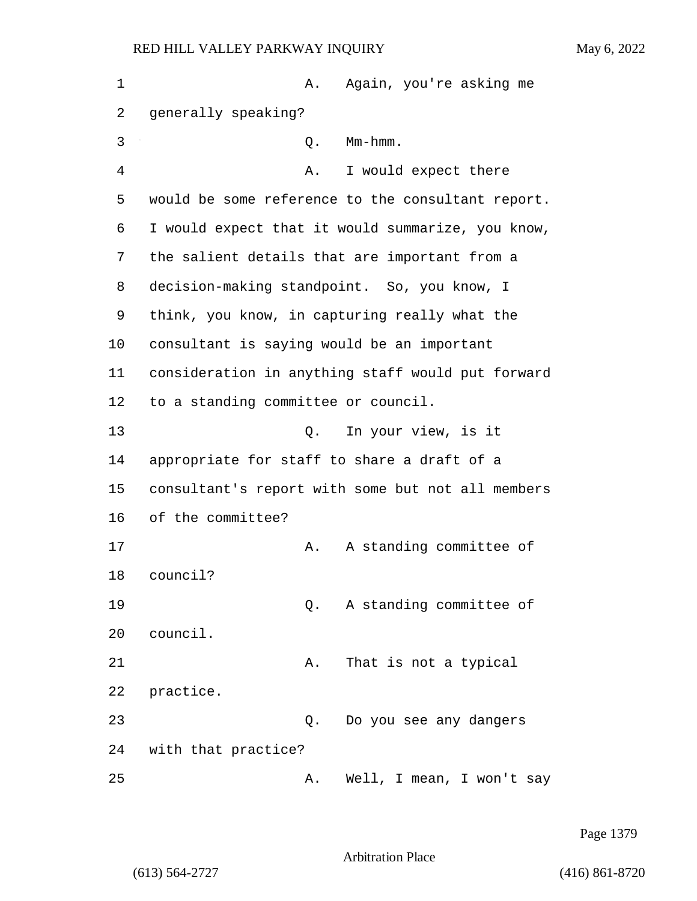A. Again, you're asking me generally speaking?

Q. Mm-hmm.

A. I would expect there would be some reference to the consultant report. I would expect that it would summarize, you know, the salient details that are important from a decision-making standpoint. So, you know, I think, you know, in capturing really what the consultant is saying would be an important consideration in anything staff would put forward to a standing committee or council.

Q. In your view, is it appropriate for staff to share a draft of a consultant's report with some but not all members of the committee?

A. A standing committee of council?

Q. A standing committee of council.

A. That is not a typical practice.

Q. Do you see any dangers with that practice?

A. Well, I mean, I won't say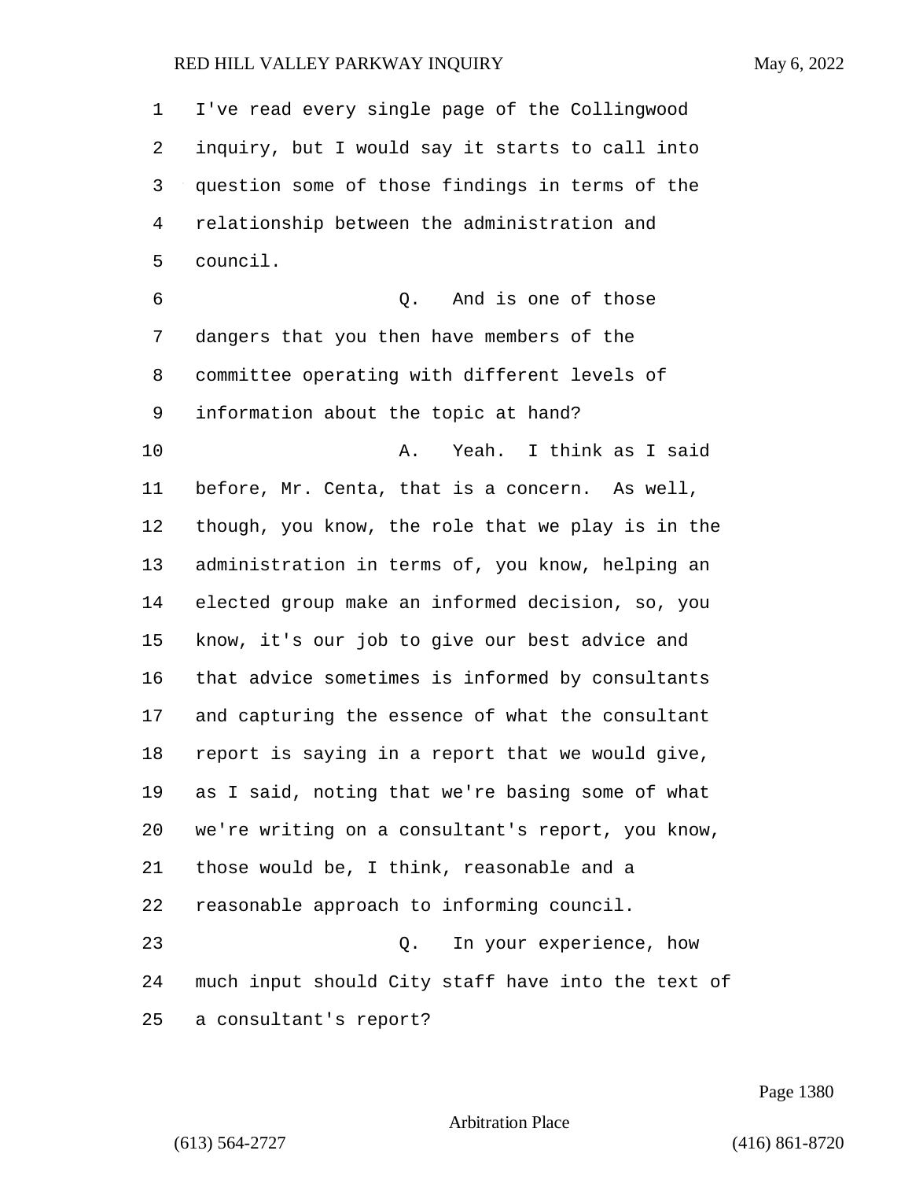I've read every single page of the Collingwood inquiry, but I would say it starts to call into question some of those findings in terms of the relationship between the administration and council.

Q. And is one of those dangers that you then have members of the committee operating with different levels of information about the topic at hand?

A. Yeah. I think as I said before, Mr. Centa, that is a concern. As well, though, you know, the role that we play is in the administration in terms of, you know, helping an elected group make an informed decision, so, you know, it's our job to give our best advice and that advice sometimes is informed by consultants and capturing the essence of what the consultant report is saying in a report that we would give, as I said, noting that we're basing some of what we're writing on a consultant's report, you know, those would be, I think, reasonable and a reasonable approach to informing council.

Q. In your experience, how much input should City staff have into the text of a consultant's report?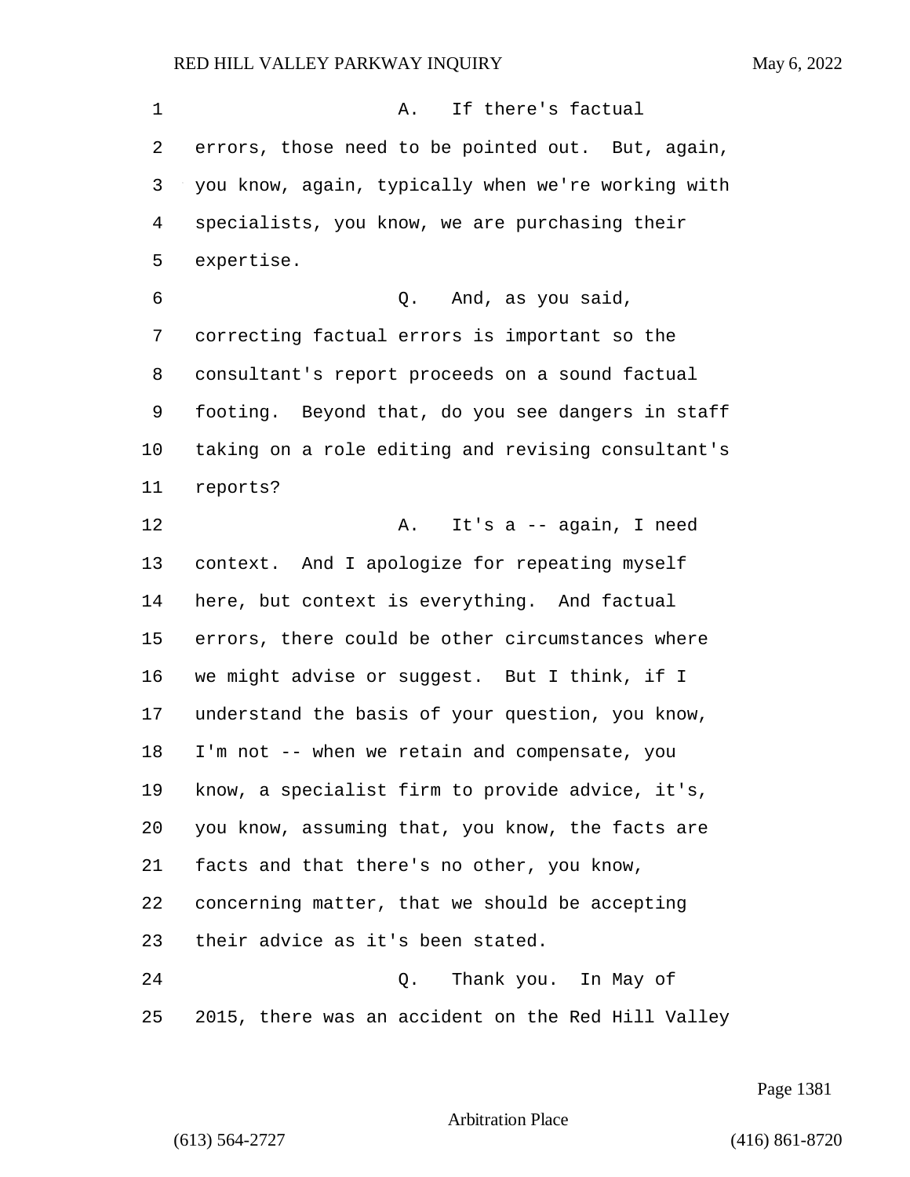A. If there's factual errors, those need to be pointed out. But, again, you know, again, typically when we're working with specialists, you know, we are purchasing their expertise.

Q. And, as you said, correcting factual errors is important so the consultant's report proceeds on a sound factual footing. Beyond that, do you see dangers in staff taking on a role editing and revising consultant's reports?

A. It's a -- again, I need context. And I apologize for repeating myself here, but context is everything. And factual errors, there could be other circumstances where we might advise or suggest. But I think, if I understand the basis of your question, you know, I'm not -- when we retain and compensate, you know, a specialist firm to provide advice, it's, you know, assuming that, you know, the facts are facts and that there's no other, you know, concerning matter, that we should be accepting their advice as it's been stated.

Q. Thank you. In May of 2015, there was an accident on the Red Hill Valley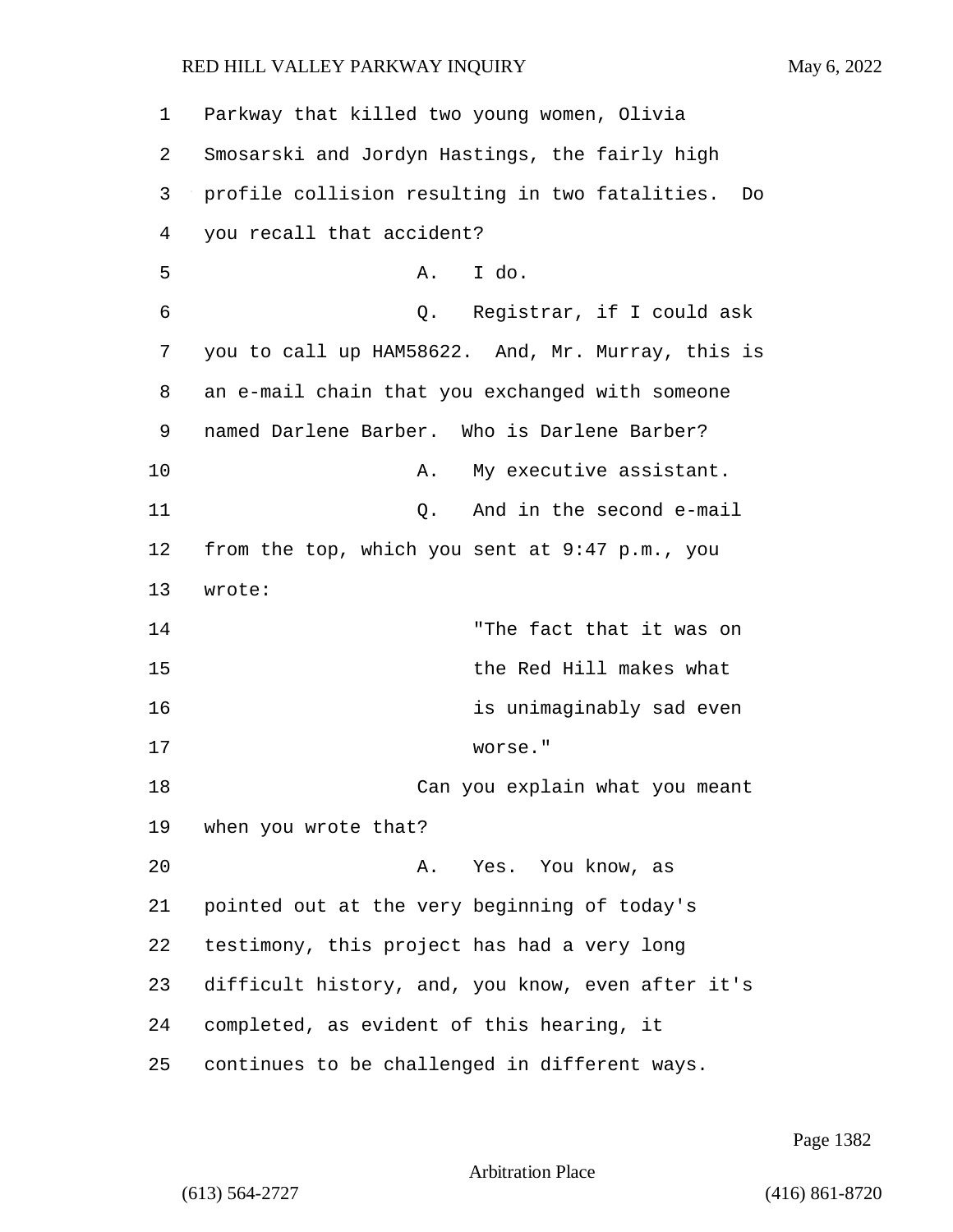Parkway that killed two young women, Olivia Smosarski and Jordyn Hastings, the fairly high profile collision resulting in two fatalities. Do you recall that accident?

A. I do.

Q. Registrar, if I could ask you to call up HAM58622. And, Mr. Murray, this is an e-mail chain that you exchanged with someone named Darlene Barber. Who is Darlene Barber?

A. My executive assistant.

Q. And in the second e-mail from the top, which you sent at 9:47 p.m., you wrote:

> "The fact that it was on the Red Hill makes what is unimaginably sad even worse."

Can you explain what you meant when you wrote that?

A. Yes. You know, as pointed out at the very beginning of today's testimony, this project has had a very long difficult history, and, you know, even after it's completed, as evident of this hearing, it continues to be challenged in different ways.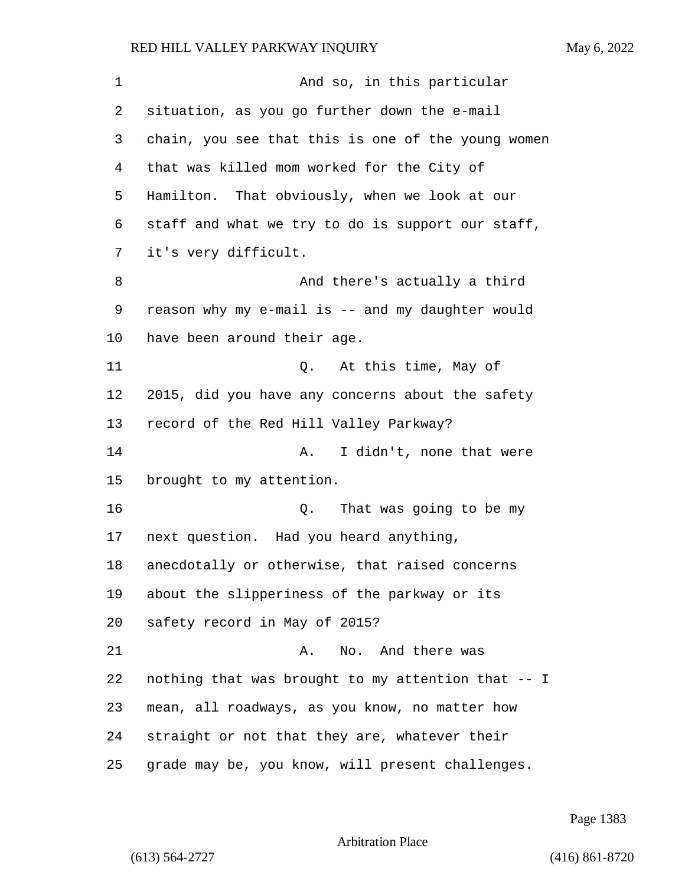And so, in this particular situation, as you go further down the e-mail chain, you see that this is one of the young women that was killed mom worked for the City of Hamilton. That obviously, when we look at our staff and what we try to do is support our staff, it's very difficult.

And there's actually a third reason why my e-mail is -- and my daughter would have been around their age.

Q. At this time, May of 2015, did you have any concerns about the safety record of the Red Hill Valley Parkway?

A. I didn't, none that were brought to my attention.

Q. That was going to be my next question. Had you heard anything, anecdotally or otherwise, that raised concerns about the slipperiness of the parkway or its safety record in May of 2015?

A. No. And there was nothing that was brought to my attention that -- I mean, all roadways, as you know, no matter how straight or not that they are, whatever their grade may be, you know, will present challenges.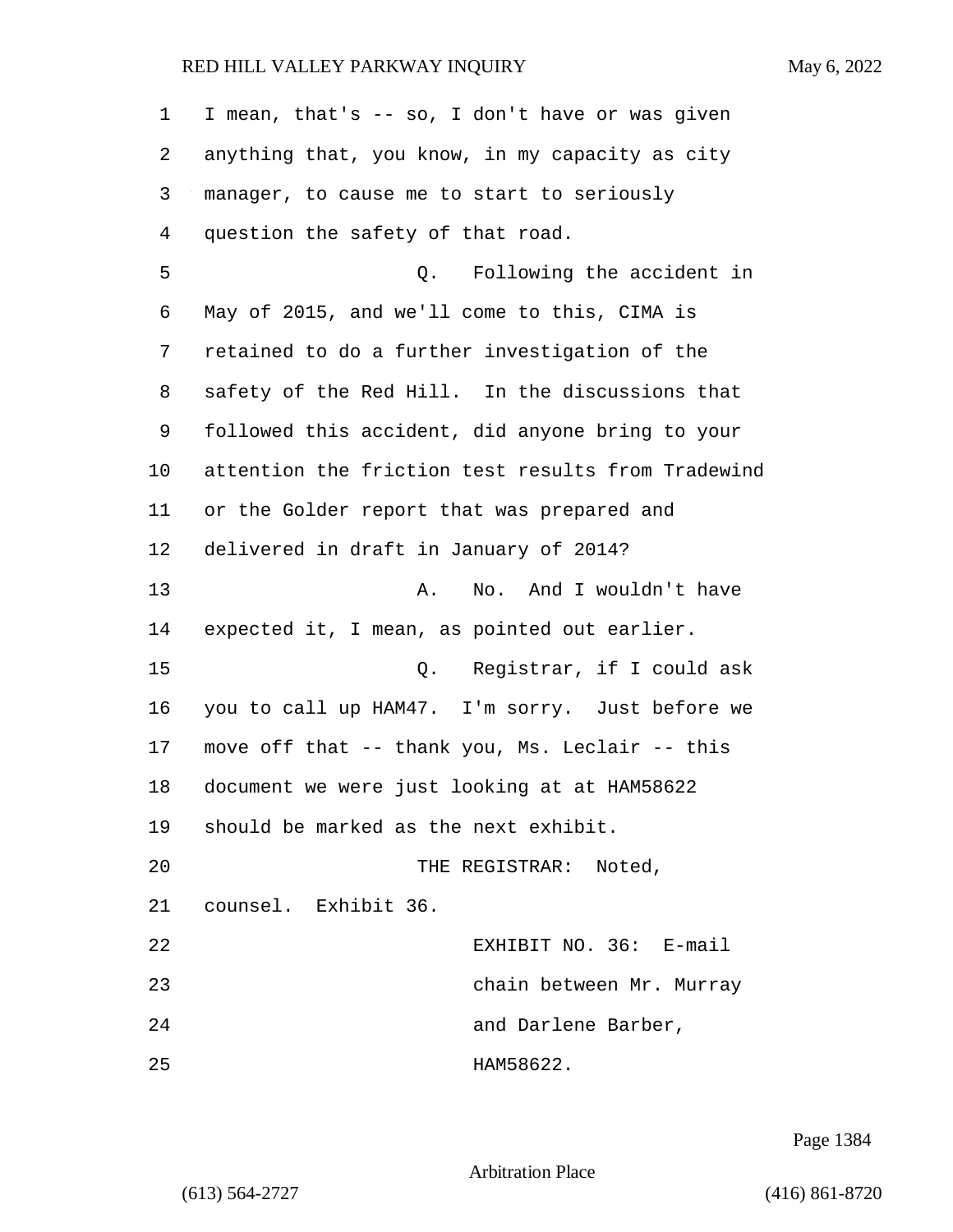I mean, that's -- so, I don't have or was given anything that, you know, in my capacity as city manager, to cause me to start to seriously question the safety of that road.

Q. Following the accident in May of 2015, and we'll come to this, CIMA is retained to do a further investigation of the safety of the Red Hill. In the discussions that followed this accident, did anyone bring to your attention the friction test results from Tradewind or the Golder report that was prepared and delivered in draft in January of 2014?

A. No. And I wouldn't have expected it, I mean, as pointed out earlier.

Q. Registrar, if I could ask you to call up HAM47. I'm sorry. Just before we move off that -- thank you, Ms. Leclair -- this document we were just looking at at HAM58622 should be marked as the next exhibit.

THE REGISTRAR: Noted, counsel. Exhibit 36.

EXHIBIT NO. 36: E-mail chain between Mr. Murray and Darlene Barber, HAM58622.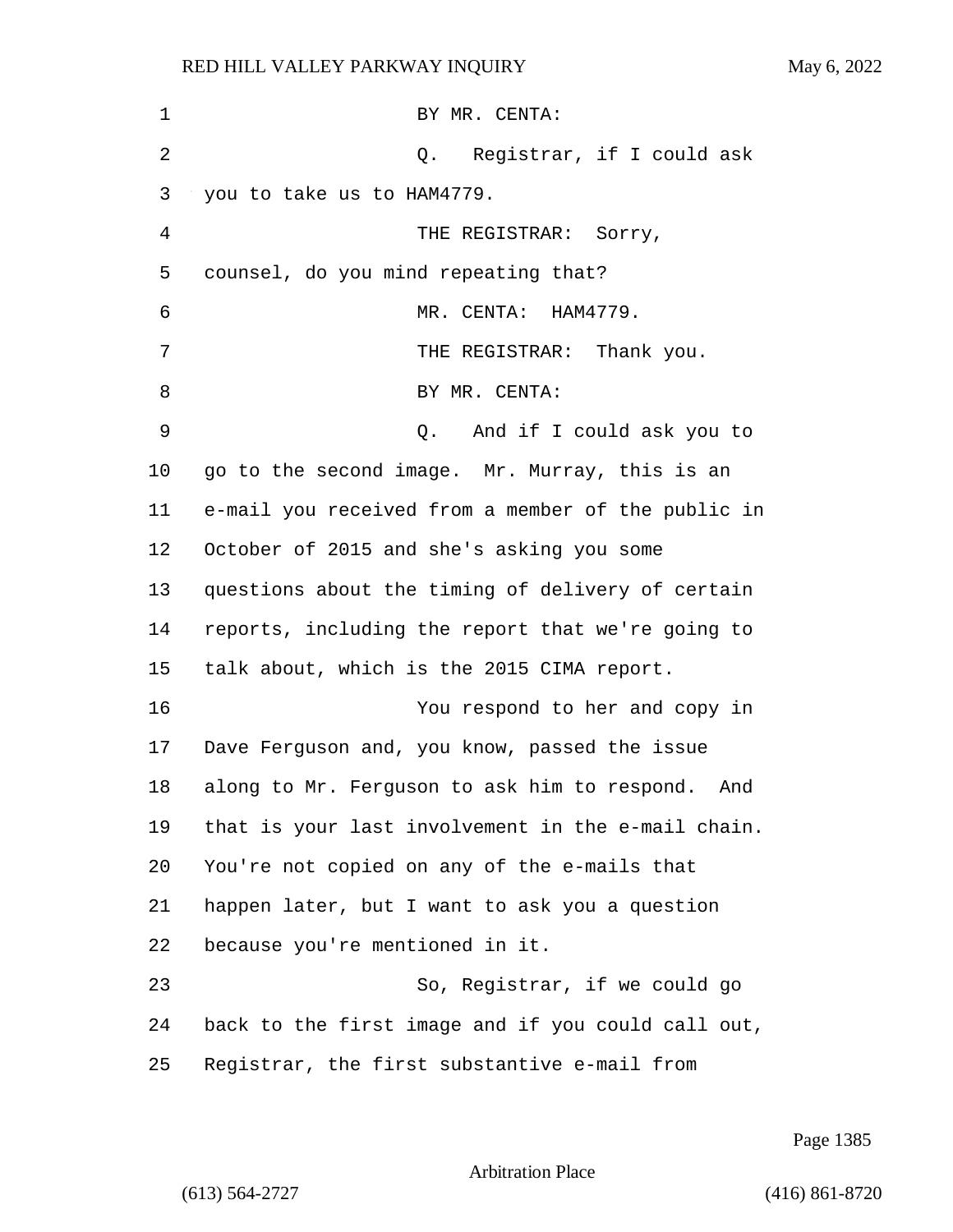BY MR. CENTA:

Q. Registrar, if I could ask you to take us to HAM4779.

THE REGISTRAR: Sorry, counsel, do you mind repeating that?

MR. CENTA: HAM4779.

THE REGISTRAR: Thank you.

BY MR. CENTA:

Q. And if I could ask you to go to the second image. Mr. Murray, this is an e-mail you received from a member of the public in October of 2015 and she's asking you some questions about the timing of delivery of certain reports, including the report that we're going to talk about, which is the 2015 CIMA report.

You respond to her and copy in Dave Ferguson and, you know, passed the issue along to Mr. Ferguson to ask him to respond. And that is your last involvement in the e-mail chain. You're not copied on any of the e-mails that happen later, but I want to ask you a question because you're mentioned in it.

So, Registrar, if we could go back to the first image and if you could call out, Registrar, the first substantive e-mail from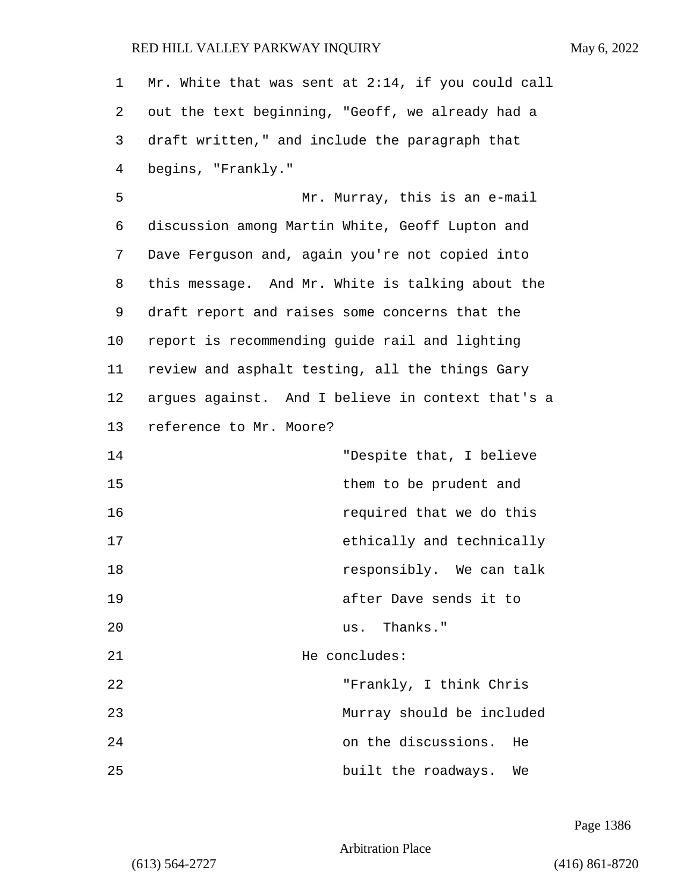Mr. White that was sent at 2:14, if you could call out the text beginning, "Geoff, we already had a draft written," and include the paragraph that begins, "Frankly."

Mr. Murray, this is an e-mail discussion among Martin White, Geoff Lupton and Dave Ferguson and, again you're not copied into this message. And Mr. White is talking about the draft report and raises some concerns that the report is recommending guide rail and lighting review and asphalt testing, all the things Gary argues against. And I believe in context that's a reference to Mr. Moore?

> "Despite that, I believe them to be prudent and required that we do this ethically and technically responsibly. We can talk after Dave sends it to us. Thanks."

He concludes:

> "Frankly, I think Chris Murray should be included on the discussions. He built the roadways. We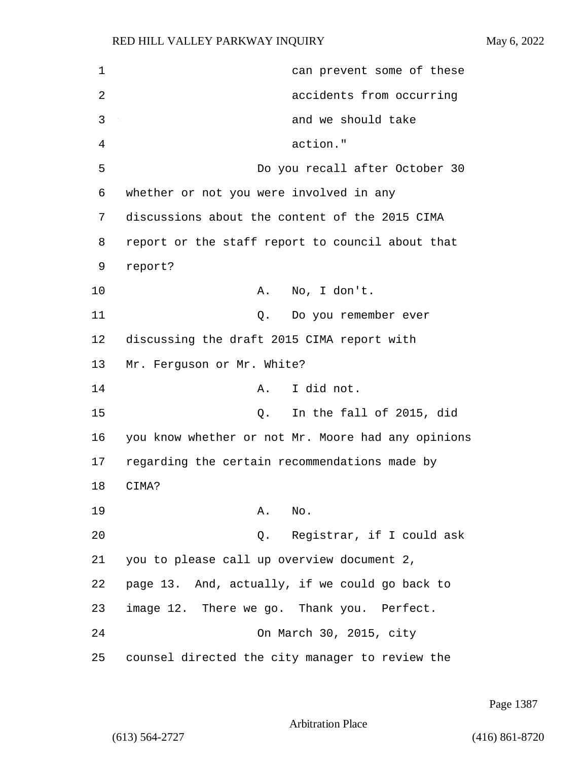can prevent some of these accidents from occurring and we should take action."

Do you recall after October 30 whether or not you were involved in any discussions about the content of the 2015 CIMA report or the staff report to council about that report?

A. No, I don't.

Q. Do you remember ever discussing the draft 2015 CIMA report with Mr. Ferguson or Mr. White?

A. I did not.

Q. In the fall of 2015, did you know whether or not Mr. Moore had any opinions regarding the certain recommendations made by CIMA?

A. No.

Q. Registrar, if I could ask you to please call up overview document 2, page 13. And, actually, if we could go back to image 12. There we go. Thank you. Perfect.

On March 30, 2015, city counsel directed the city manager to review the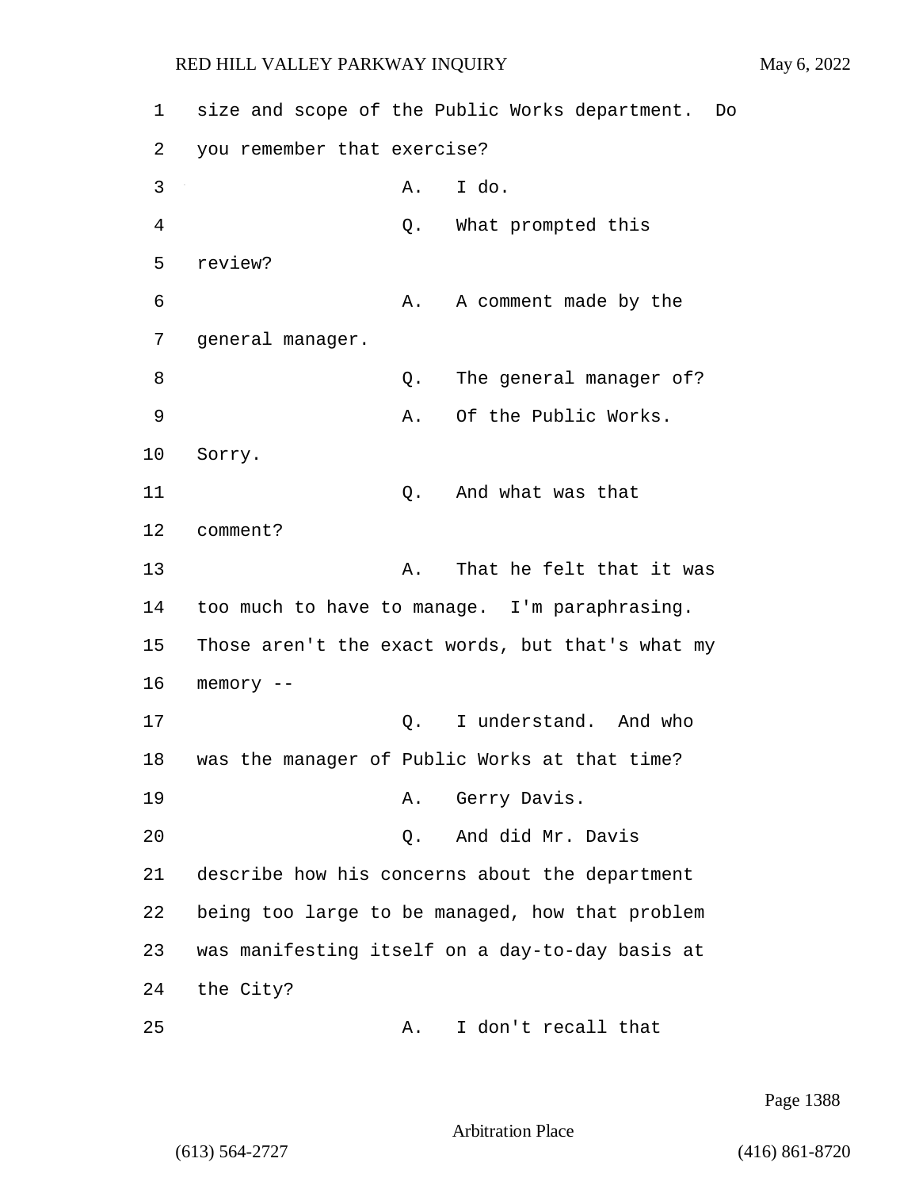size and scope of the Public Works department. Do you remember that exercise?

A. I do.

Q. What prompted this review?

A. A comment made by the general manager.

Q. The general manager of?

A. Of the Public Works. Sorry.

Q. And what was that comment?

A. That he felt that it was too much to have to manage. I'm paraphrasing. Those aren't the exact words, but that's what my memory --

Q. I understand. And who was the manager of Public Works at that time?

A. Gerry Davis.

Q. And did Mr. Davis describe how his concerns about the department being too large to be managed, how that problem was manifesting itself on a day-to-day basis at the City?

A. I don't recall that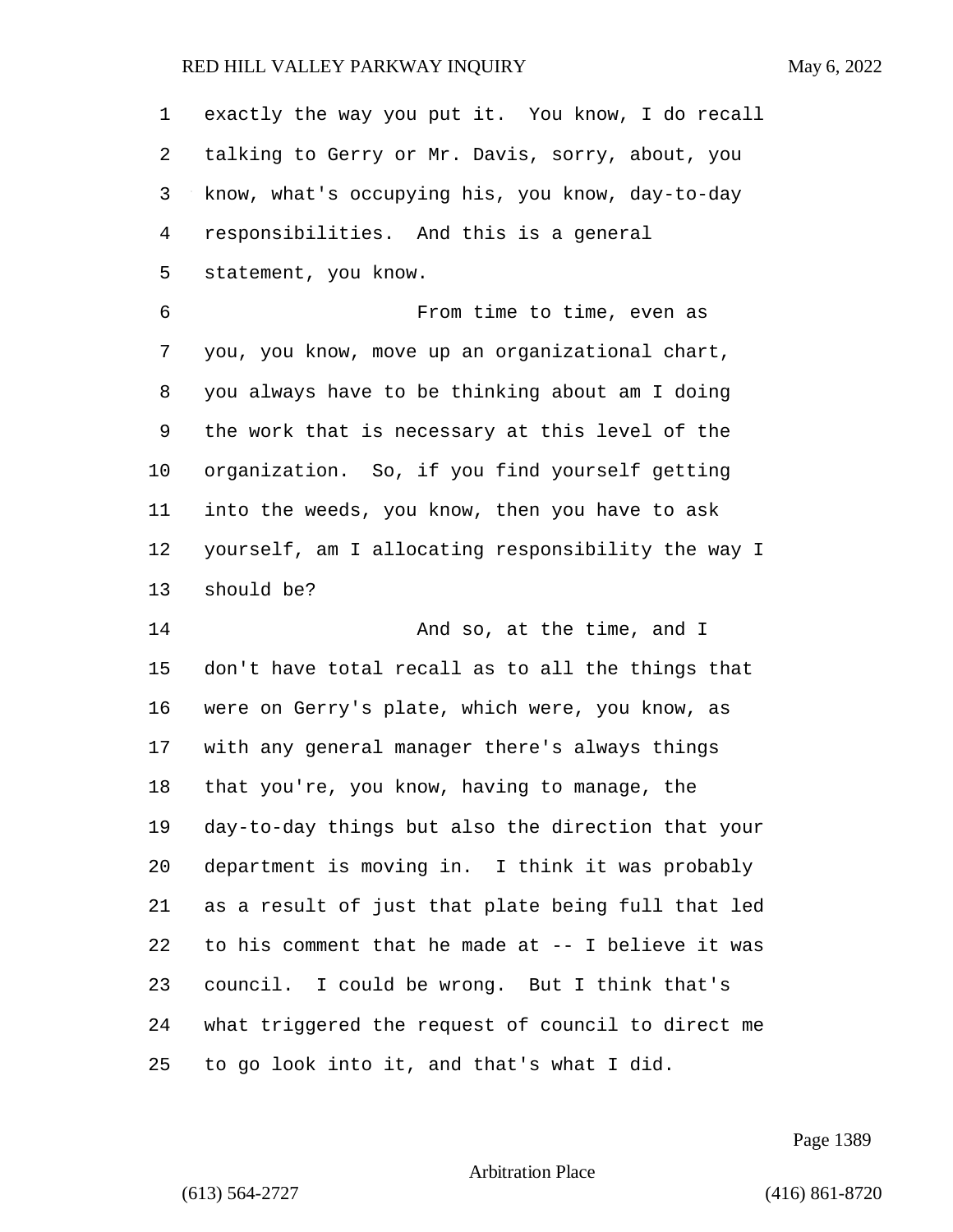exactly the way you put it. You know, I do recall talking to Gerry or Mr. Davis, sorry, about, you know, what's occupying his, you know, day-to-day responsibilities. And this is a general statement, you know.

From time to time, even as you, you know, move up an organizational chart, you always have to be thinking about am I doing the work that is necessary at this level of the organization. So, if you find yourself getting into the weeds, you know, then you have to ask yourself, am I allocating responsibility the way I should be?

And so, at the time, and I don't have total recall as to all the things that were on Gerry's plate, which were, you know, as with any general manager there's always things that you're, you know, having to manage, the day-to-day things but also the direction that your department is moving in. I think it was probably as a result of just that plate being full that led to his comment that he made at -- I believe it was council. I could be wrong. But I think that's what triggered the request of council to direct me to go look into it, and that's what I did.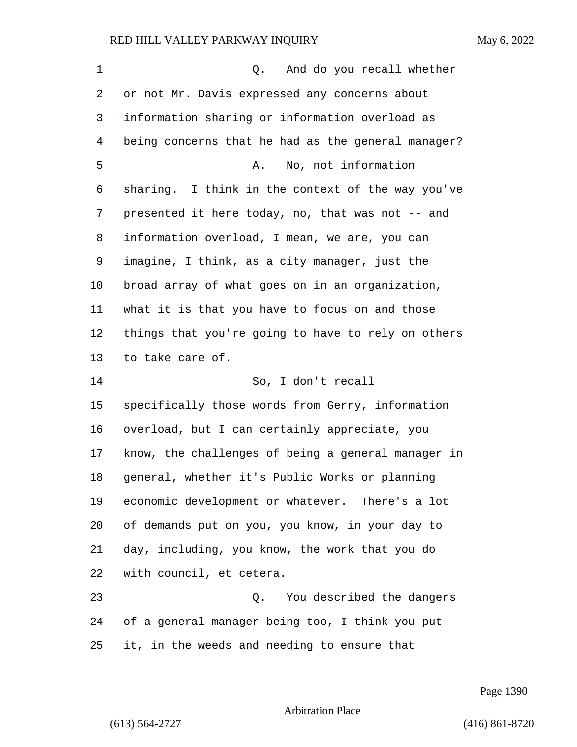Q. And do you recall whether or not Mr. Davis expressed any concerns about information sharing or information overload as being concerns that he had as the general manager?

A. No, not information sharing. I think in the context of the way you've presented it here today, no, that was not -- and information overload, I mean, we are, you can imagine, I think, as a city manager, just the broad array of what goes on in an organization, what it is that you have to focus on and those things that you're going to have to rely on others to take care of.

So, I don't recall specifically those words from Gerry, information overload, but I can certainly appreciate, you know, the challenges of being a general manager in general, whether it's Public Works or planning economic development or whatever. There's a lot of demands put on you, you know, in your day to day, including, you know, the work that you do with council, et cetera.

Q. You described the dangers of a general manager being too, I think you put it, in the weeds and needing to ensure that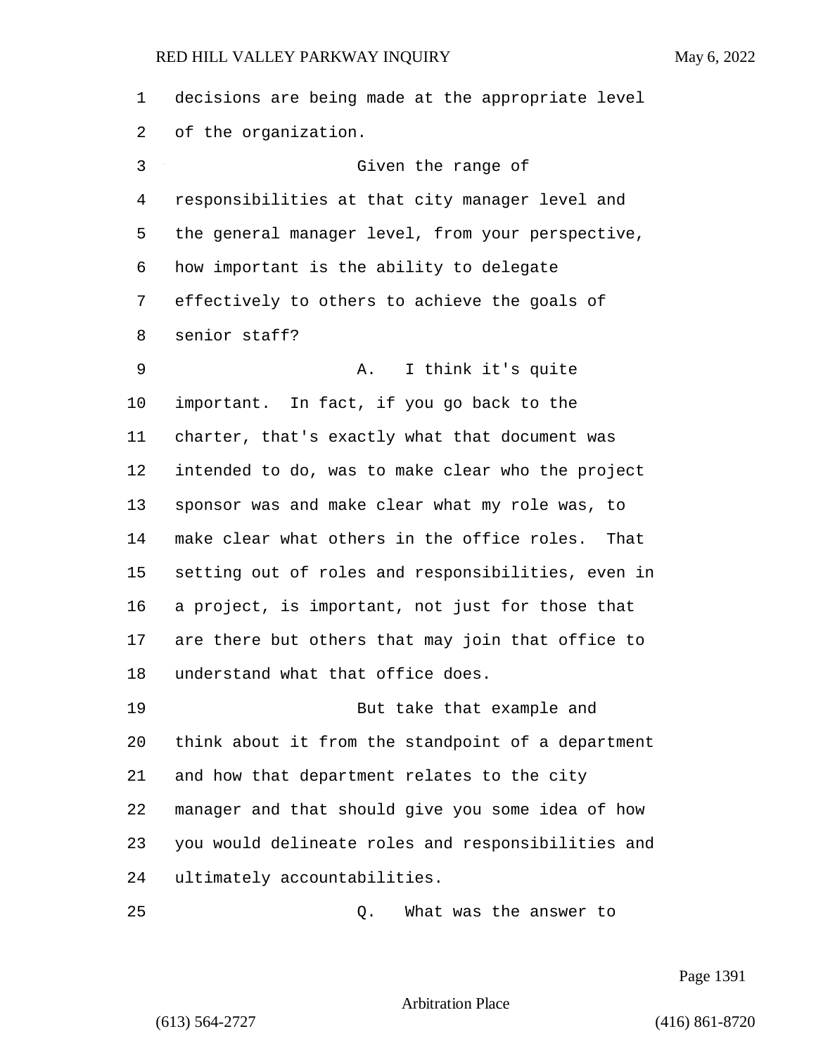decisions are being made at the appropriate level of the organization.

Given the range of responsibilities at that city manager level and the general manager level, from your perspective, how important is the ability to delegate effectively to others to achieve the goals of senior staff?

A. I think it's quite important. In fact, if you go back to the charter, that's exactly what that document was intended to do, was to make clear who the project sponsor was and make clear what my role was, to make clear what others in the office roles. That setting out of roles and responsibilities, even in a project, is important, not just for those that are there but others that may join that office to understand what that office does.

But take that example and think about it from the standpoint of a department and how that department relates to the city manager and that should give you some idea of how you would delineate roles and responsibilities and ultimately accountabilities.

Q. What was the answer to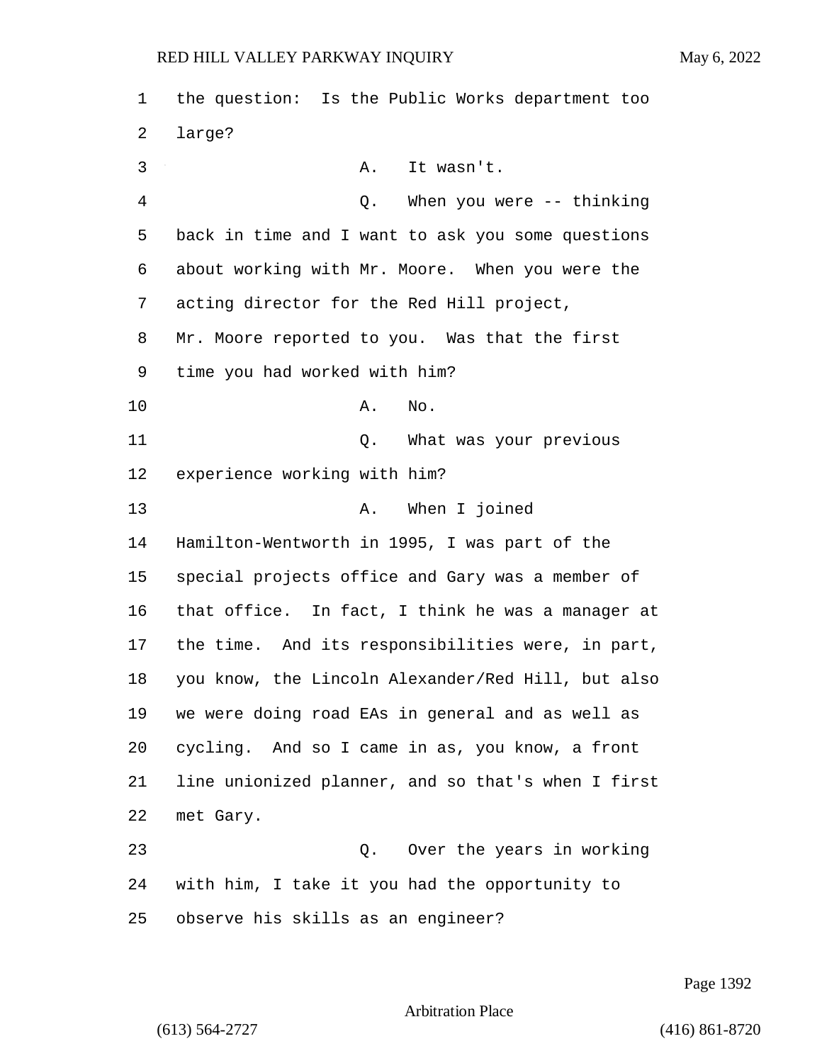the question: Is the Public Works department too large?

A. It wasn't.

Q. When you were -- thinking back in time and I want to ask you some questions about working with Mr. Moore. When you were the acting director for the Red Hill project, Mr. Moore reported to you. Was that the first time you had worked with him?

A. No.

Q. What was your previous experience working with him?

A. When I joined Hamilton-Wentworth in 1995, I was part of the special projects office and Gary was a member of that office. In fact, I think he was a manager at the time. And its responsibilities were, in part, you know, the Lincoln Alexander/Red Hill, but also we were doing road EAs in general and as well as cycling. And so I came in as, you know, a front line unionized planner, and so that's when I first met Gary.

Q. Over the years in working with him, I take it you had the opportunity to observe his skills as an engineer?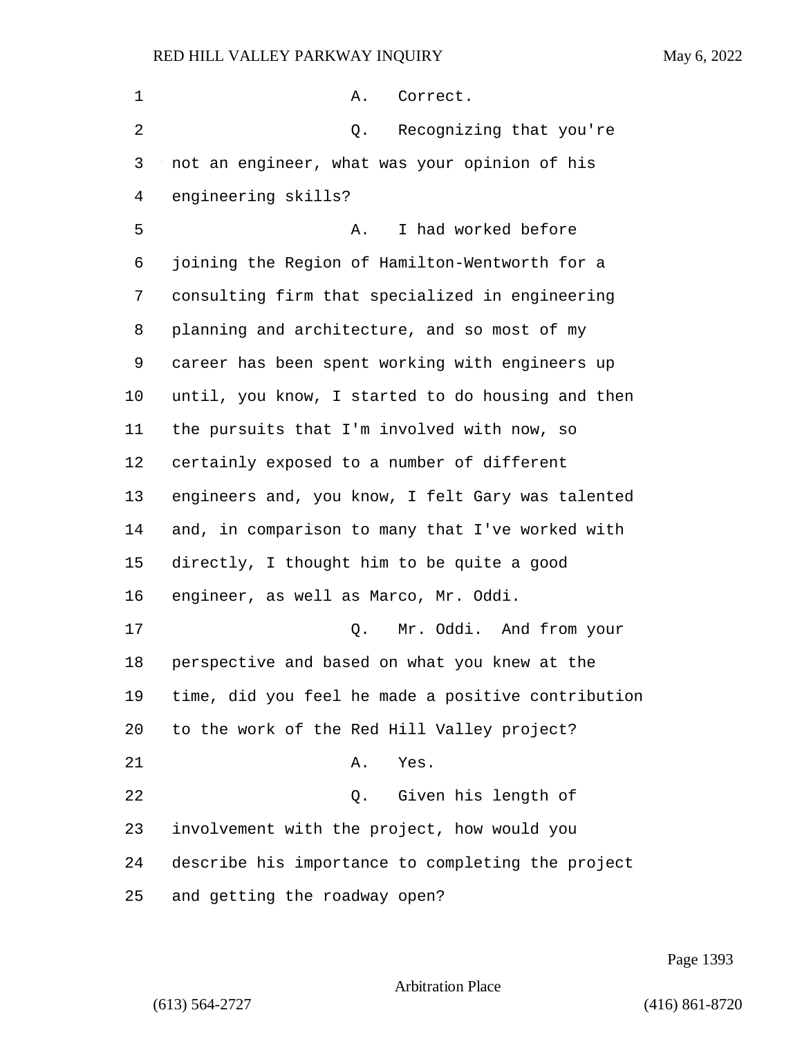A. Correct.

Q. Recognizing that you're not an engineer, what was your opinion of his engineering skills?

A. I had worked before joining the Region of Hamilton-Wentworth for a consulting firm that specialized in engineering planning and architecture, and so most of my career has been spent working with engineers up until, you know, I started to do housing and then the pursuits that I'm involved with now, so certainly exposed to a number of different engineers and, you know, I felt Gary was talented and, in comparison to many that I've worked with directly, I thought him to be quite a good engineer, as well as Marco, Mr. Oddi.

Q. Mr. Oddi. And from your perspective and based on what you knew at the time, did you feel he made a positive contribution to the work of the Red Hill Valley project?

A. Yes.

Q. Given his length of involvement with the project, how would you describe his importance to completing the project and getting the roadway open?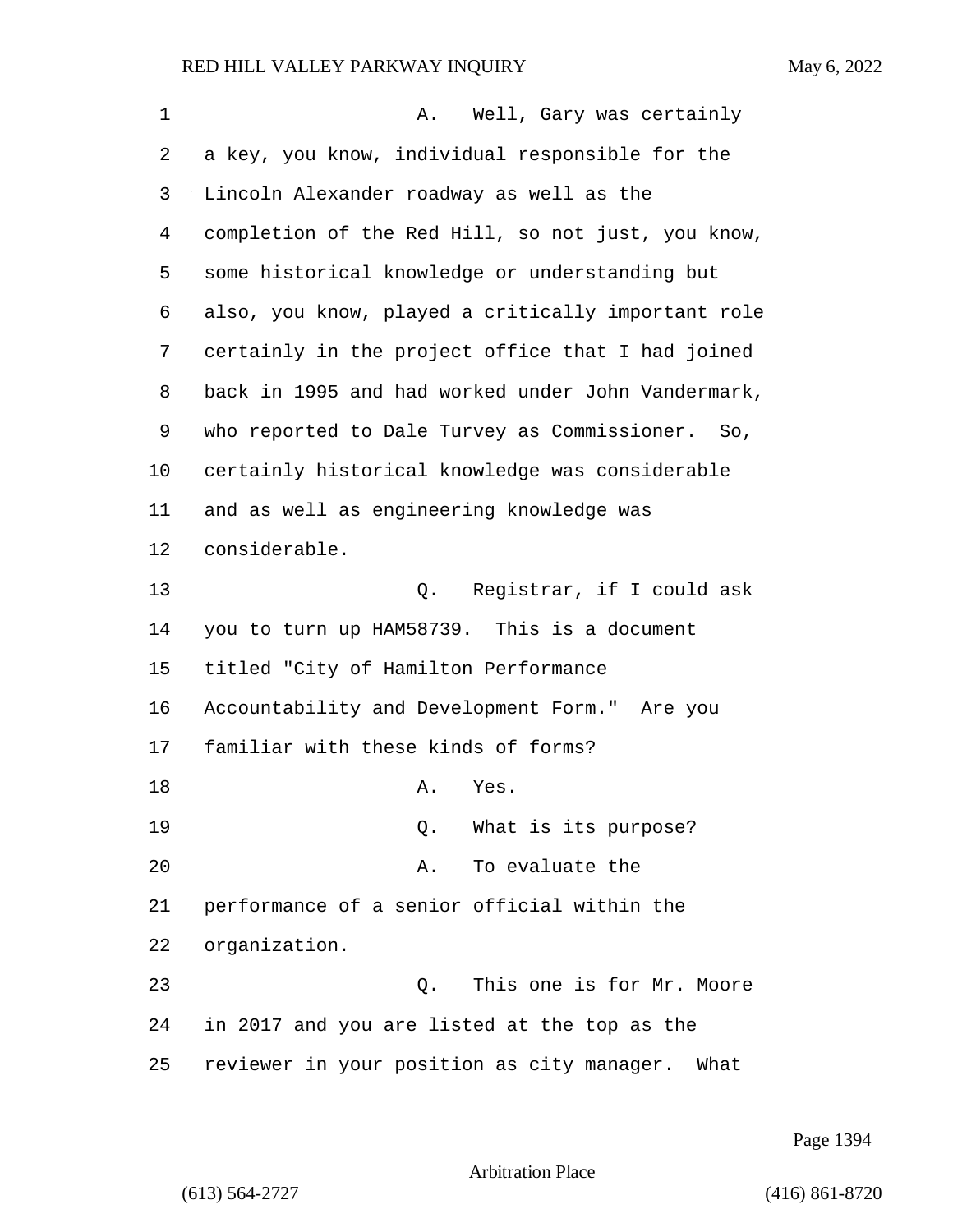A. Well, Gary was certainly a key, you know, individual responsible for the Lincoln Alexander roadway as well as the completion of the Red Hill, so not just, you know, some historical knowledge or understanding but also, you know, played a critically important role certainly in the project office that I had joined back in 1995 and had worked under John Vandermark, who reported to Dale Turvey as Commissioner. So, certainly historical knowledge was considerable and as well as engineering knowledge was considerable.

Q. Registrar, if I could ask you to turn up HAM58739. This is a document titled "City of Hamilton Performance Accountability and Development Form." Are you familiar with these kinds of forms?

A. Yes.

Q. What is its purpose?

A. To evaluate the performance of a senior official within the organization.

Q. This one is for Mr. Moore in 2017 and you are listed at the top as the reviewer in your position as city manager. What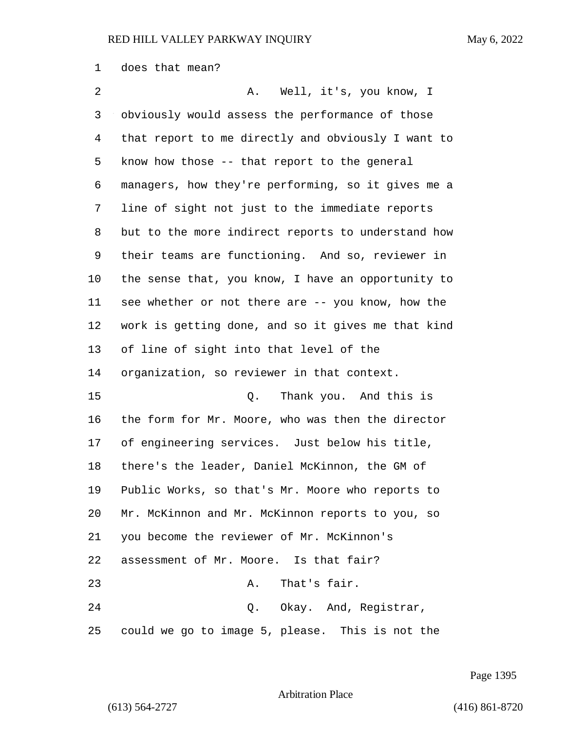does that mean?

A. Well, it's, you know, I obviously would assess the performance of those that report to me directly and obviously I want to know how those -- that report to the general managers, how they're performing, so it gives me a line of sight not just to the immediate reports but to the more indirect reports to understand how their teams are functioning. And so, reviewer in the sense that, you know, I have an opportunity to see whether or not there are -- you know, how the work is getting done, and so it gives me that kind of line of sight into that level of the organization, so reviewer in that context.

Q. Thank you. And this is the form for Mr. Moore, who was then the director of engineering services. Just below his title, there's the leader, Daniel McKinnon, the GM of Public Works, so that's Mr. Moore who reports to Mr. McKinnon and Mr. McKinnon reports to you, so you become the reviewer of Mr. McKinnon's assessment of Mr. Moore. Is that fair?

A. That's fair.

Q. Okay. And, Registrar, could we go to image 5, please. This is not the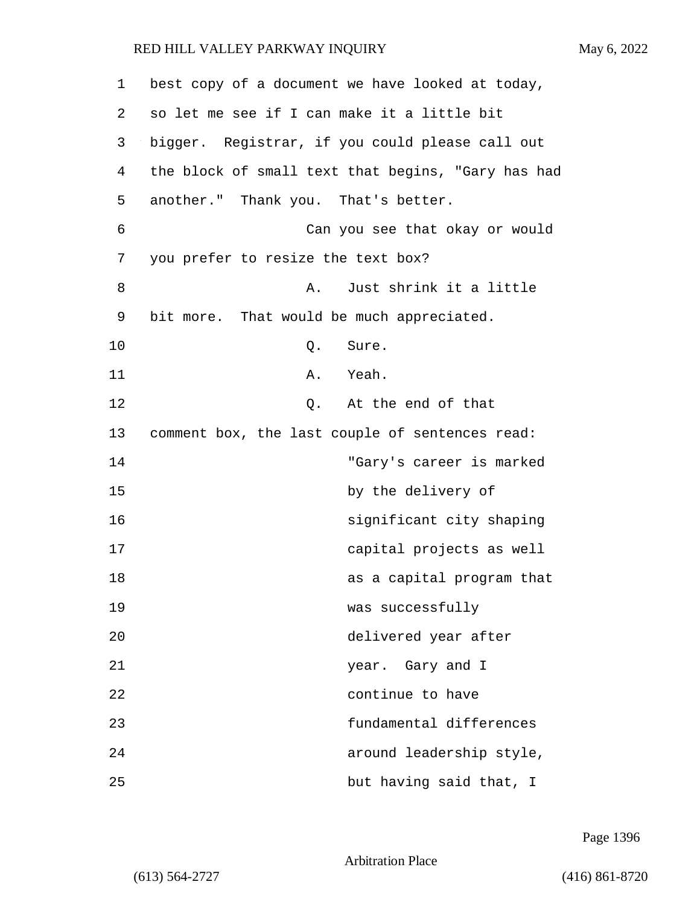best copy of a document we have looked at today, so let me see if I can make it a little bit bigger. Registrar, if you could please call out the block of small text that begins, "Gary has had another." Thank you. That's better.

Can you see that okay or would you prefer to resize the text box?

A. Just shrink it a little bit more. That would be much appreciated.

Q. Sure.

A. Yeah.

Q. At the end of that comment box, the last couple of sentences read:

> "Gary's career is marked by the delivery of significant city shaping capital projects as well as a capital program that was successfully delivered year after year. Gary and I continue to have fundamental differences around leadership style, but having said that, I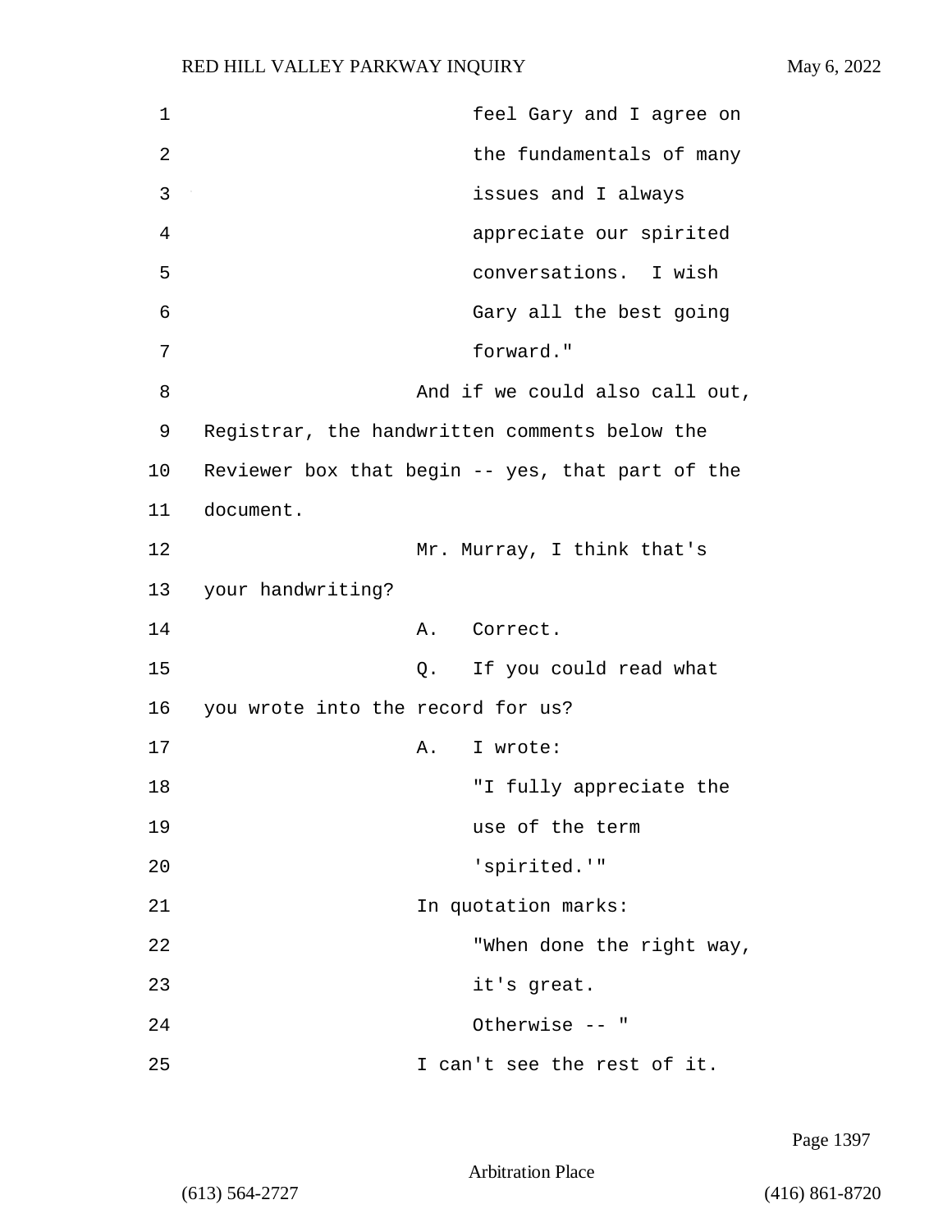feel Gary and I agree on the fundamentals of many issues and I always appreciate our spirited conversations. I wish Gary all the best going forward."

And if we could also call out, Registrar, the handwritten comments below the Reviewer box that begin -- yes, that part of the document.

Mr. Murray, I think that's your handwriting?

A. Correct.

Q. If you could read what you wrote into the record for us?

A. I wrote:

"I fully appreciate the use of the term 'spirited.'"

In quotation marks:

"When done the right way, it's great. Otherwise -- "

I can't see the rest of it.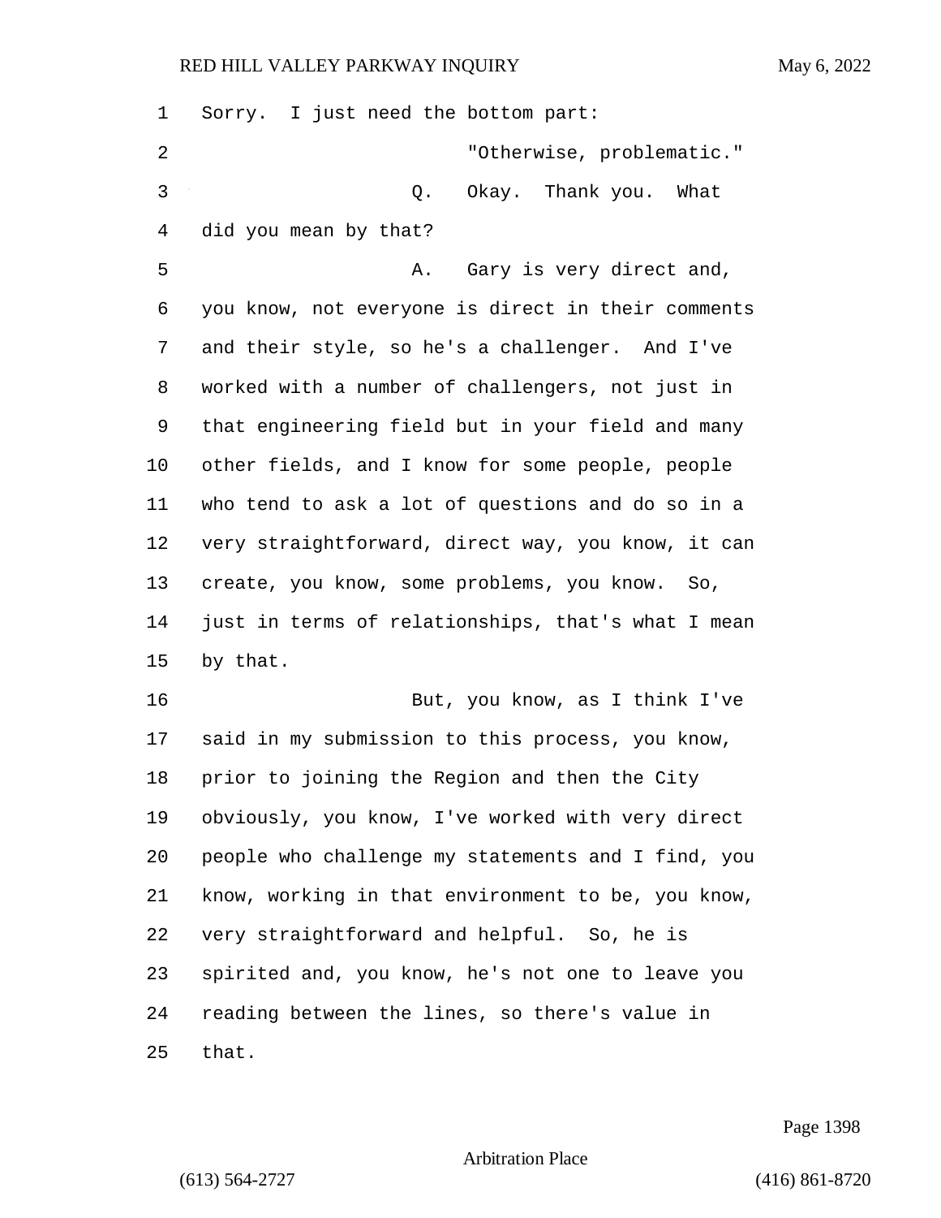Sorry. I just need the bottom part:

"Otherwise, problematic."

Q. Okay. Thank you. What did you mean by that?

A. Gary is very direct and, you know, not everyone is direct in their comments and their style, so he's a challenger. And I've worked with a number of challengers, not just in that engineering field but in your field and many other fields, and I know for some people, people who tend to ask a lot of questions and do so in a very straightforward, direct way, you know, it can create, you know, some problems, you know. So, just in terms of relationships, that's what I mean by that.

But, you know, as I think I've said in my submission to this process, you know, prior to joining the Region and then the City obviously, you know, I've worked with very direct people who challenge my statements and I find, you know, working in that environment to be, you know, very straightforward and helpful. So, he is spirited and, you know, he's not one to leave you reading between the lines, so there's value in that.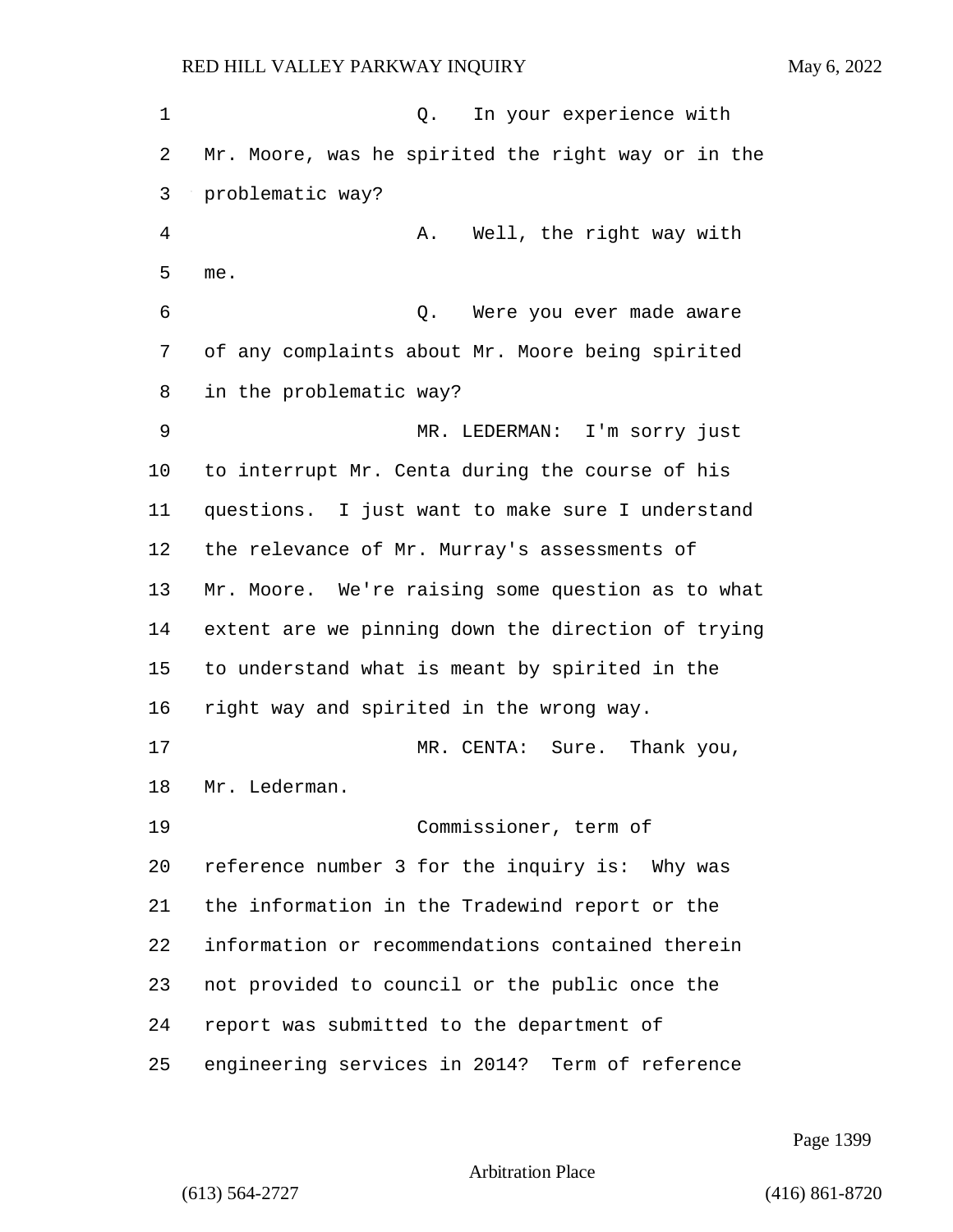Q. In your experience with Mr. Moore, was he spirited the right way or in the problematic way?

A. Well, the right way with me.

Q. Were you ever made aware of any complaints about Mr. Moore being spirited in the problematic way?

MR. LEDERMAN: I'm sorry just to interrupt Mr. Centa during the course of his questions. I just want to make sure I understand the relevance of Mr. Murray's assessments of Mr. Moore. We're raising some question as to what extent are we pinning down the direction of trying to understand what is meant by spirited in the right way and spirited in the wrong way.

MR. CENTA: Sure. Thank you, Mr. Lederman.

Commissioner, term of reference number 3 for the inquiry is: Why was the information in the Tradewind report or the information or recommendations contained therein not provided to council or the public once the report was submitted to the department of engineering services in 2014? Term of reference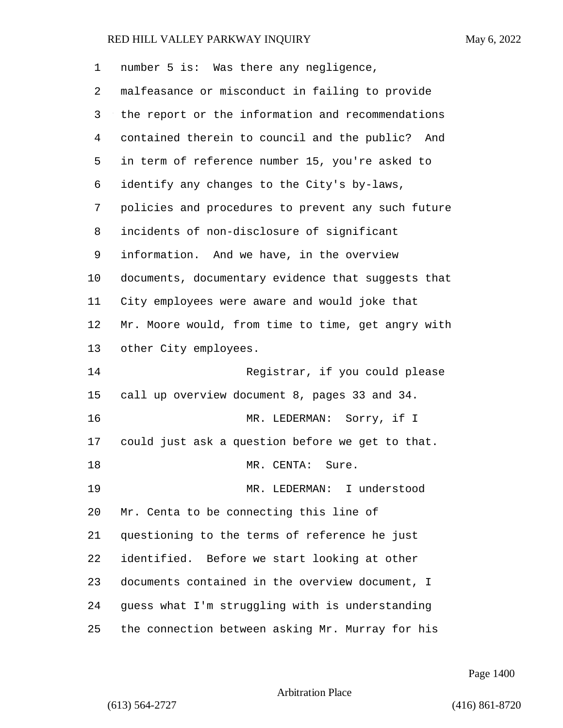number 5 is: Was there any negligence, malfeasance or misconduct in failing to provide the report or the information and recommendations contained therein to council and the public? And in term of reference number 15, you're asked to identify any changes to the City's by-laws, policies and procedures to prevent any such future incidents of non-disclosure of significant information. And we have, in the overview documents, documentary evidence that suggests that City employees were aware and would joke that Mr. Moore would, from time to time, get angry with other City employees.

Registrar, if you could please call up overview document 8, pages 33 and 34.

MR. LEDERMAN: Sorry, if I could just ask a question before we get to that.

MR. CENTA: Sure.

MR. LEDERMAN: I understood Mr. Centa to be connecting this line of questioning to the terms of reference he just identified. Before we start looking at other documents contained in the overview document, I guess what I'm struggling with is understanding the connection between asking Mr. Murray for his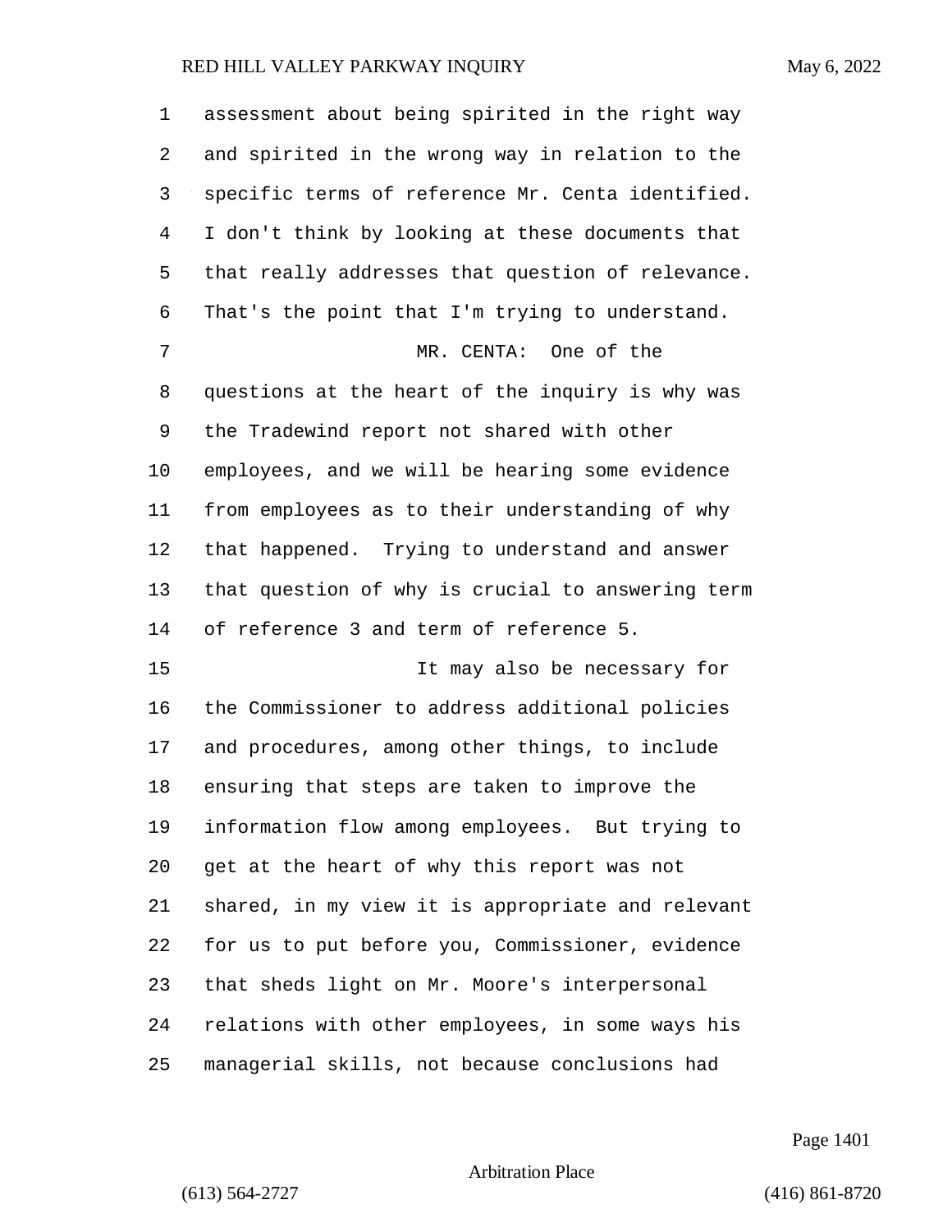assessment about being spirited in the right way and spirited in the wrong way in relation to the specific terms of reference Mr. Centa identified. I don't think by looking at these documents that that really addresses that question of relevance. That's the point that I'm trying to understand.

MR. CENTA: One of the questions at the heart of the inquiry is why was the Tradewind report not shared with other employees, and we will be hearing some evidence from employees as to their understanding of why that happened. Trying to understand and answer that question of why is crucial to answering term of reference 3 and term of reference 5.

It may also be necessary for the Commissioner to address additional policies and procedures, among other things, to include ensuring that steps are taken to improve the information flow among employees. But trying to get at the heart of why this report was not shared, in my view it is appropriate and relevant for us to put before you, Commissioner, evidence that sheds light on Mr. Moore's interpersonal relations with other employees, in some ways his managerial skills, not because conclusions had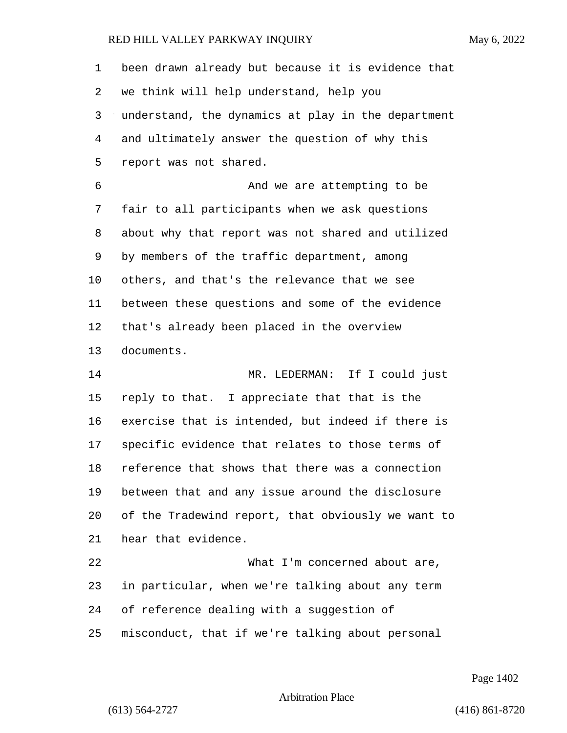been drawn already but because it is evidence that we think will help understand, help you understand, the dynamics at play in the department and ultimately answer the question of why this report was not shared.

And we are attempting to be fair to all participants when we ask questions about why that report was not shared and utilized by members of the traffic department, among others, and that's the relevance that we see between these questions and some of the evidence that's already been placed in the overview documents.

MR. LEDERMAN: If I could just reply to that. I appreciate that that is the exercise that is intended, but indeed if there is specific evidence that relates to those terms of reference that shows that there was a connection between that and any issue around the disclosure of the Tradewind report, that obviously we want to hear that evidence.

What I'm concerned about are, in particular, when we're talking about any term of reference dealing with a suggestion of misconduct, that if we're talking about personal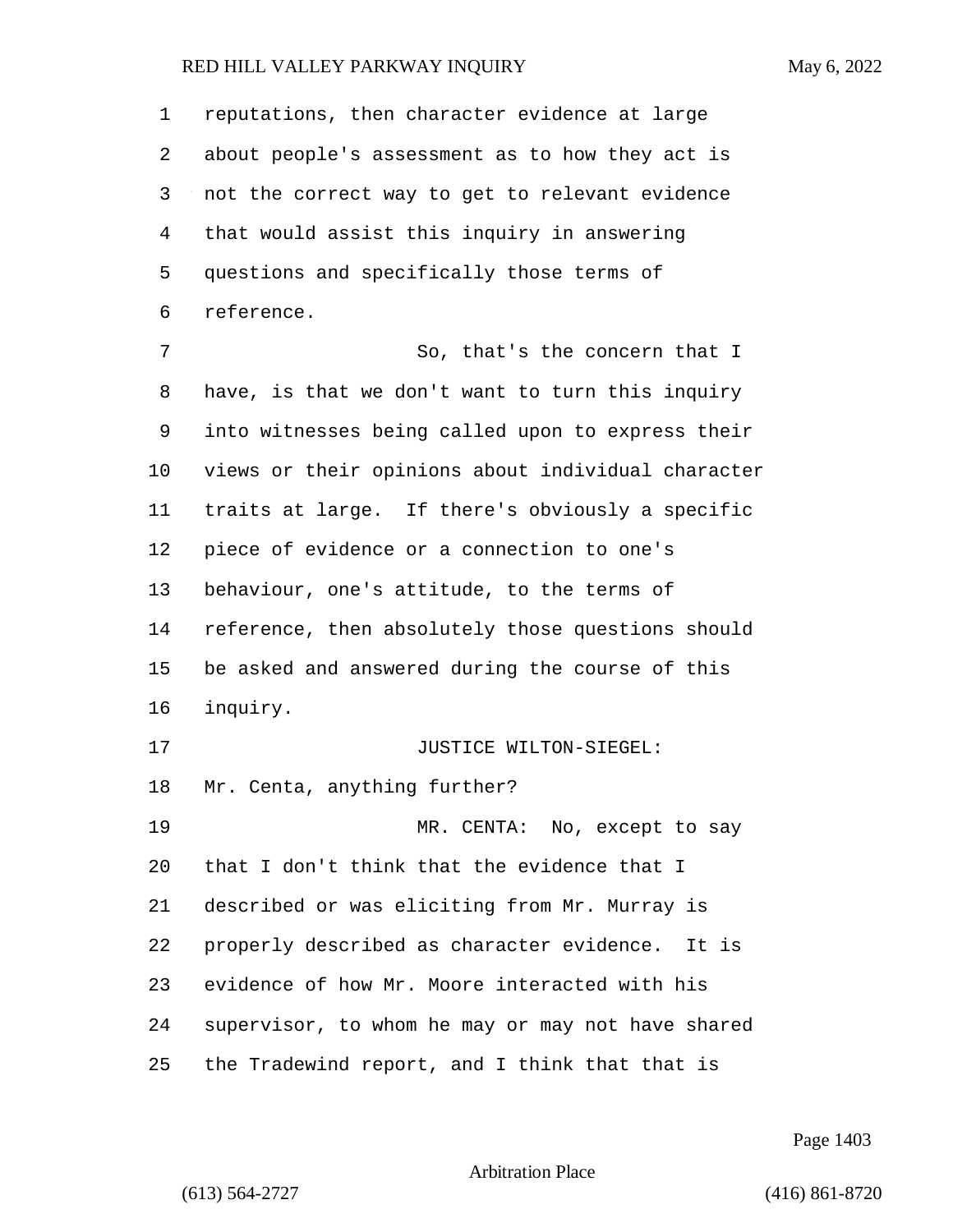reputations, then character evidence at large about people's assessment as to how they act is not the correct way to get to relevant evidence that would assist this inquiry in answering questions and specifically those terms of reference.

So, that's the concern that I have, is that we don't want to turn this inquiry into witnesses being called upon to express their views or their opinions about individual character traits at large. If there's obviously a specific piece of evidence or a connection to one's behaviour, one's attitude, to the terms of reference, then absolutely those questions should be asked and answered during the course of this inquiry.

JUSTICE WILTON-SIEGEL: Mr. Centa, anything further?

MR. CENTA: No, except to say that I don't think that the evidence that I described or was eliciting from Mr. Murray is properly described as character evidence. It is evidence of how Mr. Moore interacted with his supervisor, to whom he may or may not have shared the Tradewind report, and I think that that is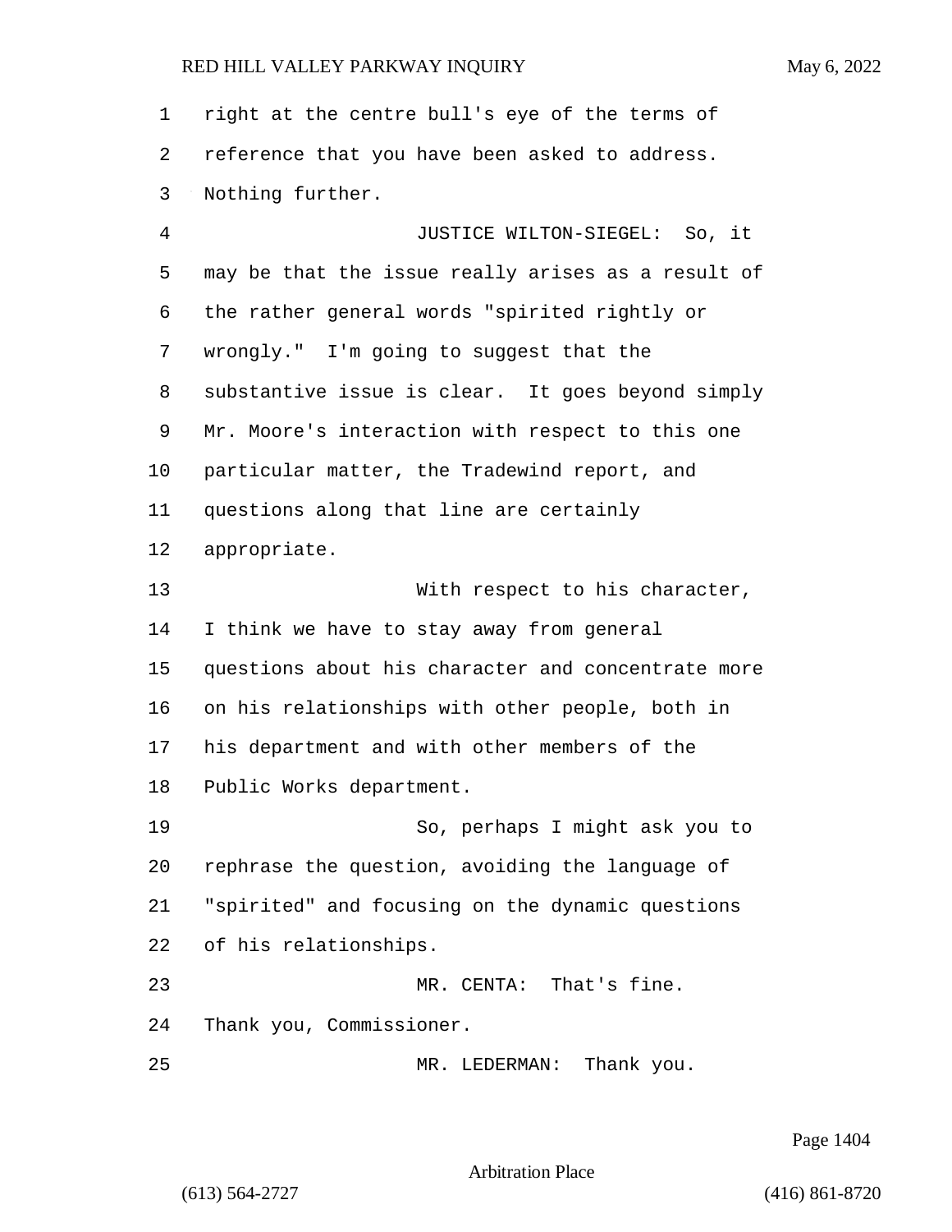right at the centre bull's eye of the terms of reference that you have been asked to address. Nothing further.

JUSTICE WILTON-SIEGEL: So, it may be that the issue really arises as a result of the rather general words "spirited rightly or wrongly." I'm going to suggest that the substantive issue is clear. It goes beyond simply Mr. Moore's interaction with respect to this one particular matter, the Tradewind report, and questions along that line are certainly appropriate.

With respect to his character, I think we have to stay away from general questions about his character and concentrate more on his relationships with other people, both in his department and with other members of the Public Works department.

So, perhaps I might ask you to rephrase the question, avoiding the language of "spirited" and focusing on the dynamic questions of his relationships.

MR. CENTA: That's fine. Thank you, Commissioner.

MR. LEDERMAN: Thank you.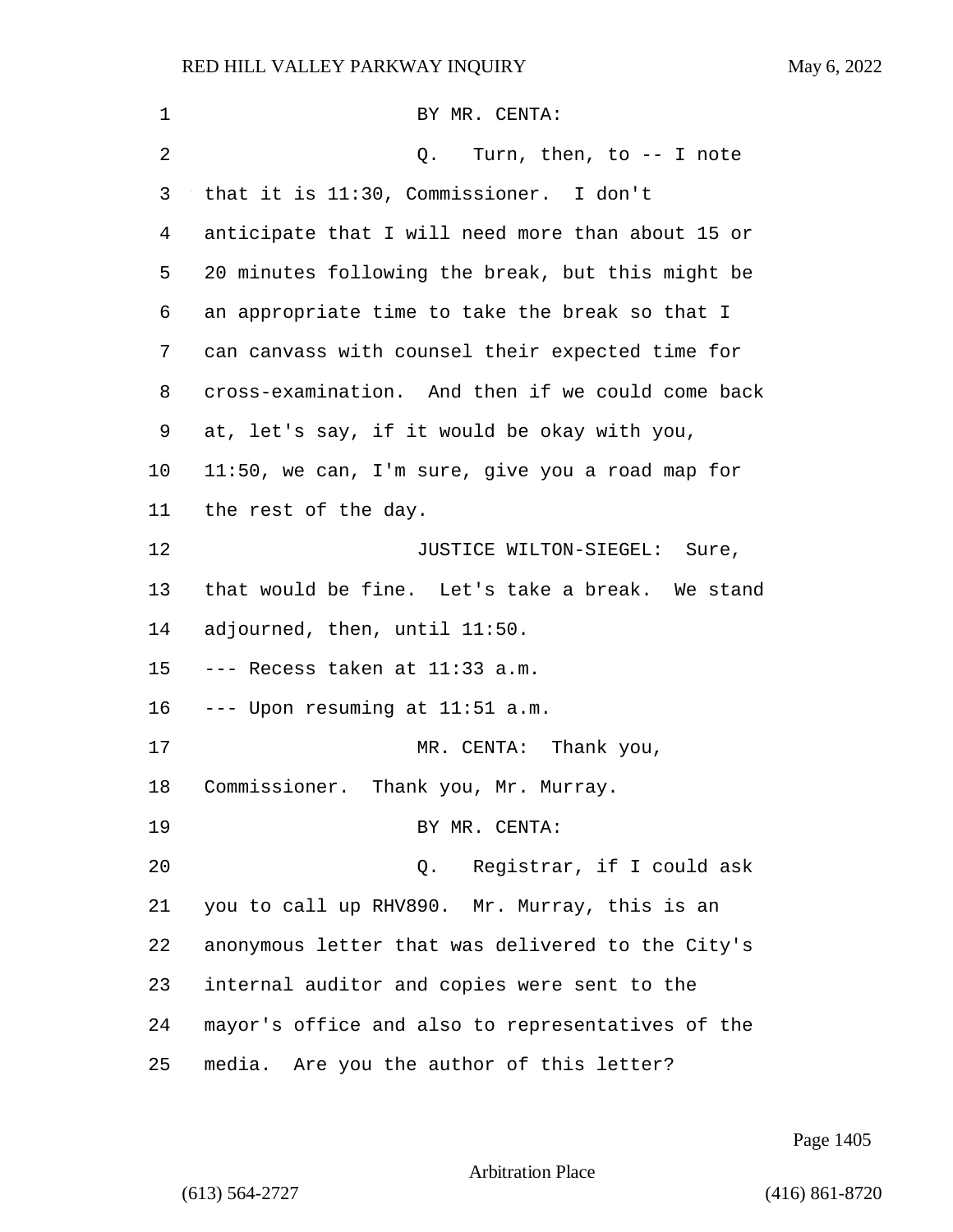BY MR. CENTA:

Q. Turn, then, to -- I note that it is 11:30, Commissioner. I don't anticipate that I will need more than about 15 or 20 minutes following the break, but this might be an appropriate time to take the break so that I can canvass with counsel their expected time for cross-examination. And then if we could come back at, let's say, if it would be okay with you, 11:50, we can, I'm sure, give you a road map for the rest of the day.

JUSTICE WILTON-SIEGEL: Sure, that would be fine. Let's take a break. We stand adjourned, then, until 11:50.

--- Recess taken at 11:33 a.m.

--- Upon resuming at 11:51 a.m.

MR. CENTA: Thank you, Commissioner. Thank you, Mr. Murray.

BY MR. CENTA:

Q. Registrar, if I could ask you to call up RHV890. Mr. Murray, this is an anonymous letter that was delivered to the City's internal auditor and copies were sent to the mayor's office and also to representatives of the media. Are you the author of this letter?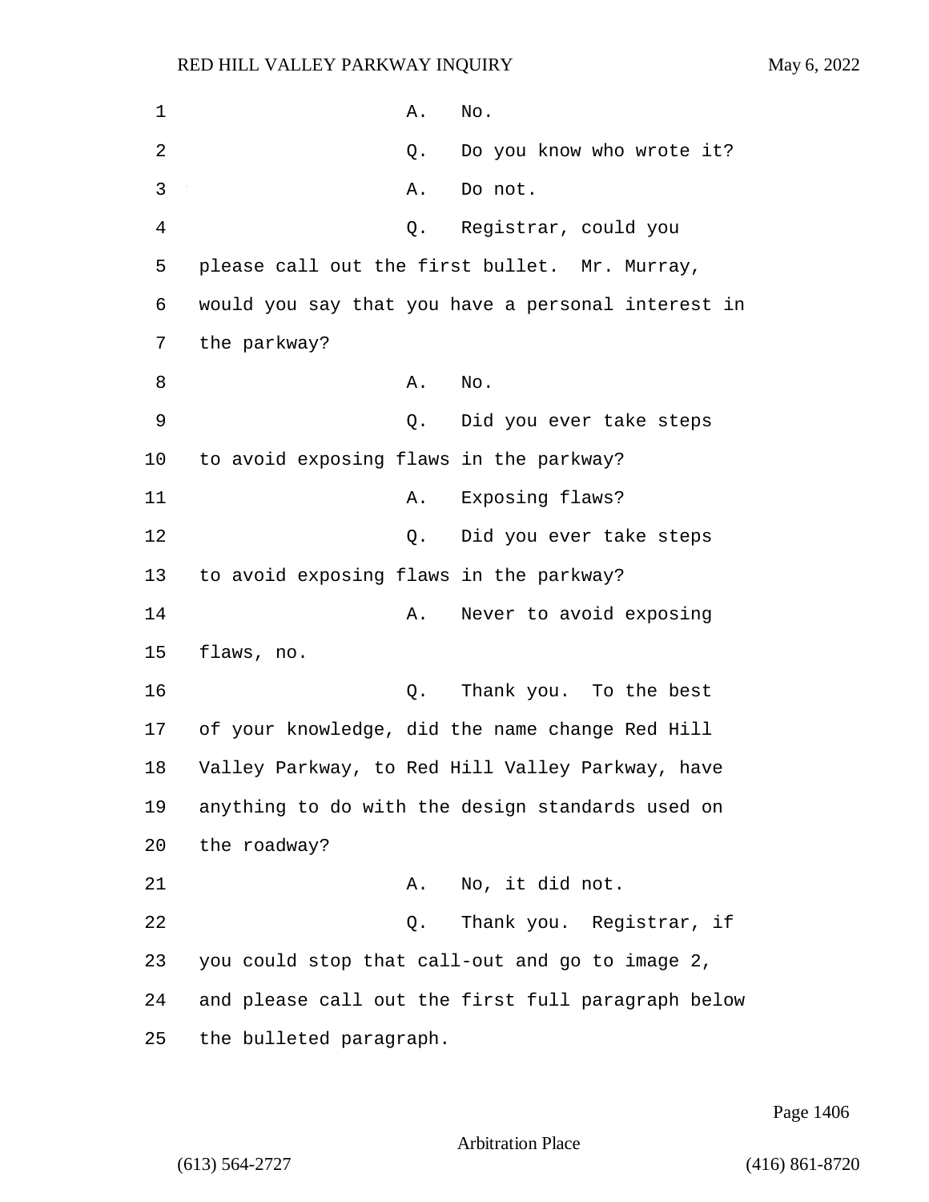A. No.

Q. Do you know who wrote it?

A. Do not.

Q. Registrar, could you please call out the first bullet. Mr. Murray, would you say that you have a personal interest in the parkway?

A. No.

Q. Did you ever take steps to avoid exposing flaws in the parkway?

A. Exposing flaws?

Q. Did you ever take steps to avoid exposing flaws in the parkway?

A. Never to avoid exposing flaws, no.

Q. Thank you. To the best of your knowledge, did the name change Red Hill Valley Parkway, to Red Hill Valley Parkway, have anything to do with the design standards used on the roadway?

A. No, it did not.

Q. Thank you. Registrar, if you could stop that call-out and go to image 2, and please call out the first full paragraph below the bulleted paragraph.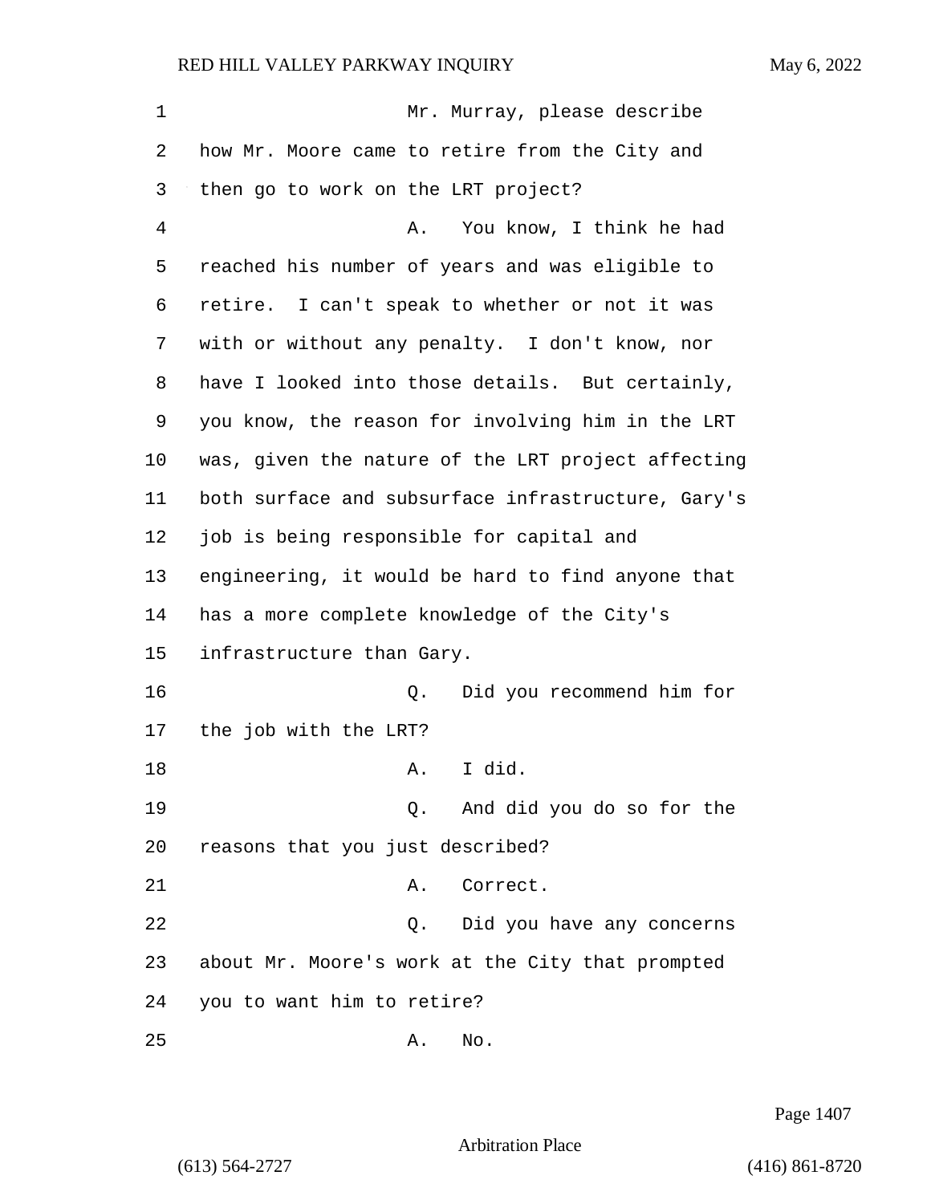Mr. Murray, please describe how Mr. Moore came to retire from the City and then go to work on the LRT project?

A. You know, I think he had reached his number of years and was eligible to retire. I can't speak to whether or not it was with or without any penalty. I don't know, nor have I looked into those details. But certainly, you know, the reason for involving him in the LRT was, given the nature of the LRT project affecting both surface and subsurface infrastructure, Gary's job is being responsible for capital and engineering, it would be hard to find anyone that has a more complete knowledge of the City's infrastructure than Gary.

Q. Did you recommend him for the job with the LRT?

A. I did.

Q. And did you do so for the reasons that you just described?

A. Correct.

Q. Did you have any concerns about Mr. Moore's work at the City that prompted you to want him to retire?

A. No.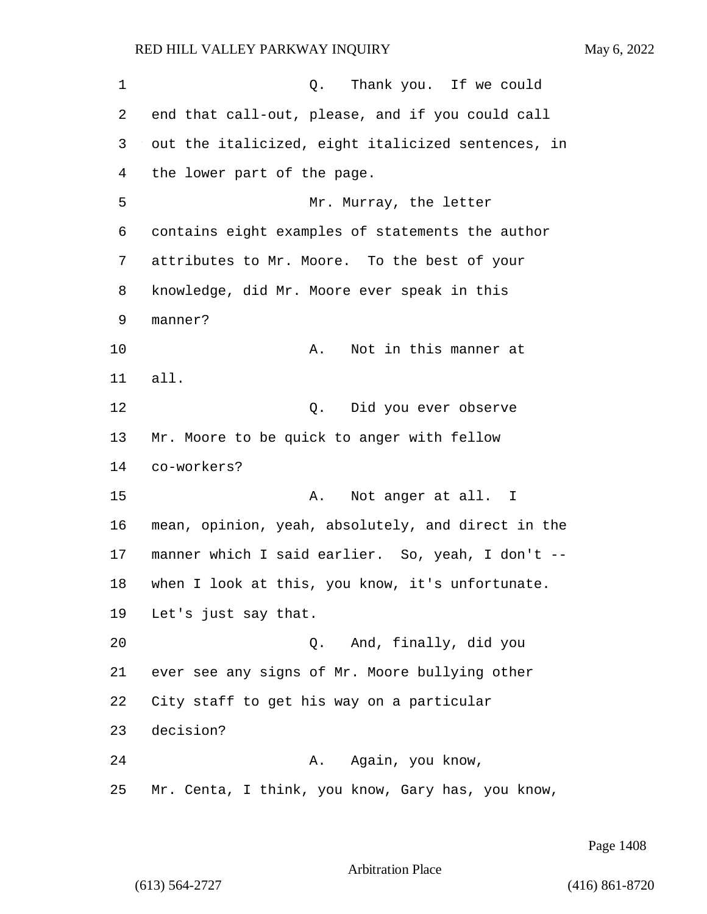Q. Thank you. If we could end that call-out, please, and if you could call out the italicized, eight italicized sentences, in the lower part of the page.

Mr. Murray, the letter contains eight examples of statements the author attributes to Mr. Moore. To the best of your knowledge, did Mr. Moore ever speak in this manner?

A. Not in this manner at all.

Q. Did you ever observe Mr. Moore to be quick to anger with fellow co-workers?

A. Not anger at all. I mean, opinion, yeah, absolutely, and direct in the manner which I said earlier. So, yeah, I don't -- when I look at this, you know, it's unfortunate. Let's just say that.

Q. And, finally, did you ever see any signs of Mr. Moore bullying other City staff to get his way on a particular decision?

A. Again, you know, Mr. Centa, I think, you know, Gary has, you know,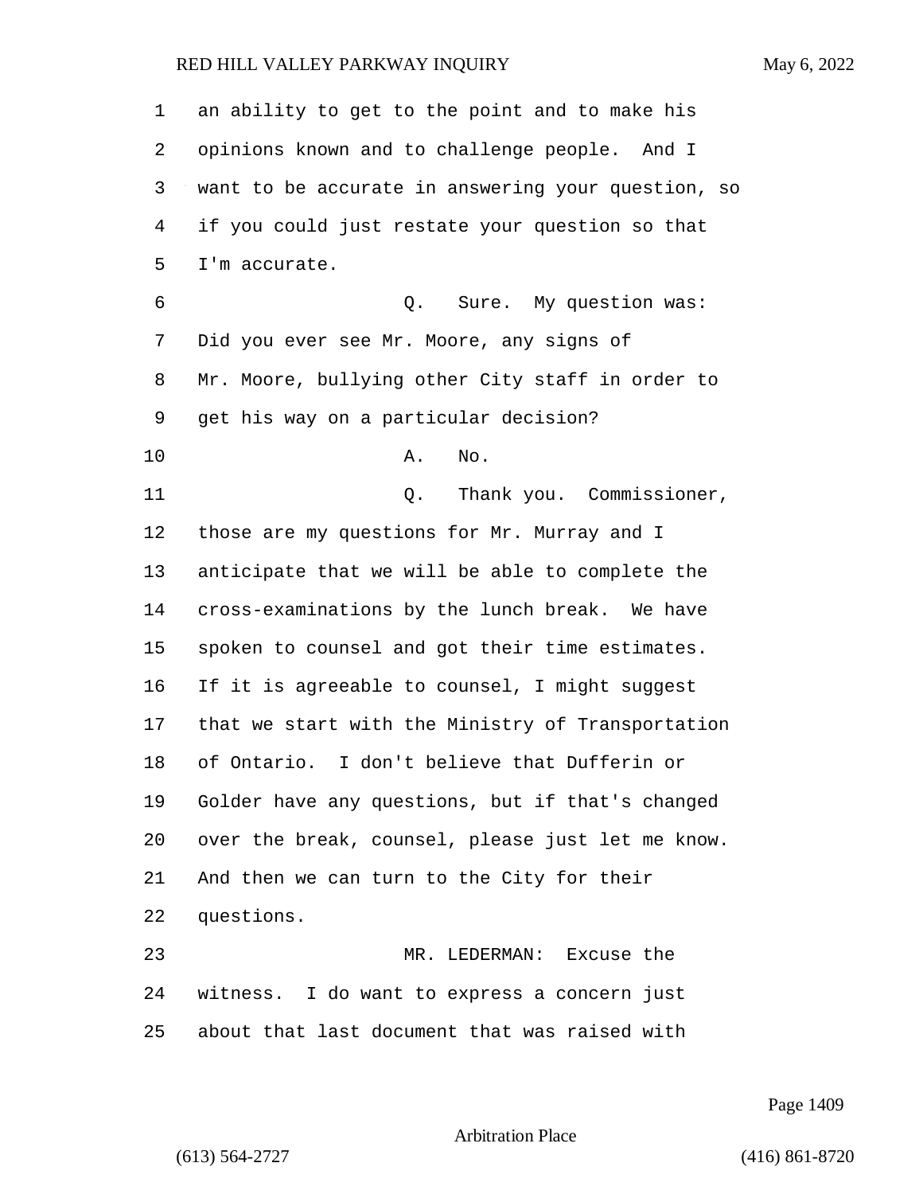an ability to get to the point and to make his opinions known and to challenge people. And I want to be accurate in answering your question, so if you could just restate your question so that I'm accurate.

Q. Sure. My question was: Did you ever see Mr. Moore, any signs of Mr. Moore, bullying other City staff in order to get his way on a particular decision?

A. No.

Q. Thank you. Commissioner, those are my questions for Mr. Murray and I anticipate that we will be able to complete the cross-examinations by the lunch break. We have spoken to counsel and got their time estimates. If it is agreeable to counsel, I might suggest that we start with the Ministry of Transportation of Ontario. I don't believe that Dufferin or Golder have any questions, but if that's changed over the break, counsel, please just let me know. And then we can turn to the City for their questions.

MR. LEDERMAN: Excuse the witness. I do want to express a concern just about that last document that was raised with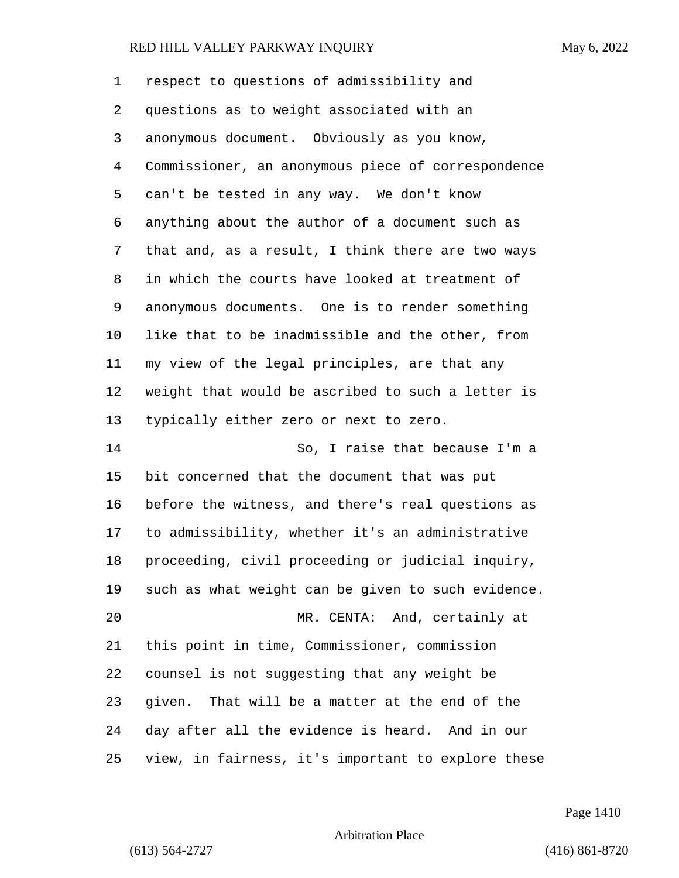respect to questions of admissibility and questions as to weight associated with an anonymous document. Obviously as you know, Commissioner, an anonymous piece of correspondence can't be tested in any way. We don't know anything about the author of a document such as that and, as a result, I think there are two ways in which the courts have looked at treatment of anonymous documents. One is to render something like that to be inadmissible and the other, from my view of the legal principles, are that any weight that would be ascribed to such a letter is typically either zero or next to zero.

So, I raise that because I'm a bit concerned that the document that was put before the witness, and there's real questions as to admissibility, whether it's an administrative proceeding, civil proceeding or judicial inquiry, such as what weight can be given to such evidence.

MR. CENTA: And, certainly at this point in time, Commissioner, commission counsel is not suggesting that any weight be given. That will be a matter at the end of the day after all the evidence is heard. And in our view, in fairness, it's important to explore these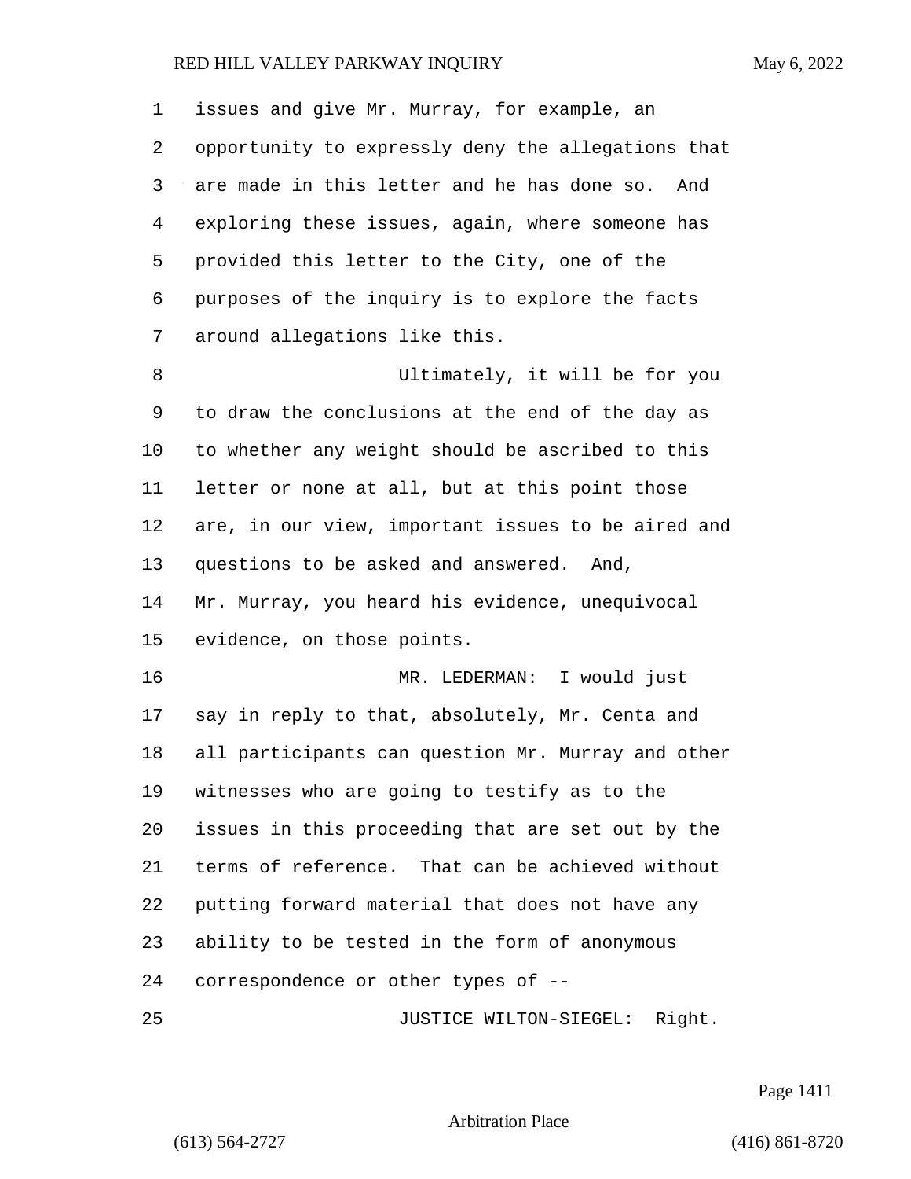issues and give Mr. Murray, for example, an opportunity to expressly deny the allegations that are made in this letter and he has done so. And exploring these issues, again, where someone has provided this letter to the City, one of the purposes of the inquiry is to explore the facts around allegations like this.

Ultimately, it will be for you to draw the conclusions at the end of the day as to whether any weight should be ascribed to this letter or none at all, but at this point those are, in our view, important issues to be aired and questions to be asked and answered. And, Mr. Murray, you heard his evidence, unequivocal evidence, on those points.

MR. LEDERMAN: I would just say in reply to that, absolutely, Mr. Centa and all participants can question Mr. Murray and other witnesses who are going to testify as to the issues in this proceeding that are set out by the terms of reference. That can be achieved without putting forward material that does not have any ability to be tested in the form of anonymous correspondence or other types of --

JUSTICE WILTON-SIEGEL: Right.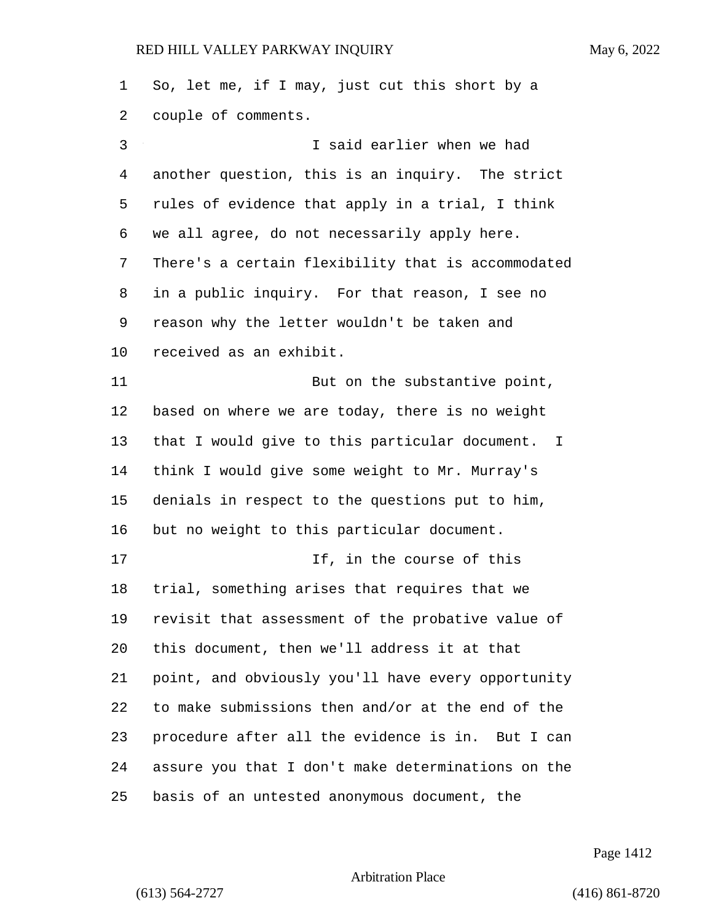So, let me, if I may, just cut this short by a couple of comments.

I said earlier when we had another question, this is an inquiry. The strict rules of evidence that apply in a trial, I think we all agree, do not necessarily apply here. There's a certain flexibility that is accommodated in a public inquiry. For that reason, I see no reason why the letter wouldn't be taken and received as an exhibit.

But on the substantive point, based on where we are today, there is no weight that I would give to this particular document. I think I would give some weight to Mr. Murray's denials in respect to the questions put to him, but no weight to this particular document.

If, in the course of this trial, something arises that requires that we revisit that assessment of the probative value of this document, then we'll address it at that point, and obviously you'll have every opportunity to make submissions then and/or at the end of the procedure after all the evidence is in. But I can assure you that I don't make determinations on the basis of an untested anonymous document, the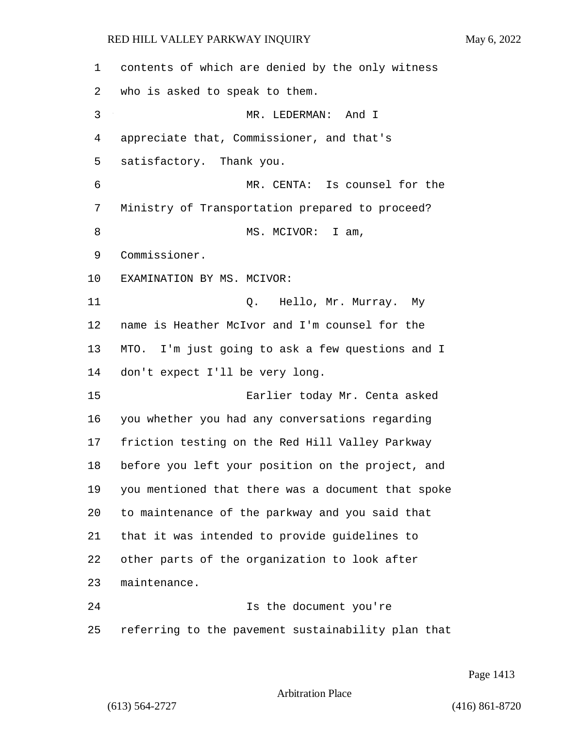contents of which are denied by the only witness who is asked to speak to them.

MR. LEDERMAN: And I appreciate that, Commissioner, and that's satisfactory. Thank you.

MR. CENTA: Is counsel for the Ministry of Transportation prepared to proceed?

MS. MCIVOR: I am, Commissioner.

EXAMINATION BY MS. MCIVOR:

Q. Hello, Mr. Murray. My name is Heather McIvor and I'm counsel for the MTO. I'm just going to ask a few questions and I don't expect I'll be very long.

Earlier today Mr. Centa asked you whether you had any conversations regarding friction testing on the Red Hill Valley Parkway before you left your position on the project, and you mentioned that there was a document that spoke to maintenance of the parkway and you said that that it was intended to provide guidelines to other parts of the organization to look after maintenance.

Is the document you're referring to the pavement sustainability plan that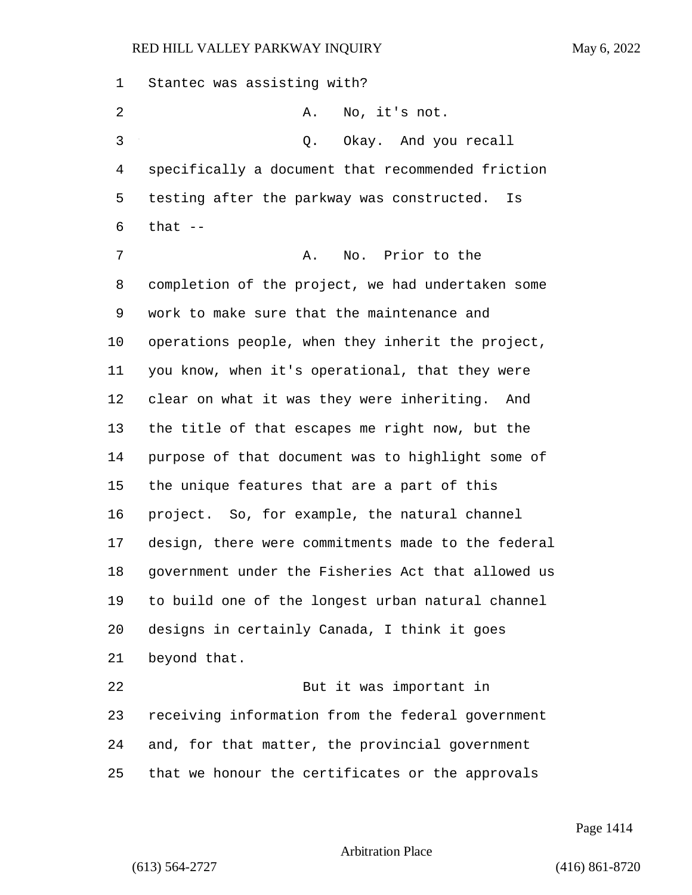1 Stantec was assisting with?

2 A. No, it's not.

3 Q. Okay. And you recall

4 specifically a document that recommended friction

5 testing after the parkway was constructed. Is

6 that --

7 A. No. Prior to the

8 completion of the project, we had undertaken some

9 work to make sure that the maintenance and

10 operations people, when they inherit the project,

11 you know, when it's operational, that they were

12 clear on what it was they were inheriting. And

13 the title of that escapes me right now, but the

14 purpose of that document was to highlight some of

15 the unique features that are a part of this

16 project. So, for example, the natural channel

17 design, there were commitments made to the federal

18 government under the Fisheries Act that allowed us

19 to build one of the longest urban natural channel

20 designs in certainly Canada, I think it goes

21 beyond that.

22 But it was important in

23 receiving information from the federal government

24 and, for that matter, the provincial government

25 that we honour the certificates or the approvals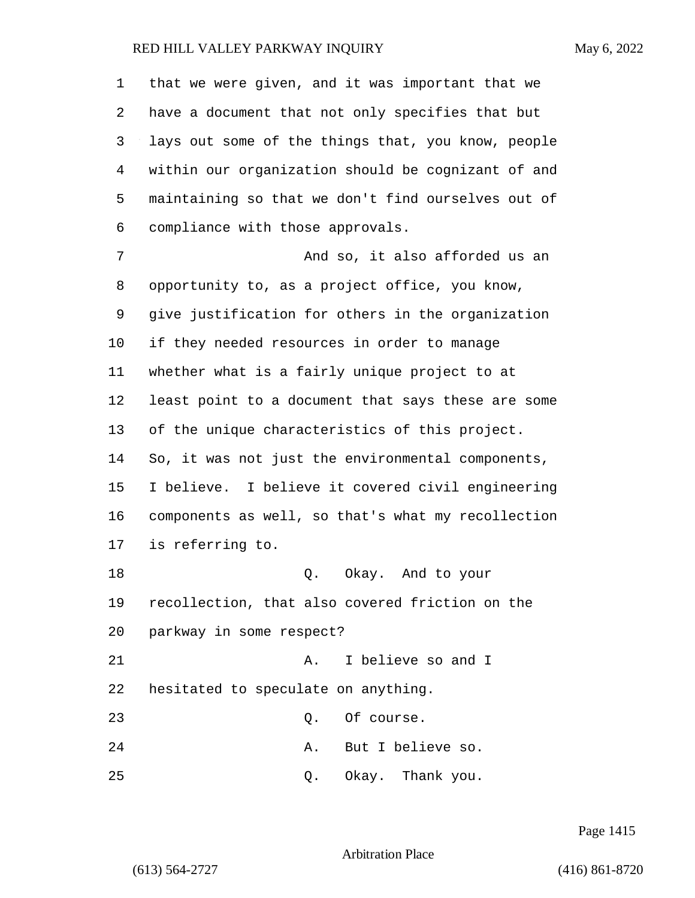that we were given, and it was important that we have a document that not only specifies that but lays out some of the things that, you know, people within our organization should be cognizant of and maintaining so that we don't find ourselves out of compliance with those approvals.

And so, it also afforded us an opportunity to, as a project office, you know, give justification for others in the organization if they needed resources in order to manage whether what is a fairly unique project to at least point to a document that says these are some of the unique characteristics of this project. So, it was not just the environmental components, I believe. I believe it covered civil engineering components as well, so that's what my recollection is referring to.

Q. Okay. And to your recollection, that also covered friction on the parkway in some respect?

A. I believe so and I hesitated to speculate on anything.

Q. Of course.

A. But I believe so.

Q. Okay. Thank you.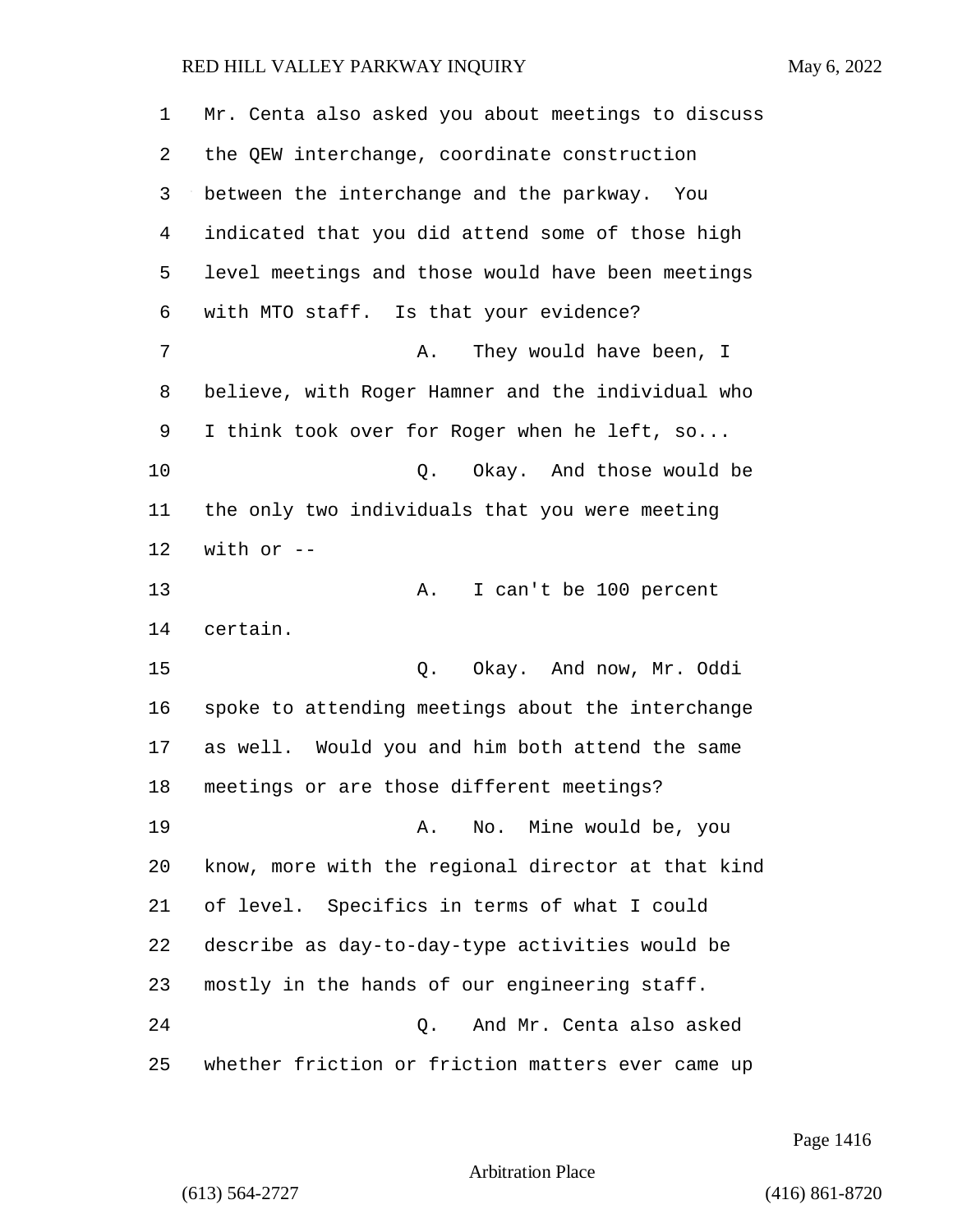Mr. Centa also asked you about meetings to discuss the QEW interchange, coordinate construction between the interchange and the parkway. You indicated that you did attend some of those high level meetings and those would have been meetings with MTO staff. Is that your evidence?

A. They would have been, I believe, with Roger Hamner and the individual who I think took over for Roger when he left, so...

Q. Okay. And those would be the only two individuals that you were meeting with or --

A. I can't be 100 percent certain.

Q. Okay. And now, Mr. Oddi spoke to attending meetings about the interchange as well. Would you and him both attend the same meetings or are those different meetings?

A. No. Mine would be, you know, more with the regional director at that kind of level. Specifics in terms of what I could describe as day-to-day-type activities would be mostly in the hands of our engineering staff.

Q. And Mr. Centa also asked whether friction or friction matters ever came up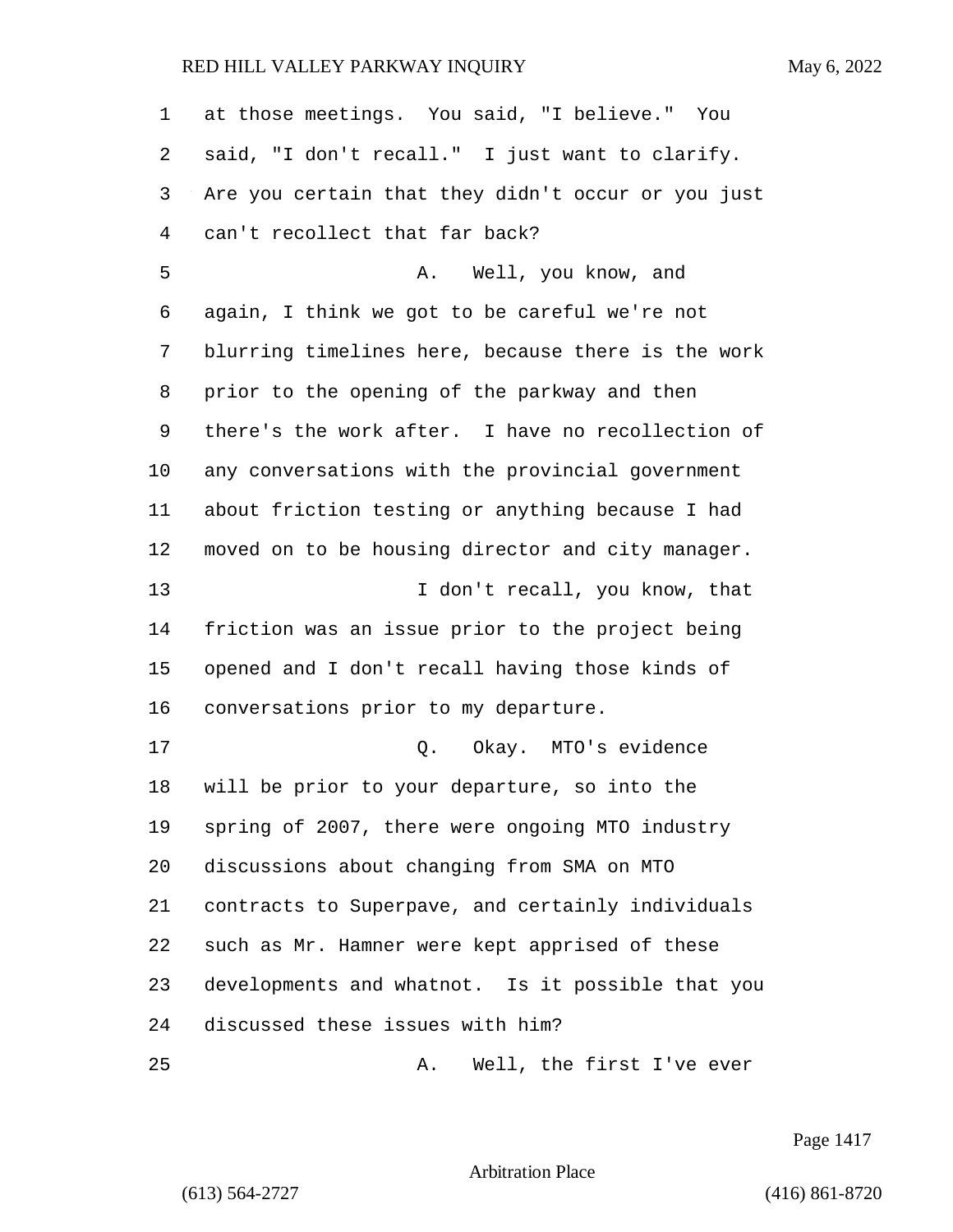at those meetings. You said, "I believe." You said, "I don't recall." I just want to clarify. Are you certain that they didn't occur or you just can't recollect that far back?

A. Well, you know, and again, I think we got to be careful we're not blurring timelines here, because there is the work prior to the opening of the parkway and then there's the work after. I have no recollection of any conversations with the provincial government about friction testing or anything because I had moved on to be housing director and city manager.

I don't recall, you know, that friction was an issue prior to the project being opened and I don't recall having those kinds of conversations prior to my departure.

Q. Okay. MTO's evidence will be prior to your departure, so into the spring of 2007, there were ongoing MTO industry discussions about changing from SMA on MTO contracts to Superpave, and certainly individuals such as Mr. Hamner were kept apprised of these developments and whatnot. Is it possible that you discussed these issues with him?

A. Well, the first I've ever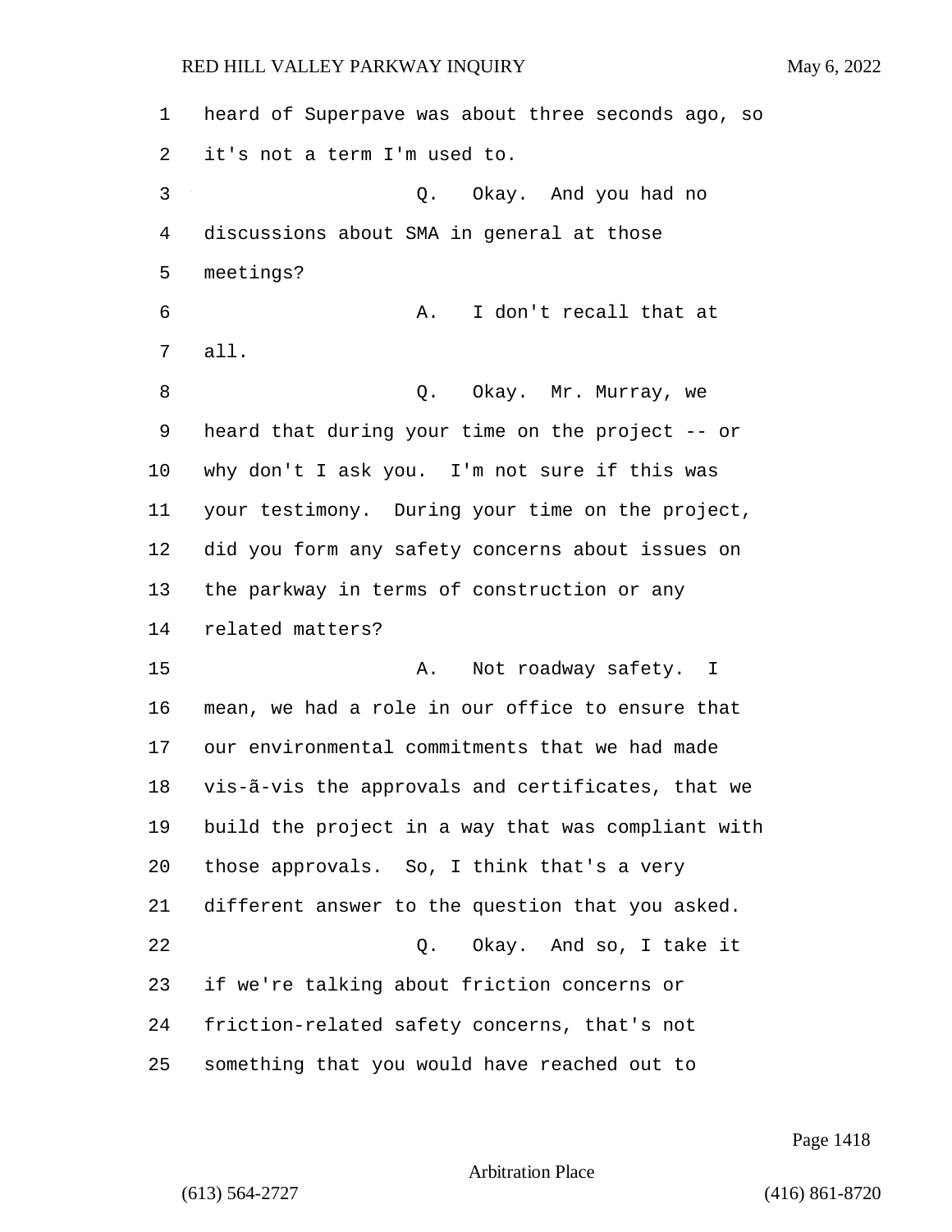heard of Superpave was about three seconds ago, so it's not a term I'm used to.

Q. Okay. And you had no discussions about SMA in general at those meetings?

A. I don't recall that at all.

Q. Okay. Mr. Murray, we heard that during your time on the project -- or why don't I ask you. I'm not sure if this was your testimony. During your time on the project, did you form any safety concerns about issues on the parkway in terms of construction or any related matters?

A. Not roadway safety. I mean, we had a role in our office to ensure that our environmental commitments that we had made vis-ã-vis the approvals and certificates, that we build the project in a way that was compliant with those approvals. So, I think that's a very different answer to the question that you asked.

Q. Okay. And so, I take it if we're talking about friction concerns or friction-related safety concerns, that's not something that you would have reached out to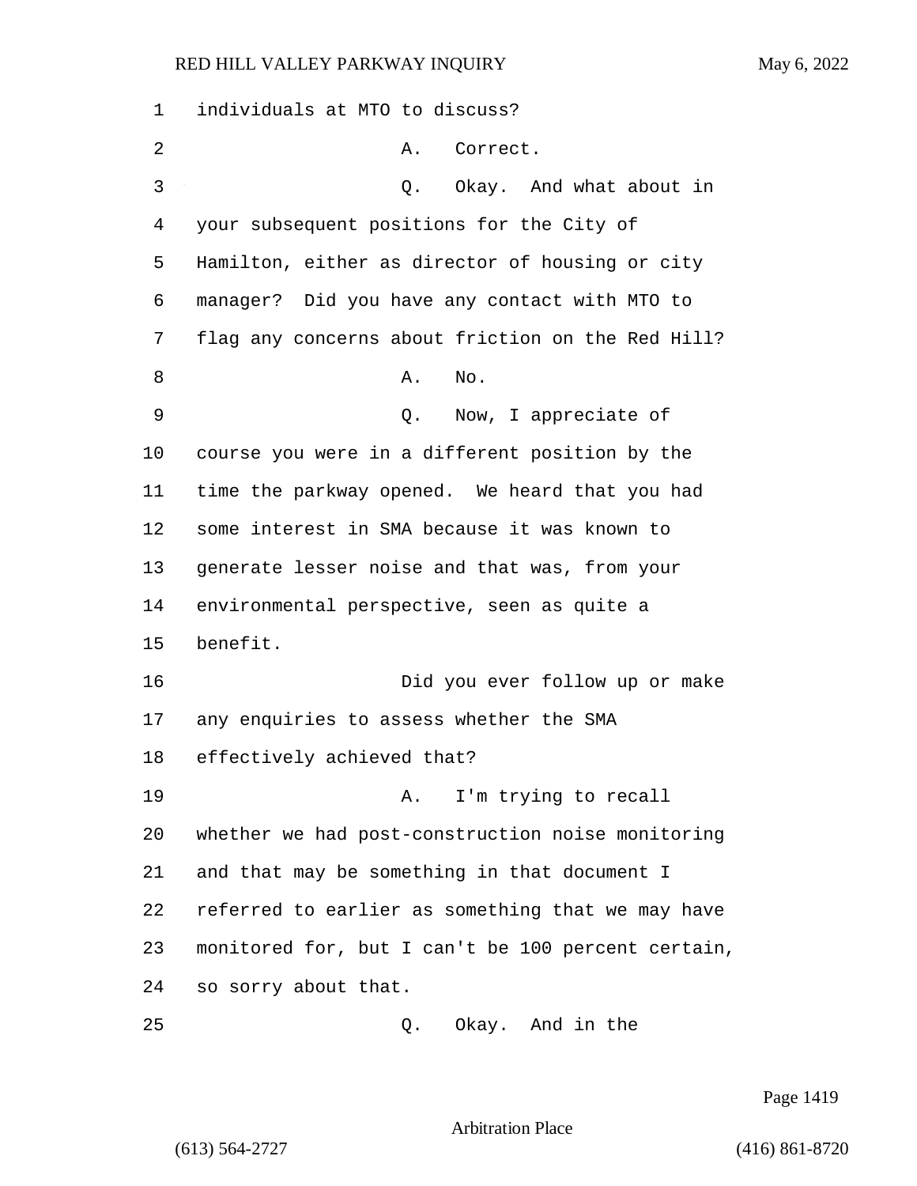individuals at MTO to discuss?

A. Correct.

Q. Okay. And what about in your subsequent positions for the City of Hamilton, either as director of housing or city manager? Did you have any contact with MTO to flag any concerns about friction on the Red Hill?

A. No.

Q. Now, I appreciate of course you were in a different position by the time the parkway opened. We heard that you had some interest in SMA because it was known to generate lesser noise and that was, from your environmental perspective, seen as quite a benefit.

Did you ever follow up or make any enquiries to assess whether the SMA effectively achieved that?

A. I'm trying to recall whether we had post-construction noise monitoring and that may be something in that document I referred to earlier as something that we may have monitored for, but I can't be 100 percent certain, so sorry about that.

Q. Okay. And in the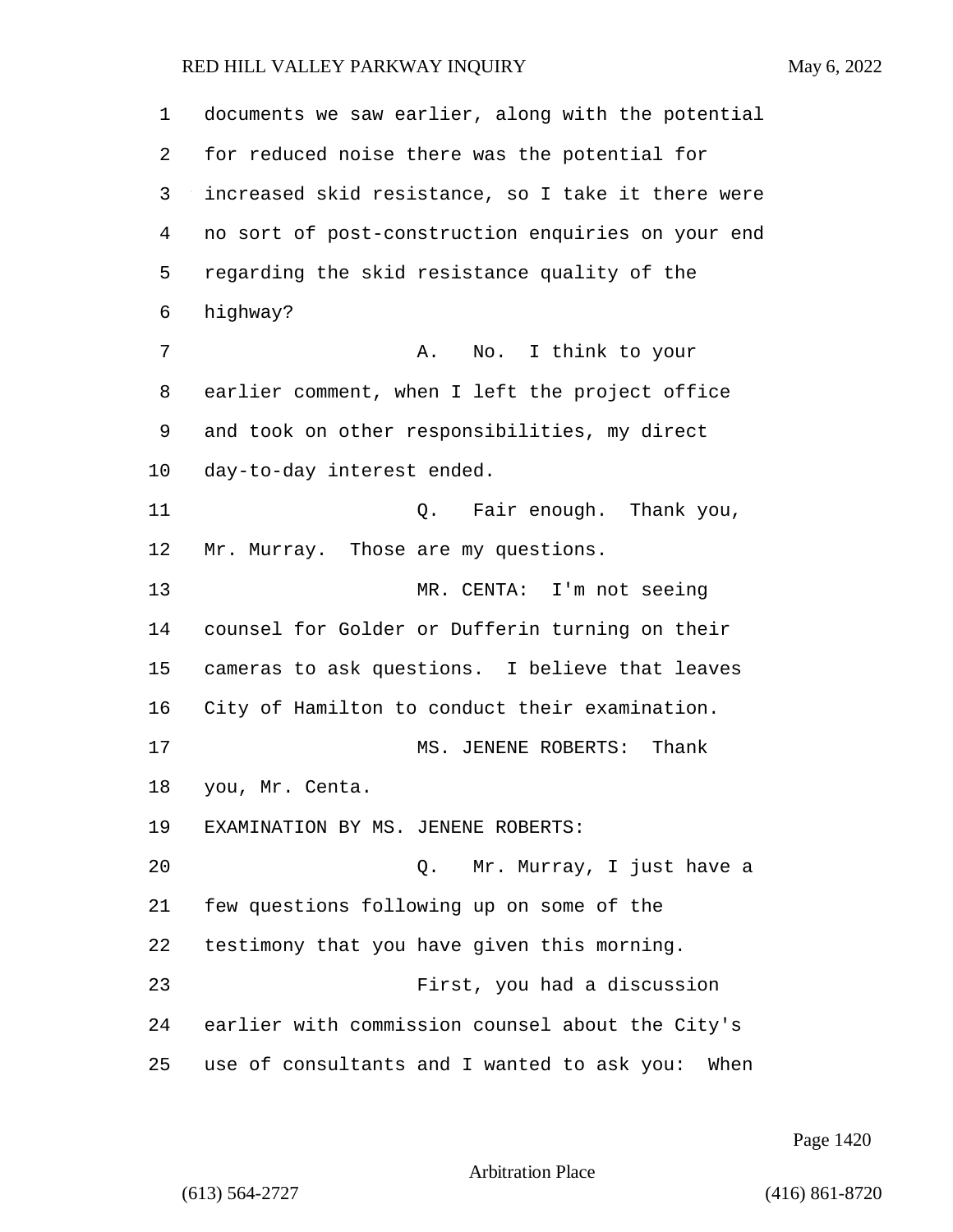documents we saw earlier, along with the potential for reduced noise there was the potential for increased skid resistance, so I take it there were no sort of post-construction enquiries on your end regarding the skid resistance quality of the highway?

A. No. I think to your earlier comment, when I left the project office and took on other responsibilities, my direct day-to-day interest ended.

Q. Fair enough. Thank you, Mr. Murray. Those are my questions.

MR. CENTA: I'm not seeing counsel for Golder or Dufferin turning on their cameras to ask questions. I believe that leaves City of Hamilton to conduct their examination.

MS. JENENE ROBERTS: Thank you, Mr. Centa.

EXAMINATION BY MS. JENENE ROBERTS:

Q. Mr. Murray, I just have a few questions following up on some of the testimony that you have given this morning.

First, you had a discussion earlier with commission counsel about the City's use of consultants and I wanted to ask you: When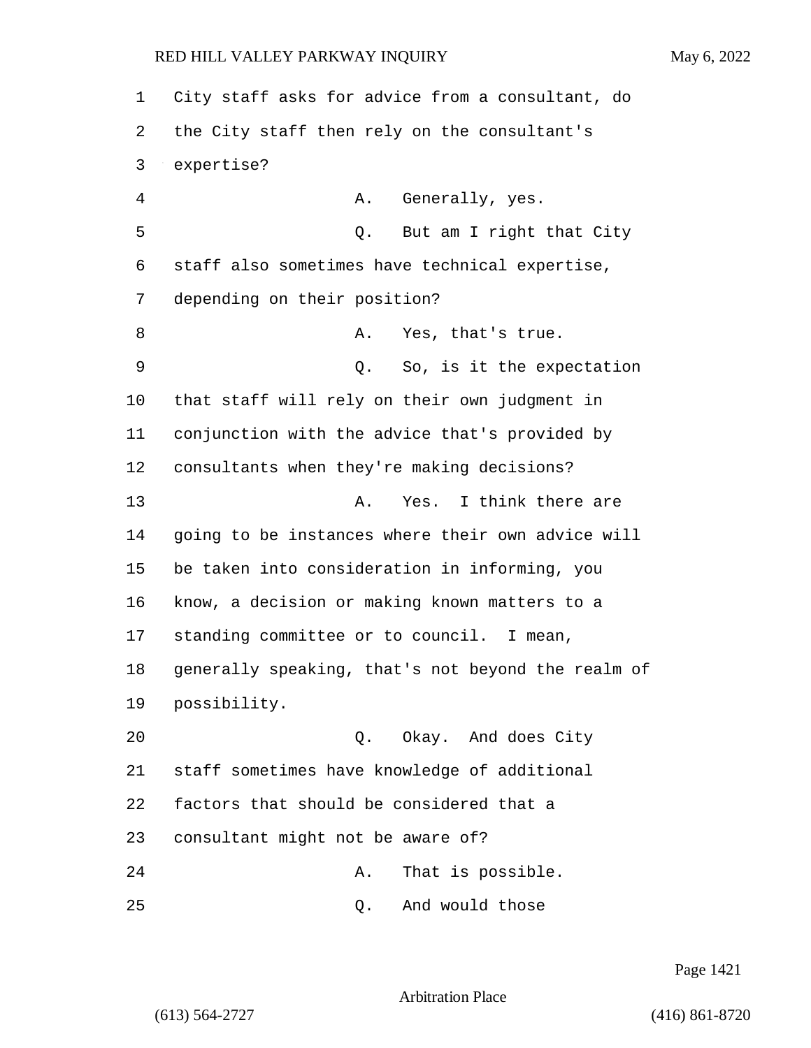City staff asks for advice from a consultant, do the City staff then rely on the consultant's expertise?

A. Generally, yes.

Q. But am I right that City staff also sometimes have technical expertise, depending on their position?

A. Yes, that's true.

Q. So, is it the expectation that staff will rely on their own judgment in conjunction with the advice that's provided by consultants when they're making decisions?

A. Yes. I think there are going to be instances where their own advice will be taken into consideration in informing, you know, a decision or making known matters to a standing committee or to council. I mean, generally speaking, that's not beyond the realm of possibility.

Q. Okay. And does City staff sometimes have knowledge of additional factors that should be considered that a consultant might not be aware of?

A. That is possible.

Q. And would those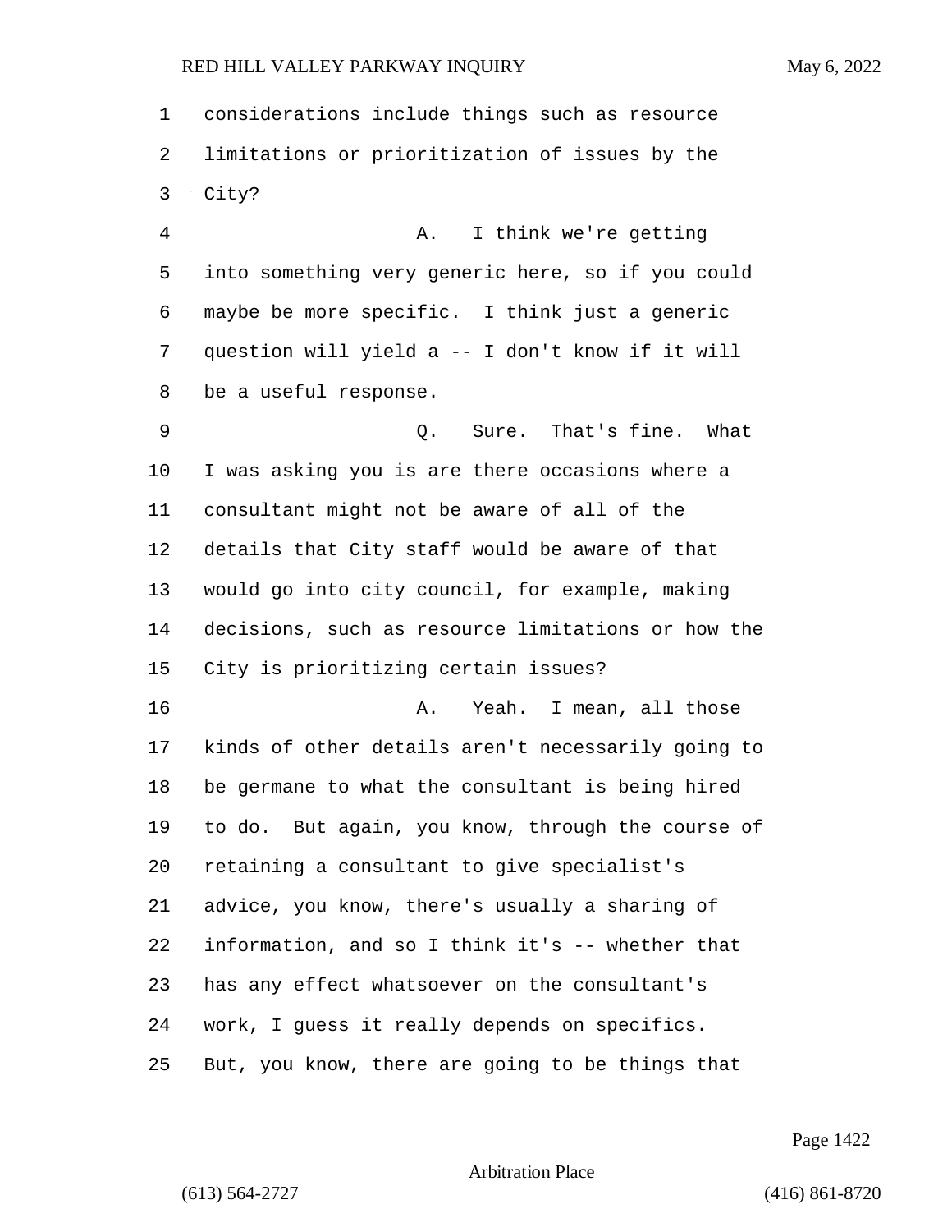considerations include things such as resource limitations or prioritization of issues by the City?

A. I think we're getting into something very generic here, so if you could maybe be more specific. I think just a generic question will yield a -- I don't know if it will be a useful response.

Q. Sure. That's fine. What I was asking you is are there occasions where a consultant might not be aware of all of the details that City staff would be aware of that would go into city council, for example, making decisions, such as resource limitations or how the City is prioritizing certain issues?

A. Yeah. I mean, all those kinds of other details aren't necessarily going to be germane to what the consultant is being hired to do. But again, you know, through the course of retaining a consultant to give specialist's advice, you know, there's usually a sharing of information, and so I think it's -- whether that has any effect whatsoever on the consultant's work, I guess it really depends on specifics. But, you know, there are going to be things that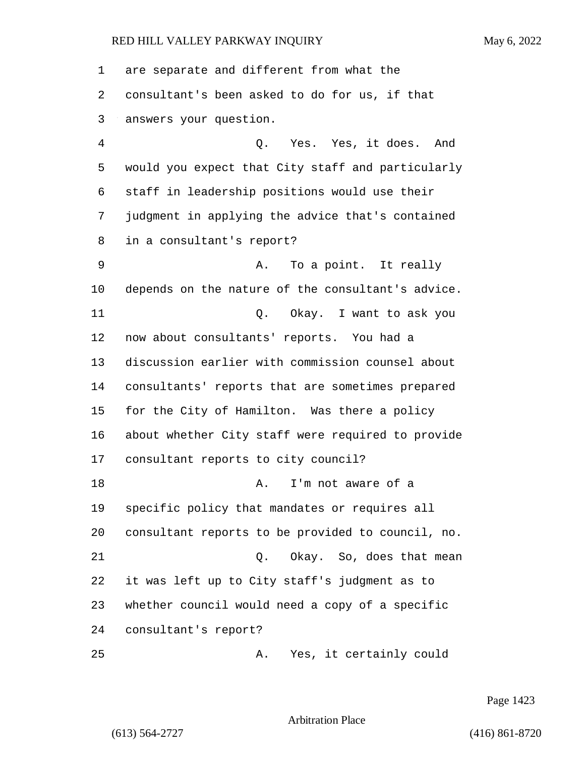are separate and different from what the consultant's been asked to do for us, if that answers your question.

Q. Yes. Yes, it does. And would you expect that City staff and particularly staff in leadership positions would use their judgment in applying the advice that's contained in a consultant's report?

A. To a point. It really depends on the nature of the consultant's advice.

Q. Okay. I want to ask you now about consultants' reports. You had a discussion earlier with commission counsel about consultants' reports that are sometimes prepared for the City of Hamilton. Was there a policy about whether City staff were required to provide consultant reports to city council?

A. I'm not aware of a specific policy that mandates or requires all consultant reports to be provided to council, no.

Q. Okay. So, does that mean it was left up to City staff's judgment as to whether council would need a copy of a specific consultant's report?

A. Yes, it certainly could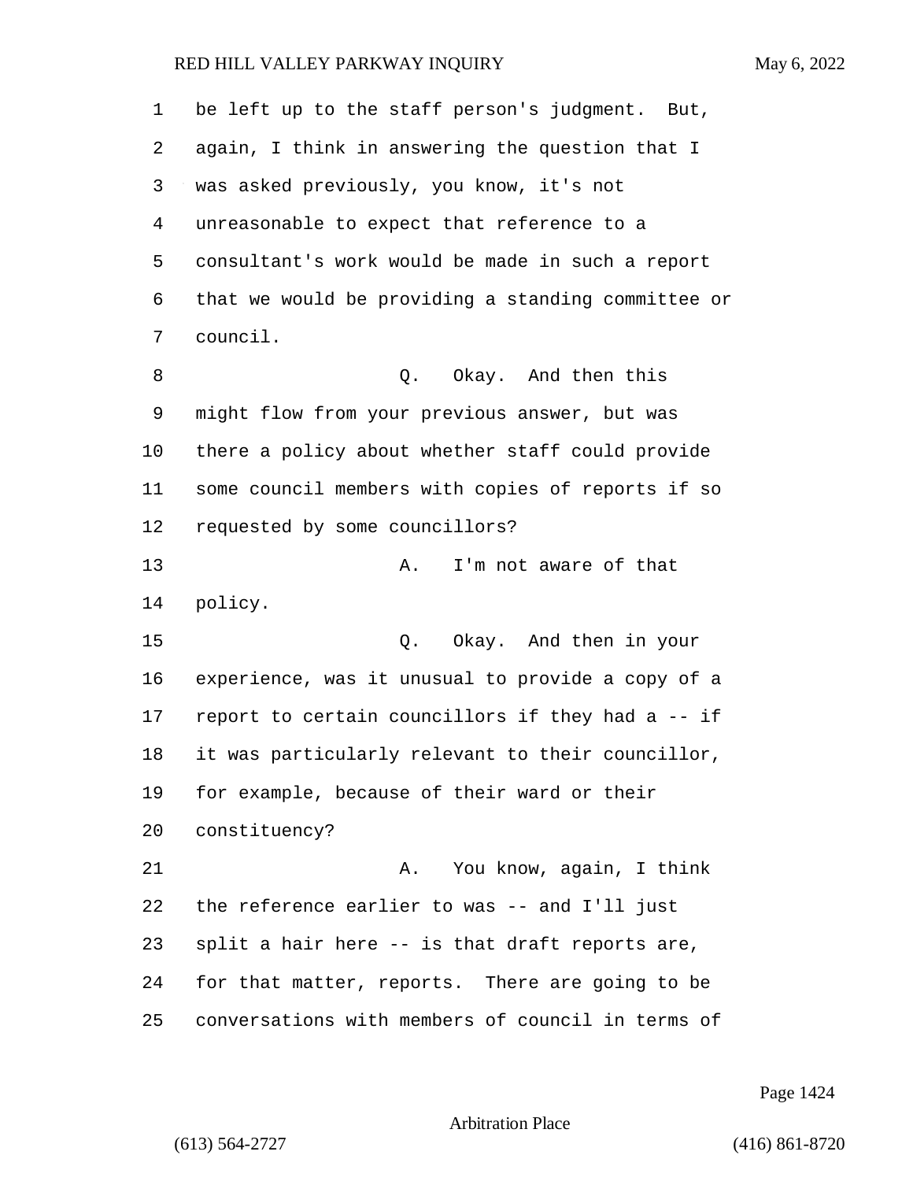be left up to the staff person's judgment. But, again, I think in answering the question that I was asked previously, you know, it's not unreasonable to expect that reference to a consultant's work would be made in such a report that we would be providing a standing committee or council.

Q. Okay. And then this might flow from your previous answer, but was there a policy about whether staff could provide some council members with copies of reports if so requested by some councillors?

A. I'm not aware of that policy.

Q. Okay. And then in your experience, was it unusual to provide a copy of a report to certain councillors if they had a -- if it was particularly relevant to their councillor, for example, because of their ward or their constituency?

A. You know, again, I think the reference earlier to was -- and I'll just split a hair here -- is that draft reports are, for that matter, reports. There are going to be conversations with members of council in terms of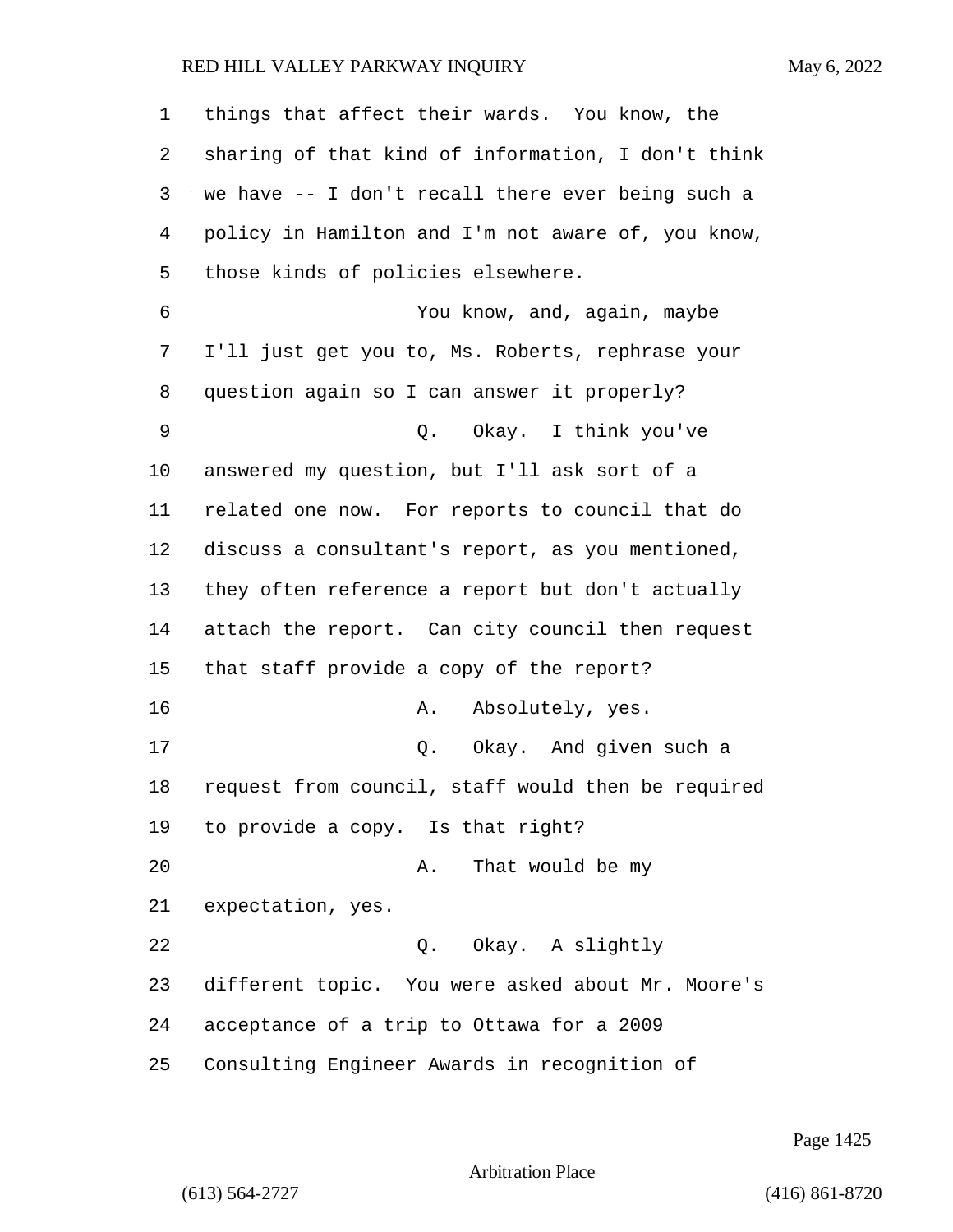things that affect their wards. You know, the sharing of that kind of information, I don't think we have -- I don't recall there ever being such a policy in Hamilton and I'm not aware of, you know, those kinds of policies elsewhere.

You know, and, again, maybe I'll just get you to, Ms. Roberts, rephrase your question again so I can answer it properly?

Q. Okay. I think you've answered my question, but I'll ask sort of a related one now. For reports to council that do discuss a consultant's report, as you mentioned, they often reference a report but don't actually attach the report. Can city council then request that staff provide a copy of the report?

A. Absolutely, yes.

Q. Okay. And given such a request from council, staff would then be required to provide a copy. Is that right?

A. That would be my expectation, yes.

Q. Okay. A slightly different topic. You were asked about Mr. Moore's acceptance of a trip to Ottawa for a 2009 Consulting Engineer Awards in recognition of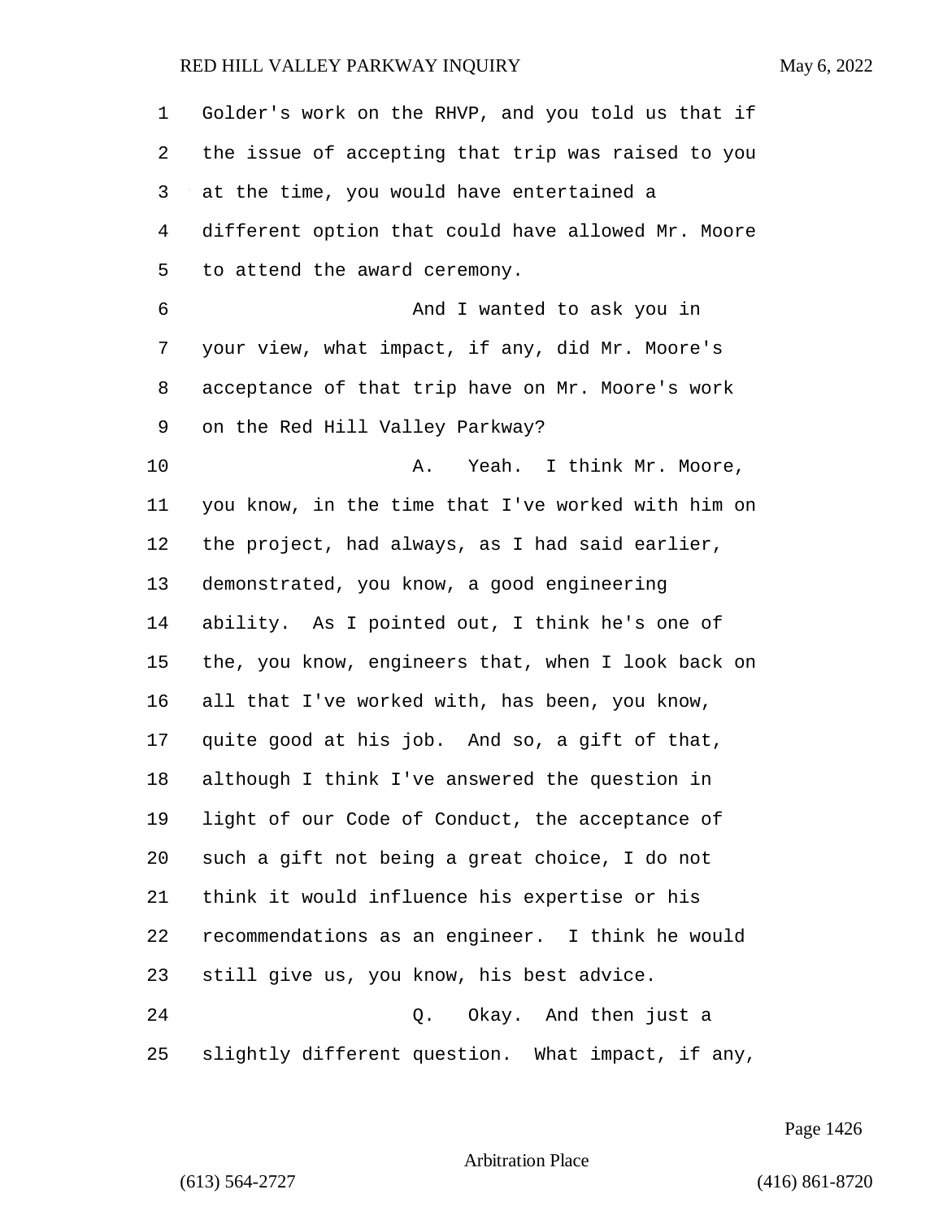Golder's work on the RHVP, and you told us that if the issue of accepting that trip was raised to you at the time, you would have entertained a different option that could have allowed Mr. Moore to attend the award ceremony.

And I wanted to ask you in your view, what impact, if any, did Mr. Moore's acceptance of that trip have on Mr. Moore's work on the Red Hill Valley Parkway?

A. Yeah. I think Mr. Moore, you know, in the time that I've worked with him on the project, had always, as I had said earlier, demonstrated, you know, a good engineering ability. As I pointed out, I think he's one of the, you know, engineers that, when I look back on all that I've worked with, has been, you know, quite good at his job. And so, a gift of that, although I think I've answered the question in light of our Code of Conduct, the acceptance of such a gift not being a great choice, I do not think it would influence his expertise or his recommendations as an engineer. I think he would still give us, you know, his best advice.

Q. Okay. And then just a slightly different question. What impact, if any,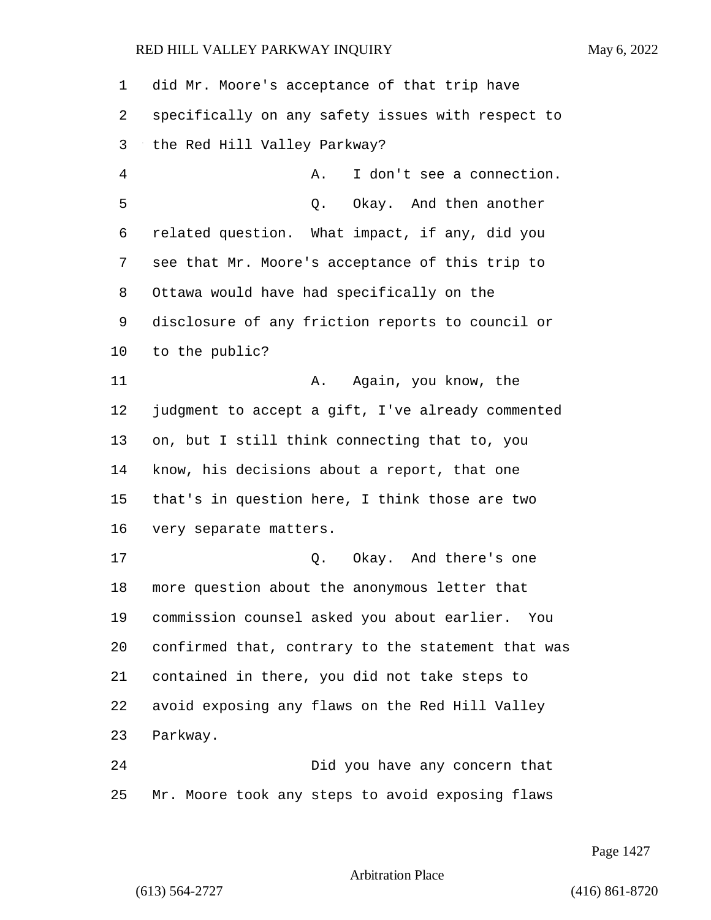did Mr. Moore's acceptance of that trip have specifically on any safety issues with respect to the Red Hill Valley Parkway?

A. I don't see a connection.

Q. Okay. And then another related question. What impact, if any, did you see that Mr. Moore's acceptance of this trip to Ottawa would have had specifically on the disclosure of any friction reports to council or to the public?

A. Again, you know, the judgment to accept a gift, I've already commented on, but I still think connecting that to, you know, his decisions about a report, that one that's in question here, I think those are two very separate matters.

Q. Okay. And there's one more question about the anonymous letter that commission counsel asked you about earlier. You confirmed that, contrary to the statement that was contained in there, you did not take steps to avoid exposing any flaws on the Red Hill Valley Parkway.

Did you have any concern that Mr. Moore took any steps to avoid exposing flaws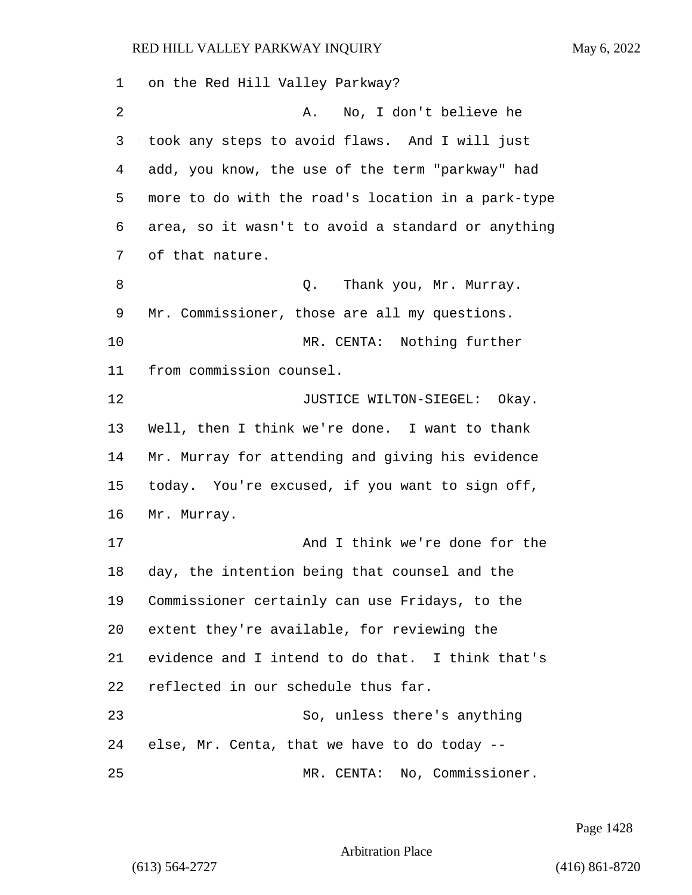on the Red Hill Valley Parkway?

A. No, I don't believe he took any steps to avoid flaws. And I will just add, you know, the use of the term "parkway" had more to do with the road's location in a park-type area, so it wasn't to avoid a standard or anything of that nature.

Q. Thank you, Mr. Murray. Mr. Commissioner, those are all my questions.

MR. CENTA: Nothing further from commission counsel.

JUSTICE WILTON-SIEGEL: Okay. Well, then I think we're done. I want to thank Mr. Murray for attending and giving his evidence today. You're excused, if you want to sign off, Mr. Murray.

And I think we're done for the day, the intention being that counsel and the Commissioner certainly can use Fridays, to the extent they're available, for reviewing the evidence and I intend to do that. I think that's reflected in our schedule thus far.

So, unless there's anything else, Mr. Centa, that we have to do today --

MR. CENTA: No, Commissioner.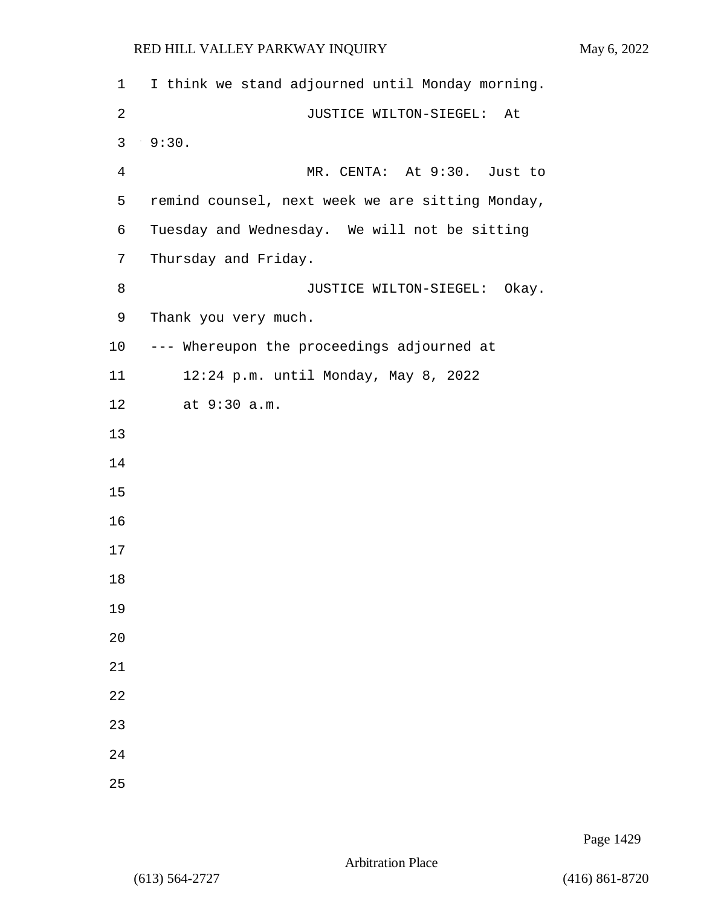I think we stand adjourned until Monday morning.

JUSTICE WILTON-SIEGEL: At 9:30.

MR. CENTA: At 9:30. Just to remind counsel, next week we are sitting Monday, Tuesday and Wednesday. We will not be sitting Thursday and Friday.

JUSTICE WILTON-SIEGEL: Okay. Thank you very much.

--- Whereupon the proceedings adjourned at 12:24 p.m. until Monday, May 8, 2022 at 9:30 a.m.